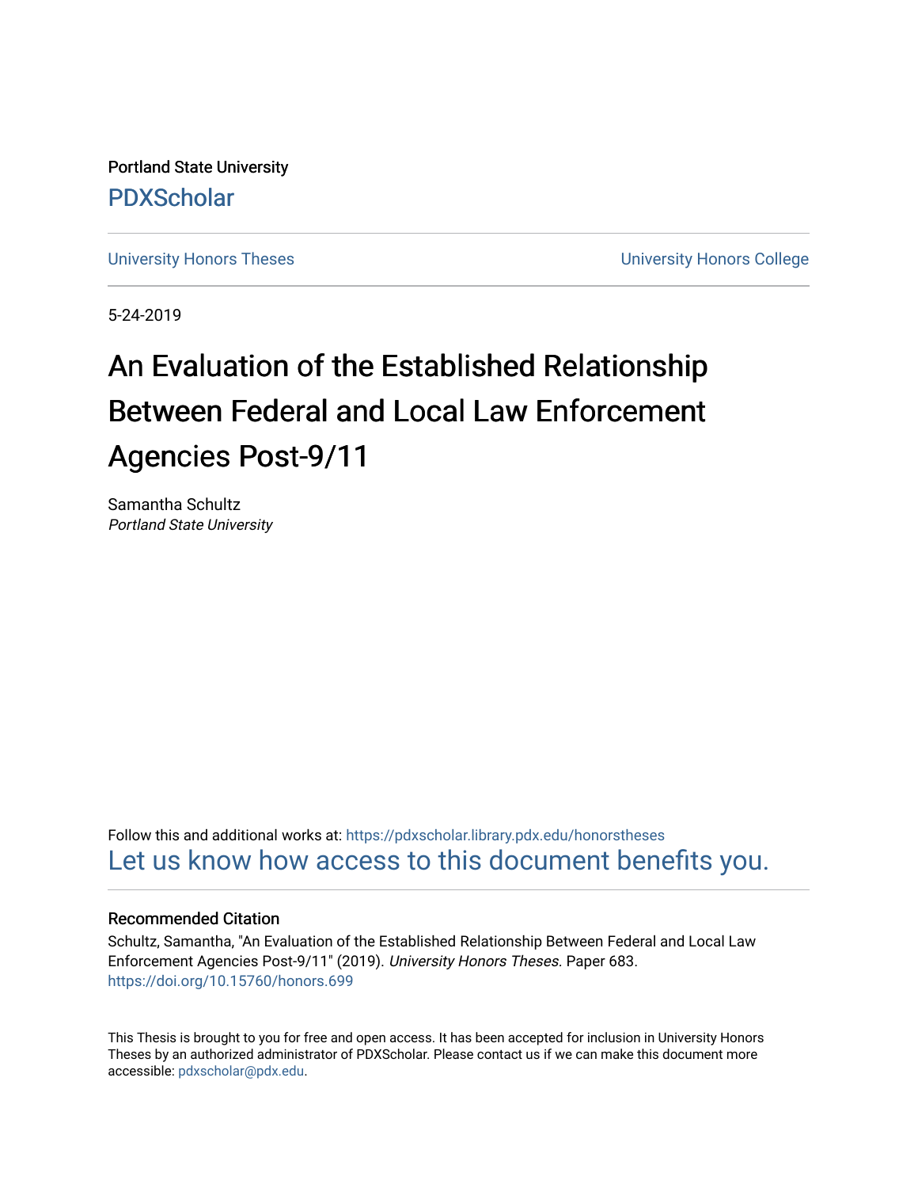Portland State University

PDXScholar

University Honors Theses

University Honors College

5-24-2019

# An Evaluation of the Established Relationship Between Federal and Local Law Enforcement Agencies Post-9/11

Samantha Schultz
*Portland State University*

Follow this and additional works at: https://pdxscholar.library.pdx.edu/honorstheses

Let us know how access to this document benefits you.

### Recommended Citation

Schultz, Samantha, "An Evaluation of the Established Relationship Between Federal and Local Law Enforcement Agencies Post-9/11" (2019). *University Honors Theses.* Paper 683.
https://doi.org/10.15760/honors.699

This Thesis is brought to you for free and open access. It has been accepted for inclusion in University Honors Theses by an authorized administrator of PDXScholar. Please contact us if we can make this document more accessible: pdxscholar@pdx.edu.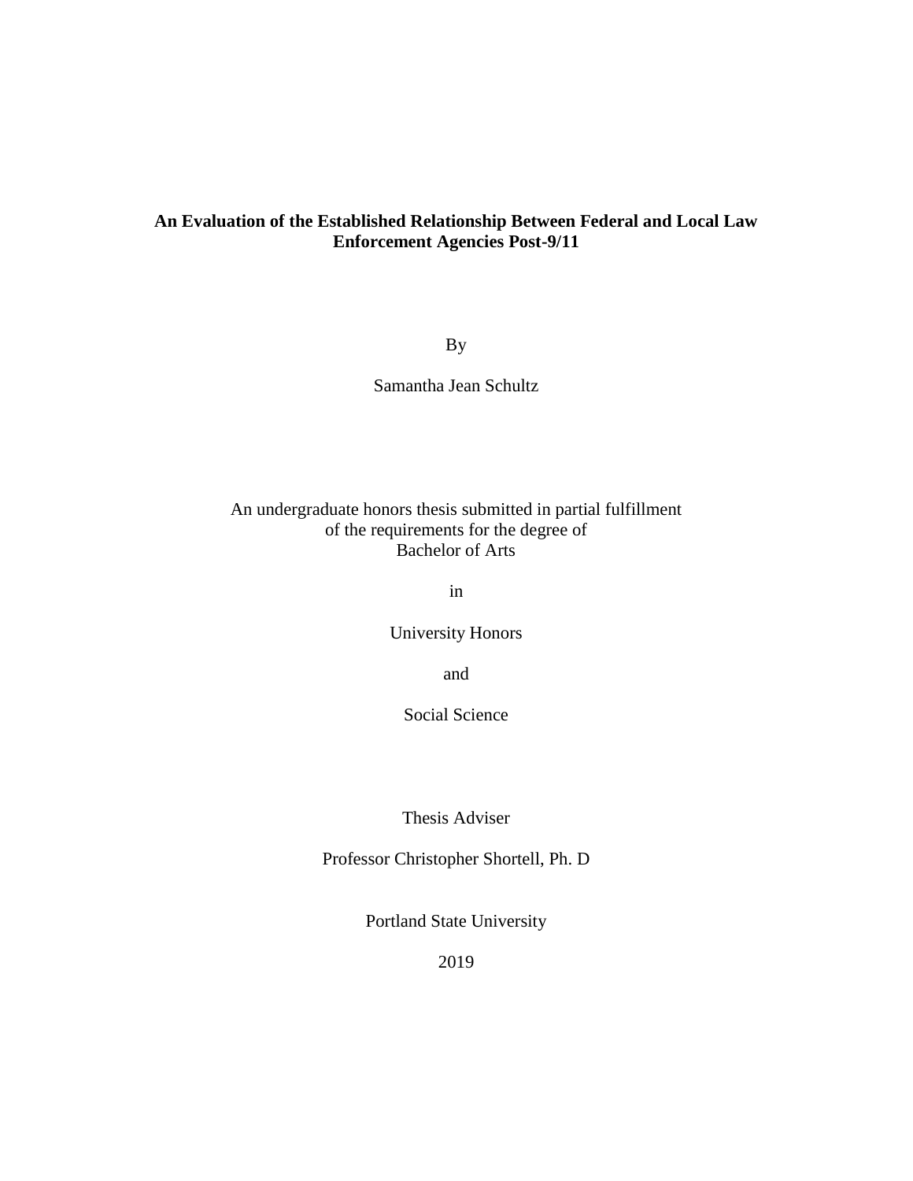**An Evaluation of the Established Relationship Between Federal and Local Law Enforcement Agencies Post-9/11**

By

Samantha Jean Schultz

An undergraduate honors thesis submitted in partial fulfillment
of the requirements for the degree of
Bachelor of Arts

in

University Honors

and

Social Science

Thesis Adviser

Professor Christopher Shortell, Ph. D

Portland State University

2019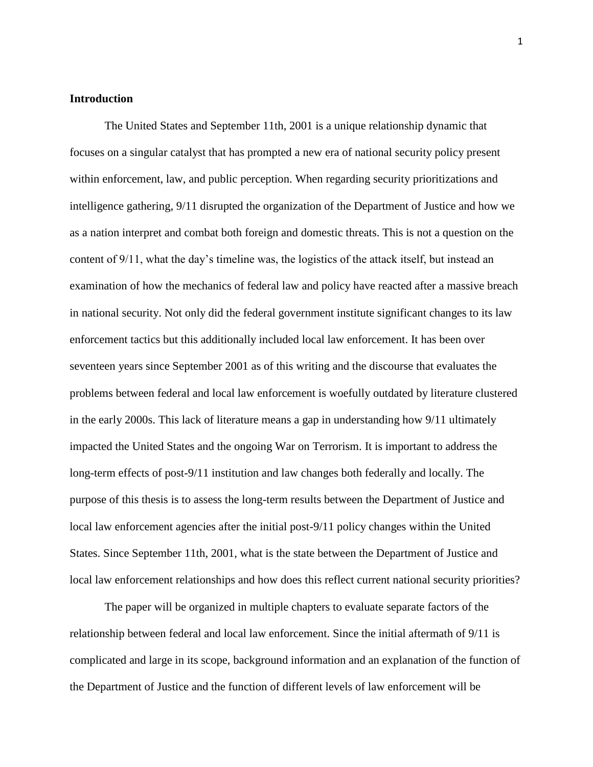## Introduction

The United States and September 11th, 2001 is a unique relationship dynamic that focuses on a singular catalyst that has prompted a new era of national security policy present within enforcement, law, and public perception. When regarding security prioritizations and intelligence gathering, 9/11 disrupted the organization of the Department of Justice and how we as a nation interpret and combat both foreign and domestic threats. This is not a question on the content of 9/11, what the day's timeline was, the logistics of the attack itself, but instead an examination of how the mechanics of federal law and policy have reacted after a massive breach in national security. Not only did the federal government institute significant changes to its law enforcement tactics but this additionally included local law enforcement. It has been over seventeen years since September 2001 as of this writing and the discourse that evaluates the problems between federal and local law enforcement is woefully outdated by literature clustered in the early 2000s. This lack of literature means a gap in understanding how 9/11 ultimately impacted the United States and the ongoing War on Terrorism. It is important to address the long-term effects of post-9/11 institution and law changes both federally and locally. The purpose of this thesis is to assess the long-term results between the Department of Justice and local law enforcement agencies after the initial post-9/11 policy changes within the United States. Since September 11th, 2001, what is the state between the Department of Justice and local law enforcement relationships and how does this reflect current national security priorities?

The paper will be organized in multiple chapters to evaluate separate factors of the relationship between federal and local law enforcement. Since the initial aftermath of 9/11 is complicated and large in its scope, background information and an explanation of the function of the Department of Justice and the function of different levels of law enforcement will be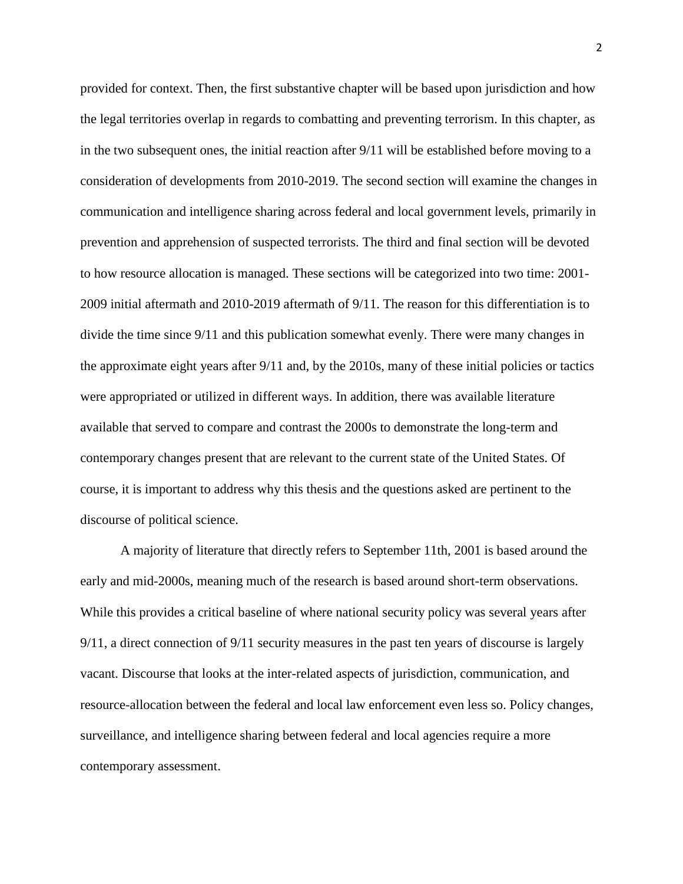provided for context. Then, the first substantive chapter will be based upon jurisdiction and how the legal territories overlap in regards to combatting and preventing terrorism. In this chapter, as in the two subsequent ones, the initial reaction after 9/11 will be established before moving to a consideration of developments from 2010-2019. The second section will examine the changes in communication and intelligence sharing across federal and local government levels, primarily in prevention and apprehension of suspected terrorists. The third and final section will be devoted to how resource allocation is managed. These sections will be categorized into two time: 2001-2009 initial aftermath and 2010-2019 aftermath of 9/11. The reason for this differentiation is to divide the time since 9/11 and this publication somewhat evenly. There were many changes in the approximate eight years after 9/11 and, by the 2010s, many of these initial policies or tactics were appropriated or utilized in different ways. In addition, there was available literature available that served to compare and contrast the 2000s to demonstrate the long-term and contemporary changes present that are relevant to the current state of the United States. Of course, it is important to address why this thesis and the questions asked are pertinent to the discourse of political science.

A majority of literature that directly refers to September 11th, 2001 is based around the early and mid-2000s, meaning much of the research is based around short-term observations. While this provides a critical baseline of where national security policy was several years after 9/11, a direct connection of 9/11 security measures in the past ten years of discourse is largely vacant. Discourse that looks at the inter-related aspects of jurisdiction, communication, and resource-allocation between the federal and local law enforcement even less so. Policy changes, surveillance, and intelligence sharing between federal and local agencies require a more contemporary assessment.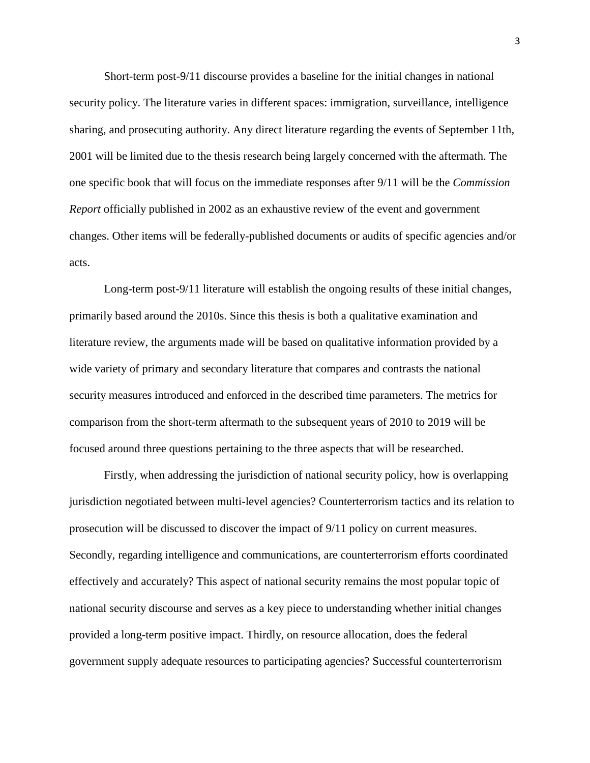Short-term post-9/11 discourse provides a baseline for the initial changes in national security policy. The literature varies in different spaces: immigration, surveillance, intelligence sharing, and prosecuting authority. Any direct literature regarding the events of September 11th, 2001 will be limited due to the thesis research being largely concerned with the aftermath. The one specific book that will focus on the immediate responses after 9/11 will be the *Commission Report* officially published in 2002 as an exhaustive review of the event and government changes. Other items will be federally-published documents or audits of specific agencies and/or acts.

Long-term post-9/11 literature will establish the ongoing results of these initial changes, primarily based around the 2010s. Since this thesis is both a qualitative examination and literature review, the arguments made will be based on qualitative information provided by a wide variety of primary and secondary literature that compares and contrasts the national security measures introduced and enforced in the described time parameters. The metrics for comparison from the short-term aftermath to the subsequent years of 2010 to 2019 will be focused around three questions pertaining to the three aspects that will be researched.

Firstly, when addressing the jurisdiction of national security policy, how is overlapping jurisdiction negotiated between multi-level agencies? Counterterrorism tactics and its relation to prosecution will be discussed to discover the impact of 9/11 policy on current measures. Secondly, regarding intelligence and communications, are counterterrorism efforts coordinated effectively and accurately? This aspect of national security remains the most popular topic of national security discourse and serves as a key piece to understanding whether initial changes provided a long-term positive impact. Thirdly, on resource allocation, does the federal government supply adequate resources to participating agencies? Successful counterterrorism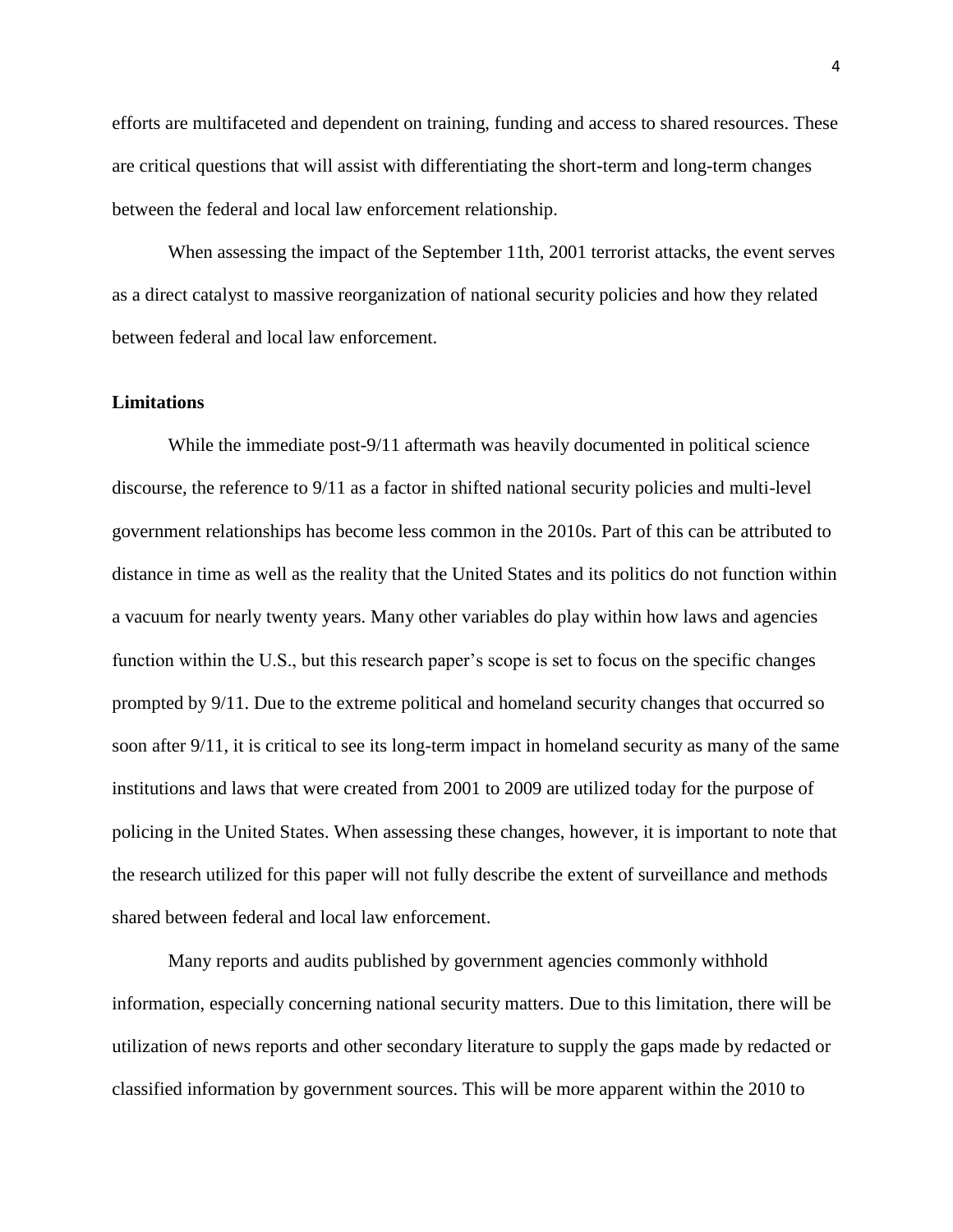efforts are multifaceted and dependent on training, funding and access to shared resources. These are critical questions that will assist with differentiating the short-term and long-term changes between the federal and local law enforcement relationship.

When assessing the impact of the September 11th, 2001 terrorist attacks, the event serves as a direct catalyst to massive reorganization of national security policies and how they related between federal and local law enforcement.

**Limitations**

While the immediate post-9/11 aftermath was heavily documented in political science discourse, the reference to 9/11 as a factor in shifted national security policies and multi-level government relationships has become less common in the 2010s. Part of this can be attributed to distance in time as well as the reality that the United States and its politics do not function within a vacuum for nearly twenty years. Many other variables do play within how laws and agencies function within the U.S., but this research paper's scope is set to focus on the specific changes prompted by 9/11. Due to the extreme political and homeland security changes that occurred so soon after 9/11, it is critical to see its long-term impact in homeland security as many of the same institutions and laws that were created from 2001 to 2009 are utilized today for the purpose of policing in the United States. When assessing these changes, however, it is important to note that the research utilized for this paper will not fully describe the extent of surveillance and methods shared between federal and local law enforcement.

Many reports and audits published by government agencies commonly withhold information, especially concerning national security matters. Due to this limitation, there will be utilization of news reports and other secondary literature to supply the gaps made by redacted or classified information by government sources. This will be more apparent within the 2010 to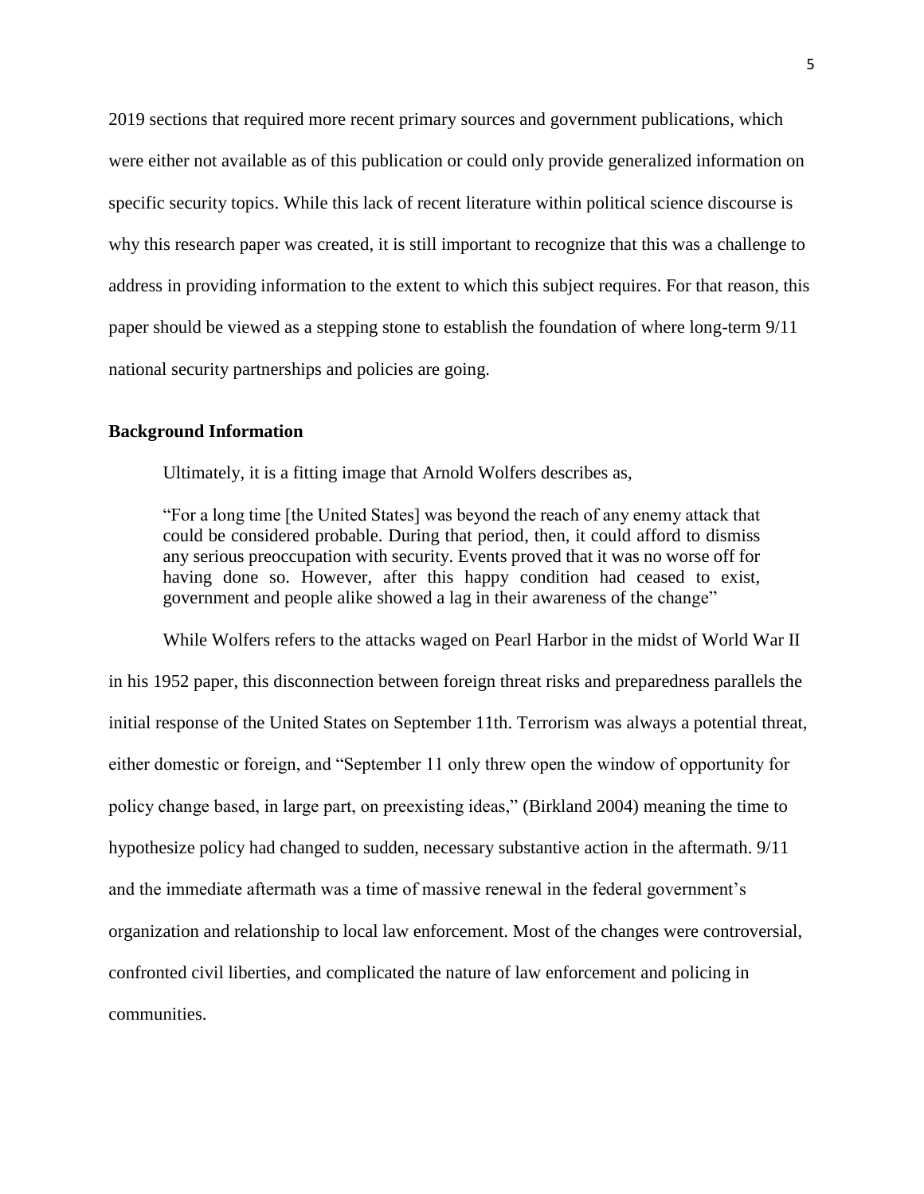2019 sections that required more recent primary sources and government publications, which were either not available as of this publication or could only provide generalized information on specific security topics. While this lack of recent literature within political science discourse is why this research paper was created, it is still important to recognize that this was a challenge to address in providing information to the extent to which this subject requires. For that reason, this paper should be viewed as a stepping stone to establish the foundation of where long-term 9/11 national security partnerships and policies are going.

**Background Information**

Ultimately, it is a fitting image that Arnold Wolfers describes as,

> "For a long time [the United States] was beyond the reach of any enemy attack that could be considered probable. During that period, then, it could afford to dismiss any serious preoccupation with security. Events proved that it was no worse off for having done so. However, after this happy condition had ceased to exist, government and people alike showed a lag in their awareness of the change"

While Wolfers refers to the attacks waged on Pearl Harbor in the midst of World War II in his 1952 paper, this disconnection between foreign threat risks and preparedness parallels the initial response of the United States on September 11th. Terrorism was always a potential threat, either domestic or foreign, and "September 11 only threw open the window of opportunity for policy change based, in large part, on preexisting ideas," (Birkland 2004) meaning the time to hypothesize policy had changed to sudden, necessary substantive action in the aftermath. 9/11 and the immediate aftermath was a time of massive renewal in the federal government's organization and relationship to local law enforcement. Most of the changes were controversial, confronted civil liberties, and complicated the nature of law enforcement and policing in communities.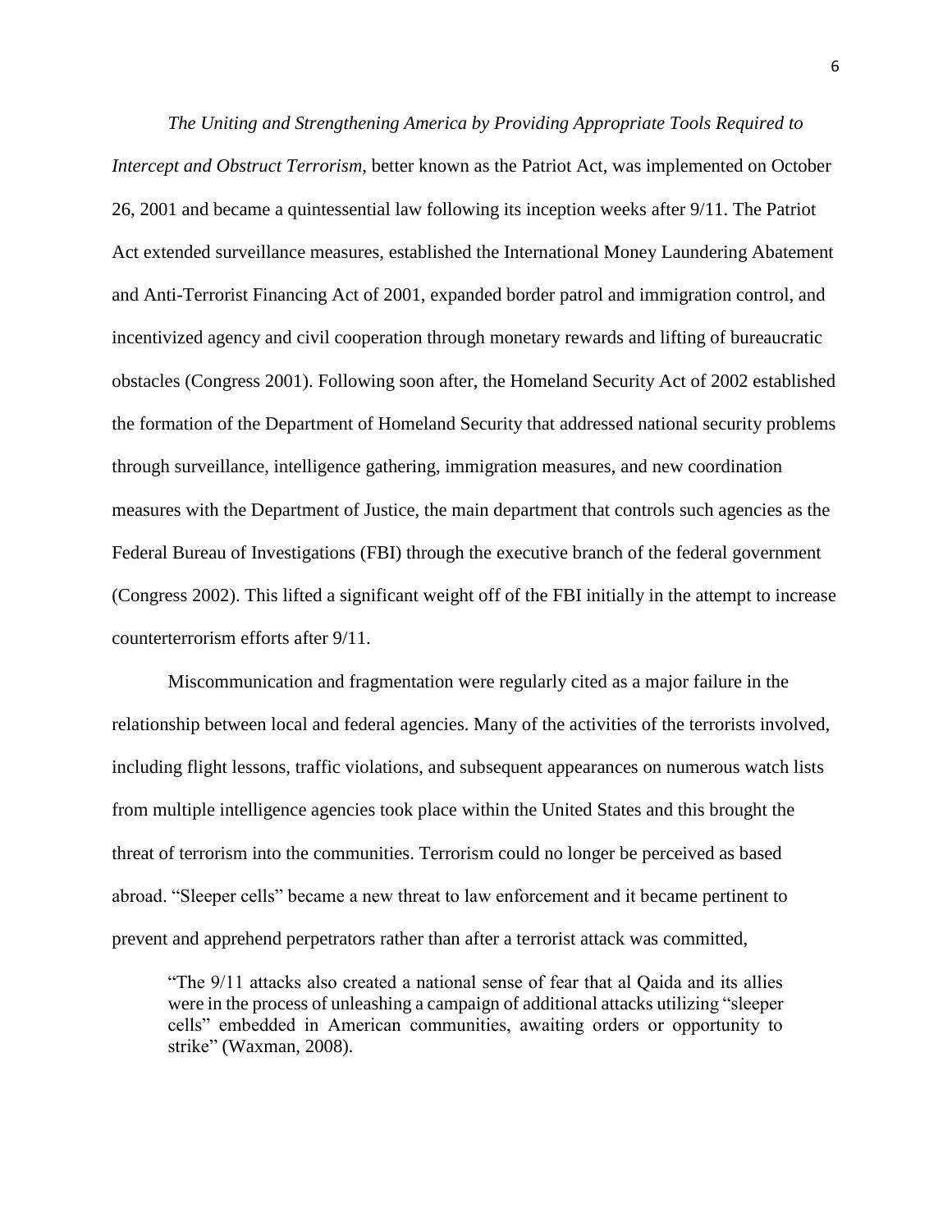*The Uniting and Strengthening America by Providing Appropriate Tools Required to Intercept and Obstruct Terrorism*, better known as the Patriot Act, was implemented on October 26, 2001 and became a quintessential law following its inception weeks after 9/11. The Patriot Act extended surveillance measures, established the International Money Laundering Abatement and Anti-Terrorist Financing Act of 2001, expanded border patrol and immigration control, and incentivized agency and civil cooperation through monetary rewards and lifting of bureaucratic obstacles (Congress 2001). Following soon after, the Homeland Security Act of 2002 established the formation of the Department of Homeland Security that addressed national security problems through surveillance, intelligence gathering, immigration measures, and new coordination measures with the Department of Justice, the main department that controls such agencies as the Federal Bureau of Investigations (FBI) through the executive branch of the federal government (Congress 2002). This lifted a significant weight off of the FBI initially in the attempt to increase counterterrorism efforts after 9/11.

Miscommunication and fragmentation were regularly cited as a major failure in the relationship between local and federal agencies. Many of the activities of the terrorists involved, including flight lessons, traffic violations, and subsequent appearances on numerous watch lists from multiple intelligence agencies took place within the United States and this brought the threat of terrorism into the communities. Terrorism could no longer be perceived as based abroad. "Sleeper cells" became a new threat to law enforcement and it became pertinent to prevent and apprehend perpetrators rather than after a terrorist attack was committed,

> "The 9/11 attacks also created a national sense of fear that al Qaida and its allies were in the process of unleashing a campaign of additional attacks utilizing "sleeper cells" embedded in American communities, awaiting orders or opportunity to strike" (Waxman, 2008).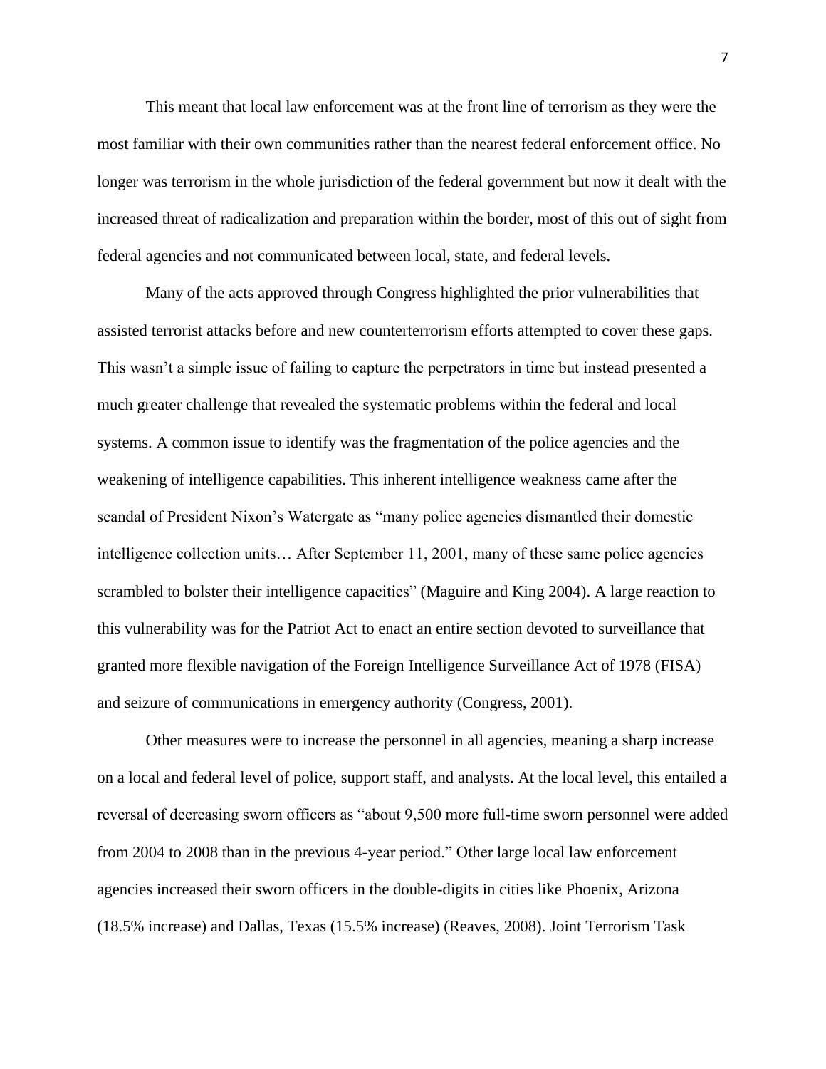This meant that local law enforcement was at the front line of terrorism as they were the most familiar with their own communities rather than the nearest federal enforcement office. No longer was terrorism in the whole jurisdiction of the federal government but now it dealt with the increased threat of radicalization and preparation within the border, most of this out of sight from federal agencies and not communicated between local, state, and federal levels.

Many of the acts approved through Congress highlighted the prior vulnerabilities that assisted terrorist attacks before and new counterterrorism efforts attempted to cover these gaps. This wasn't a simple issue of failing to capture the perpetrators in time but instead presented a much greater challenge that revealed the systematic problems within the federal and local systems. A common issue to identify was the fragmentation of the police agencies and the weakening of intelligence capabilities. This inherent intelligence weakness came after the scandal of President Nixon's Watergate as "many police agencies dismantled their domestic intelligence collection units… After September 11, 2001, many of these same police agencies scrambled to bolster their intelligence capacities" (Maguire and King 2004). A large reaction to this vulnerability was for the Patriot Act to enact an entire section devoted to surveillance that granted more flexible navigation of the Foreign Intelligence Surveillance Act of 1978 (FISA) and seizure of communications in emergency authority (Congress, 2001).

Other measures were to increase the personnel in all agencies, meaning a sharp increase on a local and federal level of police, support staff, and analysts. At the local level, this entailed a reversal of decreasing sworn officers as "about 9,500 more full-time sworn personnel were added from 2004 to 2008 than in the previous 4-year period." Other large local law enforcement agencies increased their sworn officers in the double-digits in cities like Phoenix, Arizona (18.5% increase) and Dallas, Texas (15.5% increase) (Reaves, 2008). Joint Terrorism Task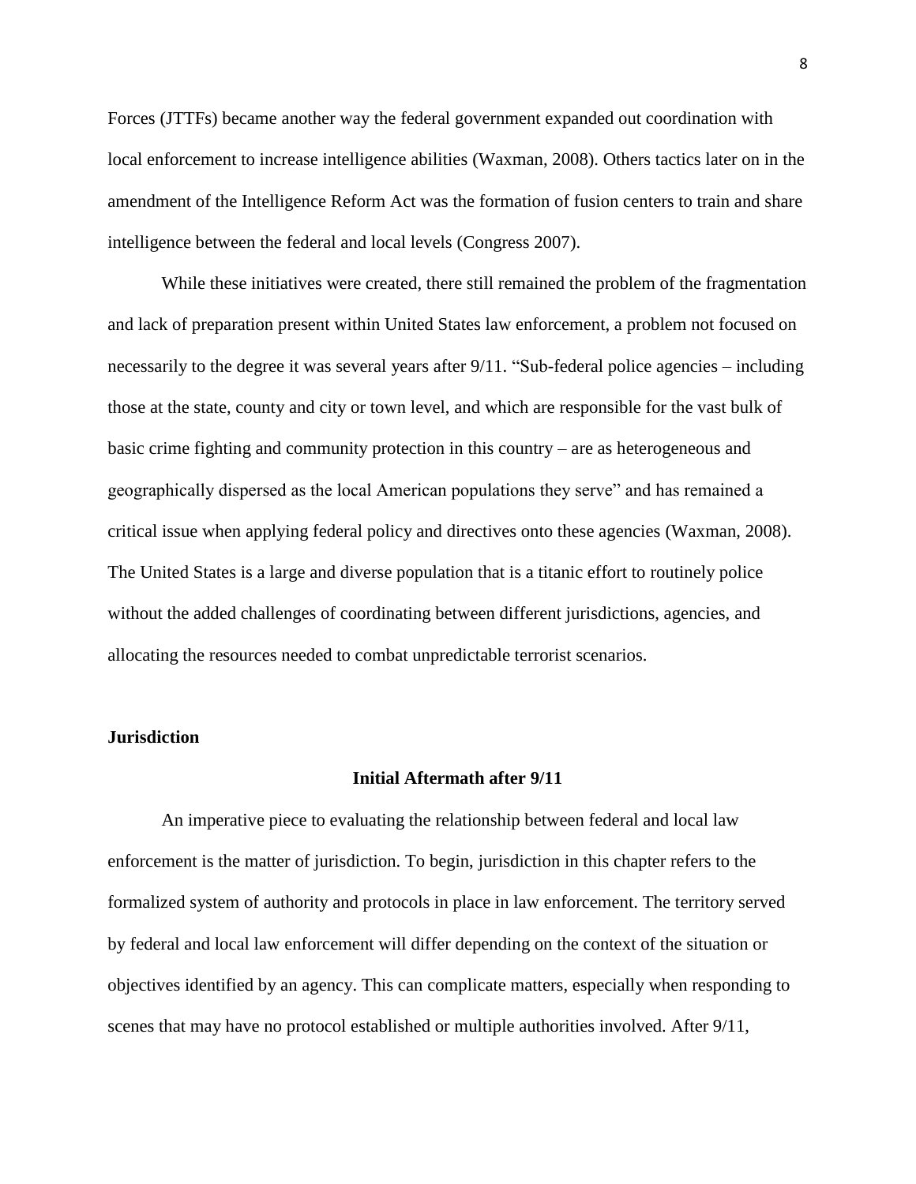Forces (JTTFs) became another way the federal government expanded out coordination with local enforcement to increase intelligence abilities (Waxman, 2008). Others tactics later on in the amendment of the Intelligence Reform Act was the formation of fusion centers to train and share intelligence between the federal and local levels (Congress 2007).

While these initiatives were created, there still remained the problem of the fragmentation and lack of preparation present within United States law enforcement, a problem not focused on necessarily to the degree it was several years after 9/11. "Sub-federal police agencies – including those at the state, county and city or town level, and which are responsible for the vast bulk of basic crime fighting and community protection in this country – are as heterogeneous and geographically dispersed as the local American populations they serve" and has remained a critical issue when applying federal policy and directives onto these agencies (Waxman, 2008). The United States is a large and diverse population that is a titanic effort to routinely police without the added challenges of coordinating between different jurisdictions, agencies, and allocating the resources needed to combat unpredictable terrorist scenarios.

## Jurisdiction

### Initial Aftermath after 9/11

An imperative piece to evaluating the relationship between federal and local law enforcement is the matter of jurisdiction. To begin, jurisdiction in this chapter refers to the formalized system of authority and protocols in place in law enforcement. The territory served by federal and local law enforcement will differ depending on the context of the situation or objectives identified by an agency. This can complicate matters, especially when responding to scenes that may have no protocol established or multiple authorities involved. After 9/11,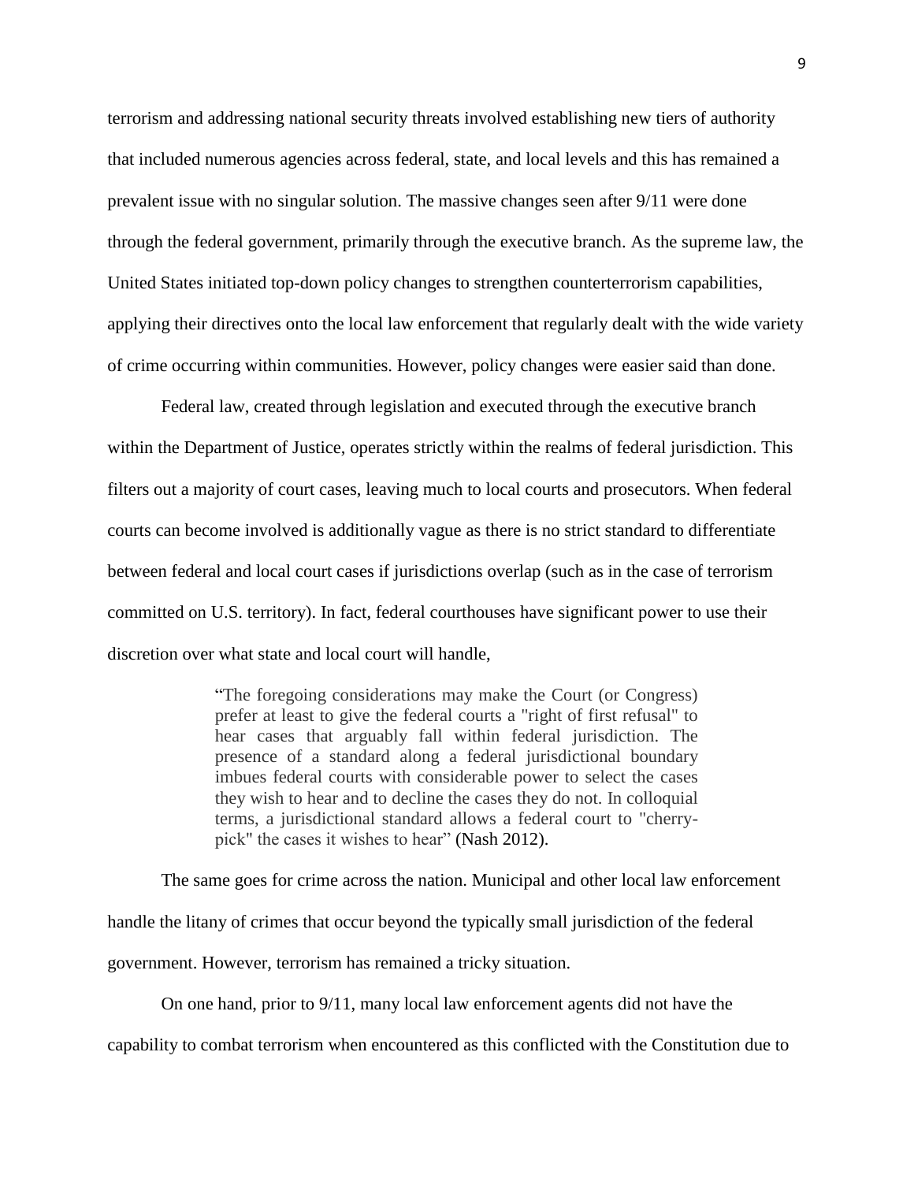terrorism and addressing national security threats involved establishing new tiers of authority that included numerous agencies across federal, state, and local levels and this has remained a prevalent issue with no singular solution. The massive changes seen after 9/11 were done through the federal government, primarily through the executive branch. As the supreme law, the United States initiated top-down policy changes to strengthen counterterrorism capabilities, applying their directives onto the local law enforcement that regularly dealt with the wide variety of crime occurring within communities. However, policy changes were easier said than done.

Federal law, created through legislation and executed through the executive branch within the Department of Justice, operates strictly within the realms of federal jurisdiction. This filters out a majority of court cases, leaving much to local courts and prosecutors. When federal courts can become involved is additionally vague as there is no strict standard to differentiate between federal and local court cases if jurisdictions overlap (such as in the case of terrorism committed on U.S. territory). In fact, federal courthouses have significant power to use their discretion over what state and local court will handle,

> "The foregoing considerations may make the Court (or Congress) prefer at least to give the federal courts a "right of first refusal" to hear cases that arguably fall within federal jurisdiction. The presence of a standard along a federal jurisdictional boundary imbues federal courts with considerable power to select the cases they wish to hear and to decline the cases they do not. In colloquial terms, a jurisdictional standard allows a federal court to "cherry-pick" the cases it wishes to hear" (Nash 2012).

The same goes for crime across the nation. Municipal and other local law enforcement handle the litany of crimes that occur beyond the typically small jurisdiction of the federal government. However, terrorism has remained a tricky situation.

On one hand, prior to 9/11, many local law enforcement agents did not have the capability to combat terrorism when encountered as this conflicted with the Constitution due to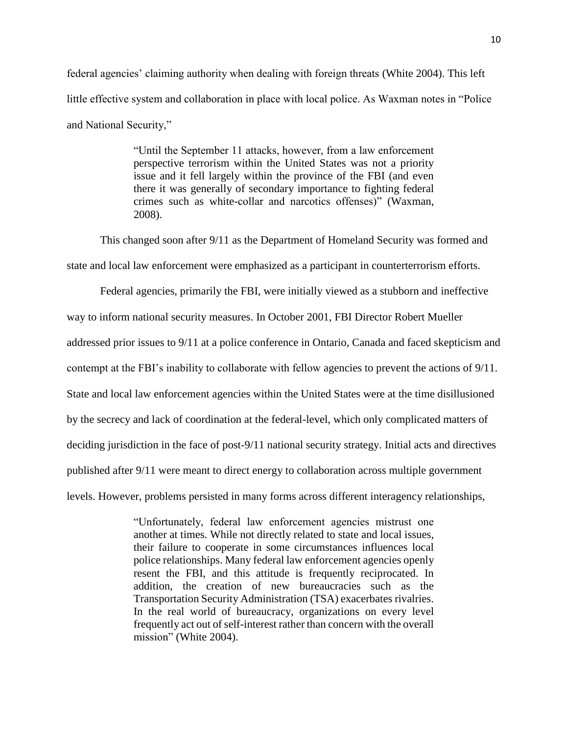federal agencies' claiming authority when dealing with foreign threats (White 2004). This left little effective system and collaboration in place with local police. As Waxman notes in "Police and National Security,"

> "Until the September 11 attacks, however, from a law enforcement perspective terrorism within the United States was not a priority issue and it fell largely within the province of the FBI (and even there it was generally of secondary importance to fighting federal crimes such as white-collar and narcotics offenses)" (Waxman, 2008).

This changed soon after 9/11 as the Department of Homeland Security was formed and state and local law enforcement were emphasized as a participant in counterterrorism efforts.

Federal agencies, primarily the FBI, were initially viewed as a stubborn and ineffective way to inform national security measures. In October 2001, FBI Director Robert Mueller addressed prior issues to 9/11 at a police conference in Ontario, Canada and faced skepticism and contempt at the FBI's inability to collaborate with fellow agencies to prevent the actions of 9/11. State and local law enforcement agencies within the United States were at the time disillusioned by the secrecy and lack of coordination at the federal-level, which only complicated matters of deciding jurisdiction in the face of post-9/11 national security strategy. Initial acts and directives published after 9/11 were meant to direct energy to collaboration across multiple government levels. However, problems persisted in many forms across different interagency relationships,

> "Unfortunately, federal law enforcement agencies mistrust one another at times. While not directly related to state and local issues, their failure to cooperate in some circumstances influences local police relationships. Many federal law enforcement agencies openly resent the FBI, and this attitude is frequently reciprocated. In addition, the creation of new bureaucracies such as the Transportation Security Administration (TSA) exacerbates rivalries. In the real world of bureaucracy, organizations on every level frequently act out of self-interest rather than concern with the overall mission" (White 2004).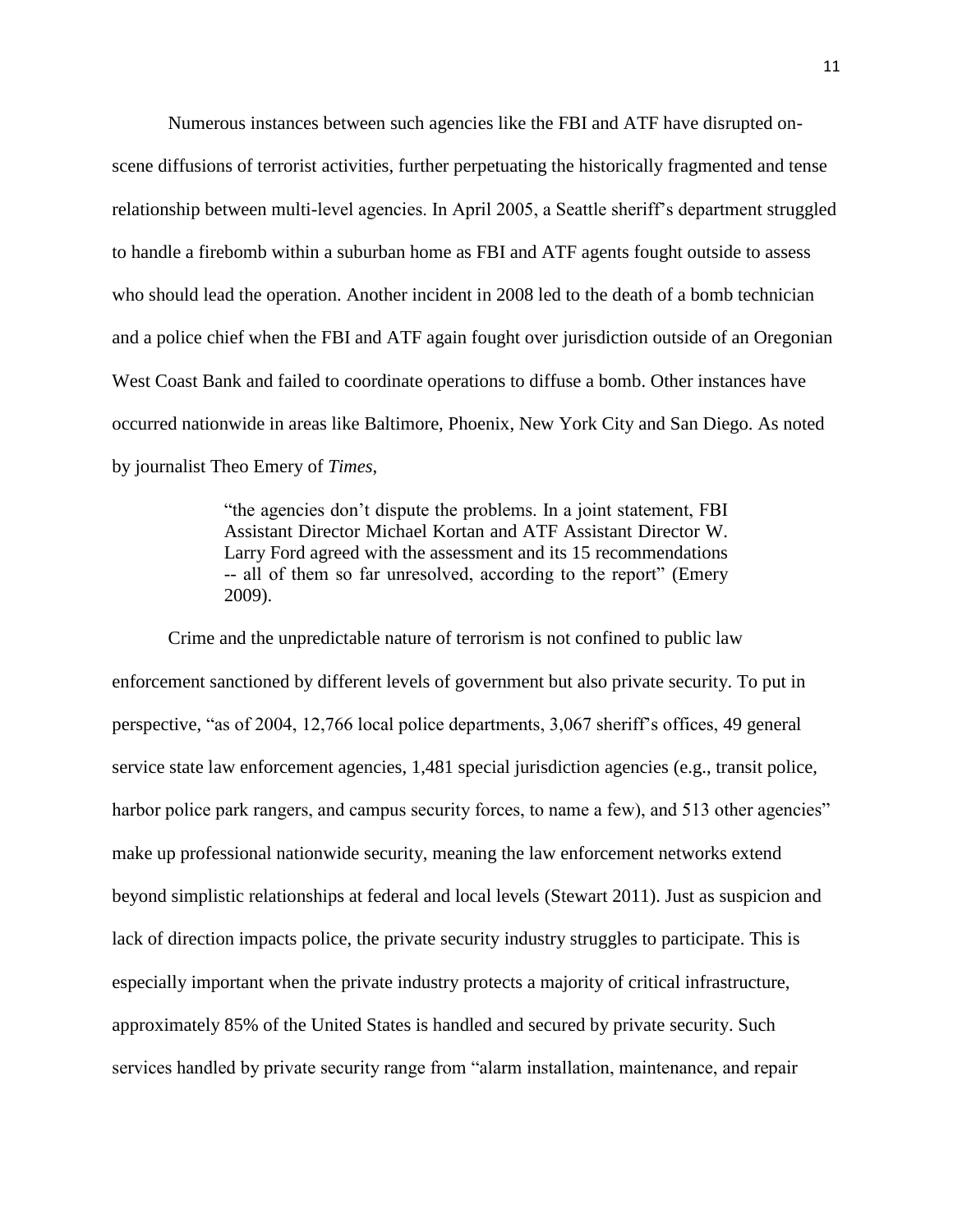Numerous instances between such agencies like the FBI and ATF have disrupted on-scene diffusions of terrorist activities, further perpetuating the historically fragmented and tense relationship between multi-level agencies. In April 2005, a Seattle sheriff's department struggled to handle a firebomb within a suburban home as FBI and ATF agents fought outside to assess who should lead the operation. Another incident in 2008 led to the death of a bomb technician and a police chief when the FBI and ATF again fought over jurisdiction outside of an Oregonian West Coast Bank and failed to coordinate operations to diffuse a bomb. Other instances have occurred nationwide in areas like Baltimore, Phoenix, New York City and San Diego. As noted by journalist Theo Emery of *Times*,

> "the agencies don't dispute the problems. In a joint statement, FBI Assistant Director Michael Kortan and ATF Assistant Director W. Larry Ford agreed with the assessment and its 15 recommendations -- all of them so far unresolved, according to the report" (Emery 2009).

Crime and the unpredictable nature of terrorism is not confined to public law enforcement sanctioned by different levels of government but also private security. To put in perspective, "as of 2004, 12,766 local police departments, 3,067 sheriff's offices, 49 general service state law enforcement agencies, 1,481 special jurisdiction agencies (e.g., transit police, harbor police park rangers, and campus security forces, to name a few), and 513 other agencies" make up professional nationwide security, meaning the law enforcement networks extend beyond simplistic relationships at federal and local levels (Stewart 2011). Just as suspicion and lack of direction impacts police, the private security industry struggles to participate. This is especially important when the private industry protects a majority of critical infrastructure, approximately 85% of the United States is handled and secured by private security. Such services handled by private security range from "alarm installation, maintenance, and repair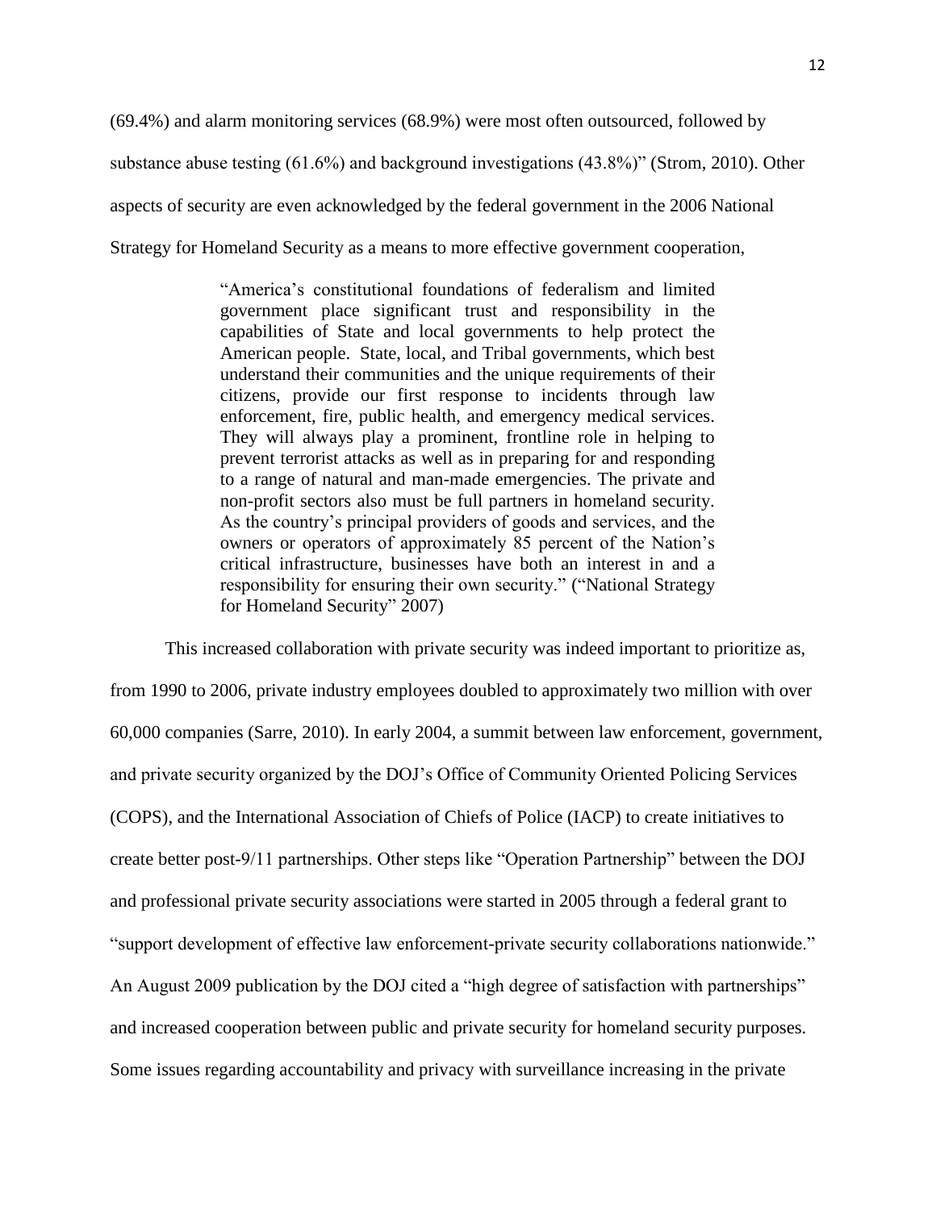(69.4%) and alarm monitoring services (68.9%) were most often outsourced, followed by substance abuse testing (61.6%) and background investigations (43.8%)" (Strom, 2010). Other aspects of security are even acknowledged by the federal government in the 2006 National Strategy for Homeland Security as a means to more effective government cooperation,

> "America's constitutional foundations of federalism and limited government place significant trust and responsibility in the capabilities of State and local governments to help protect the American people. State, local, and Tribal governments, which best understand their communities and the unique requirements of their citizens, provide our first response to incidents through law enforcement, fire, public health, and emergency medical services. They will always play a prominent, frontline role in helping to prevent terrorist attacks as well as in preparing for and responding to a range of natural and man-made emergencies. The private and non-profit sectors also must be full partners in homeland security. As the country's principal providers of goods and services, and the owners or operators of approximately 85 percent of the Nation's critical infrastructure, businesses have both an interest in and a responsibility for ensuring their own security." ("National Strategy for Homeland Security" 2007)

This increased collaboration with private security was indeed important to prioritize as, from 1990 to 2006, private industry employees doubled to approximately two million with over 60,000 companies (Sarre, 2010). In early 2004, a summit between law enforcement, government, and private security organized by the DOJ's Office of Community Oriented Policing Services (COPS), and the International Association of Chiefs of Police (IACP) to create initiatives to create better post-9/11 partnerships. Other steps like "Operation Partnership" between the DOJ and professional private security associations were started in 2005 through a federal grant to "support development of effective law enforcement-private security collaborations nationwide." An August 2009 publication by the DOJ cited a "high degree of satisfaction with partnerships" and increased cooperation between public and private security for homeland security purposes. Some issues regarding accountability and privacy with surveillance increasing in the private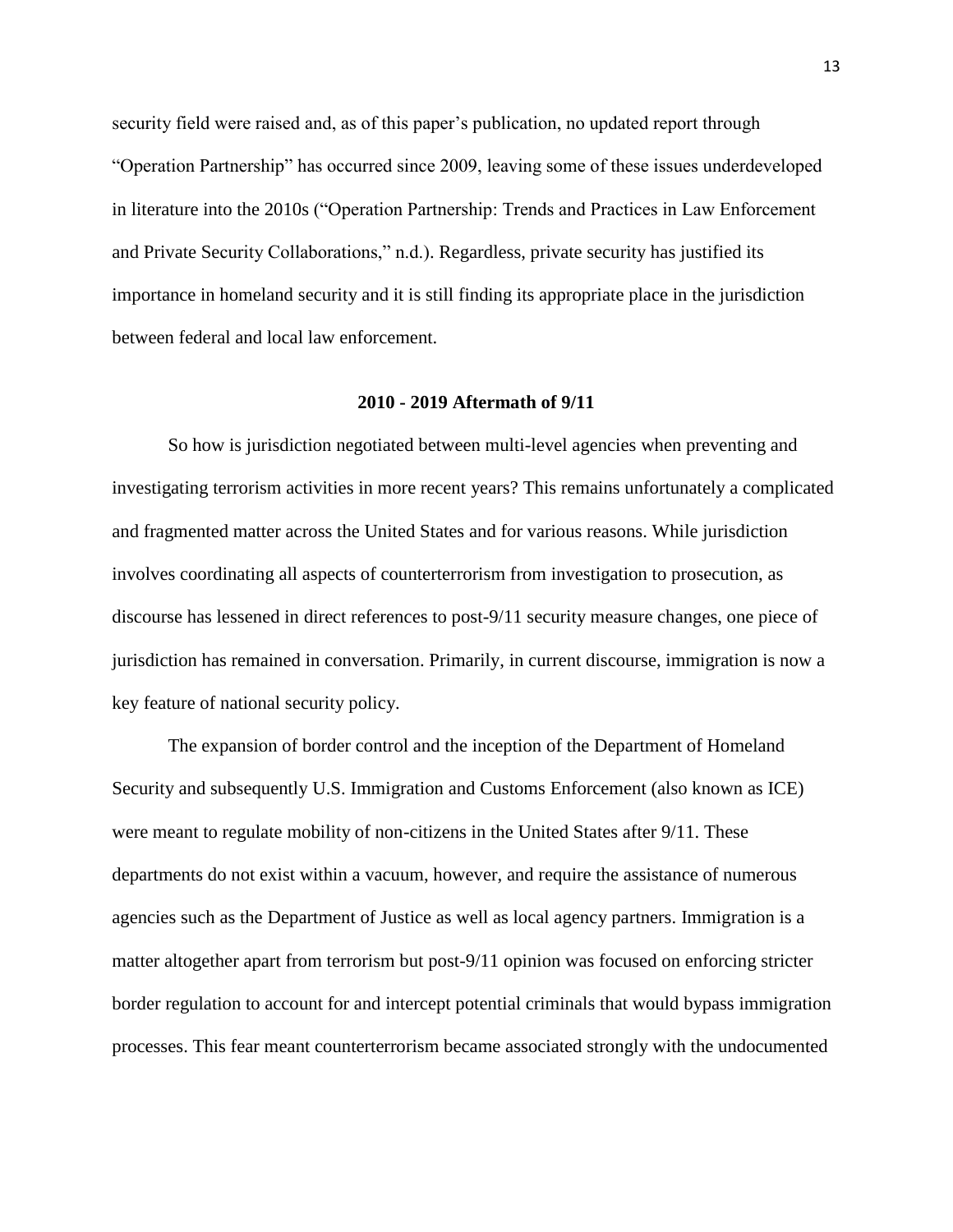security field were raised and, as of this paper's publication, no updated report through "Operation Partnership" has occurred since 2009, leaving some of these issues underdeveloped in literature into the 2010s ("Operation Partnership: Trends and Practices in Law Enforcement and Private Security Collaborations," n.d.). Regardless, private security has justified its importance in homeland security and it is still finding its appropriate place in the jurisdiction between federal and local law enforcement.

## 2010 - 2019 Aftermath of 9/11

So how is jurisdiction negotiated between multi-level agencies when preventing and investigating terrorism activities in more recent years? This remains unfortunately a complicated and fragmented matter across the United States and for various reasons. While jurisdiction involves coordinating all aspects of counterterrorism from investigation to prosecution, as discourse has lessened in direct references to post-9/11 security measure changes, one piece of jurisdiction has remained in conversation. Primarily, in current discourse, immigration is now a key feature of national security policy.

The expansion of border control and the inception of the Department of Homeland Security and subsequently U.S. Immigration and Customs Enforcement (also known as ICE) were meant to regulate mobility of non-citizens in the United States after 9/11. These departments do not exist within a vacuum, however, and require the assistance of numerous agencies such as the Department of Justice as well as local agency partners. Immigration is a matter altogether apart from terrorism but post-9/11 opinion was focused on enforcing stricter border regulation to account for and intercept potential criminals that would bypass immigration processes. This fear meant counterterrorism became associated strongly with the undocumented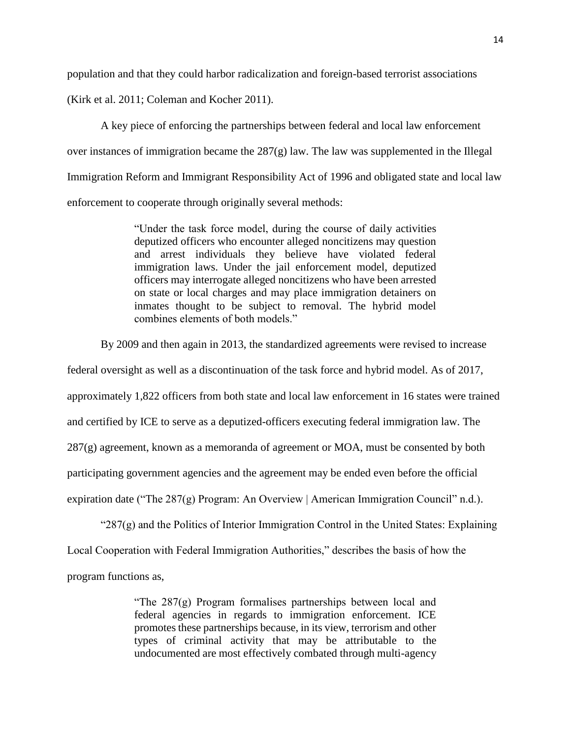population and that they could harbor radicalization and foreign-based terrorist associations (Kirk et al. 2011; Coleman and Kocher 2011).

A key piece of enforcing the partnerships between federal and local law enforcement over instances of immigration became the 287(g) law. The law was supplemented in the Illegal Immigration Reform and Immigrant Responsibility Act of 1996 and obligated state and local law enforcement to cooperate through originally several methods:

> "Under the task force model, during the course of daily activities deputized officers who encounter alleged noncitizens may question and arrest individuals they believe have violated federal immigration laws. Under the jail enforcement model, deputized officers may interrogate alleged noncitizens who have been arrested on state or local charges and may place immigration detainers on inmates thought to be subject to removal. The hybrid model combines elements of both models."

By 2009 and then again in 2013, the standardized agreements were revised to increase federal oversight as well as a discontinuation of the task force and hybrid model. As of 2017, approximately 1,822 officers from both state and local law enforcement in 16 states were trained and certified by ICE to serve as a deputized-officers executing federal immigration law. The 287(g) agreement, known as a memoranda of agreement or MOA, must be consented by both participating government agencies and the agreement may be ended even before the official expiration date ("The 287(g) Program: An Overview | American Immigration Council" n.d.).

"287(g) and the Politics of Interior Immigration Control in the United States: Explaining Local Cooperation with Federal Immigration Authorities," describes the basis of how the program functions as,

> "The 287(g) Program formalises partnerships between local and federal agencies in regards to immigration enforcement. ICE promotes these partnerships because, in its view, terrorism and other types of criminal activity that may be attributable to the undocumented are most effectively combated through multi-agency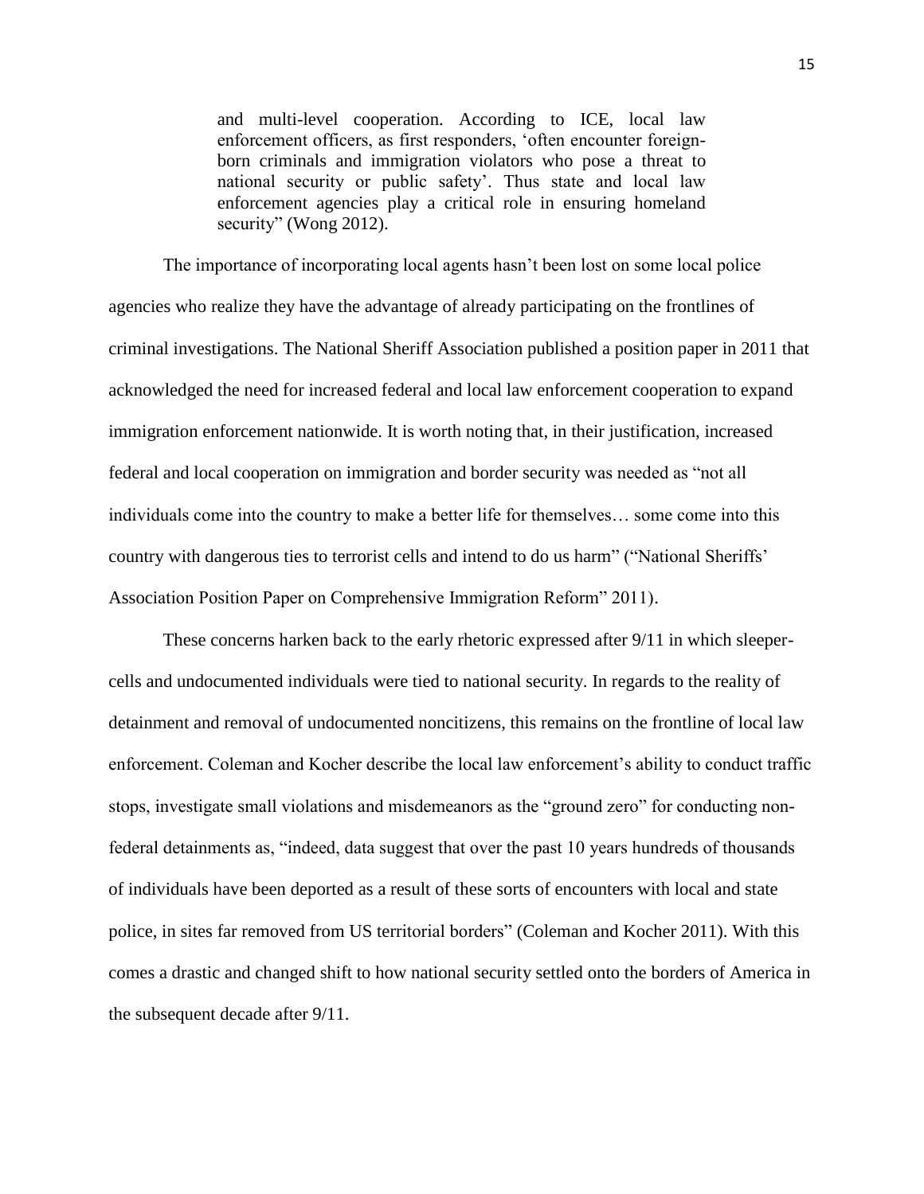> and multi-level cooperation. According to ICE, local law enforcement officers, as first responders, 'often encounter foreign-born criminals and immigration violators who pose a threat to national security or public safety'. Thus state and local law enforcement agencies play a critical role in ensuring homeland security" (Wong 2012).

The importance of incorporating local agents hasn't been lost on some local police agencies who realize they have the advantage of already participating on the frontlines of criminal investigations. The National Sheriff Association published a position paper in 2011 that acknowledged the need for increased federal and local law enforcement cooperation to expand immigration enforcement nationwide. It is worth noting that, in their justification, increased federal and local cooperation on immigration and border security was needed as "not all individuals come into the country to make a better life for themselves… some come into this country with dangerous ties to terrorist cells and intend to do us harm" ("National Sheriffs' Association Position Paper on Comprehensive Immigration Reform" 2011).

These concerns harken back to the early rhetoric expressed after 9/11 in which sleeper-cells and undocumented individuals were tied to national security. In regards to the reality of detainment and removal of undocumented noncitizens, this remains on the frontline of local law enforcement. Coleman and Kocher describe the local law enforcement's ability to conduct traffic stops, investigate small violations and misdemeanors as the "ground zero" for conducting non-federal detainments as, "indeed, data suggest that over the past 10 years hundreds of thousands of individuals have been deported as a result of these sorts of encounters with local and state police, in sites far removed from US territorial borders" (Coleman and Kocher 2011). With this comes a drastic and changed shift to how national security settled onto the borders of America in the subsequent decade after 9/11.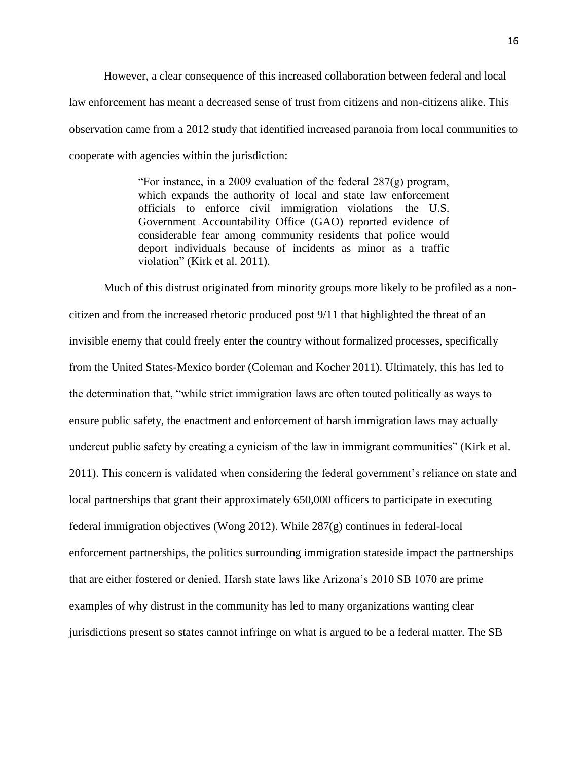However, a clear consequence of this increased collaboration between federal and local law enforcement has meant a decreased sense of trust from citizens and non-citizens alike. This observation came from a 2012 study that identified increased paranoia from local communities to cooperate with agencies within the jurisdiction:

> "For instance, in a 2009 evaluation of the federal 287(g) program, which expands the authority of local and state law enforcement officials to enforce civil immigration violations—the U.S. Government Accountability Office (GAO) reported evidence of considerable fear among community residents that police would deport individuals because of incidents as minor as a traffic violation" (Kirk et al. 2011).

Much of this distrust originated from minority groups more likely to be profiled as a non-citizen and from the increased rhetoric produced post 9/11 that highlighted the threat of an invisible enemy that could freely enter the country without formalized processes, specifically from the United States-Mexico border (Coleman and Kocher 2011). Ultimately, this has led to the determination that, "while strict immigration laws are often touted politically as ways to ensure public safety, the enactment and enforcement of harsh immigration laws may actually undercut public safety by creating a cynicism of the law in immigrant communities" (Kirk et al. 2011). This concern is validated when considering the federal government's reliance on state and local partnerships that grant their approximately 650,000 officers to participate in executing federal immigration objectives (Wong 2012). While 287(g) continues in federal-local enforcement partnerships, the politics surrounding immigration stateside impact the partnerships that are either fostered or denied. Harsh state laws like Arizona's 2010 SB 1070 are prime examples of why distrust in the community has led to many organizations wanting clear jurisdictions present so states cannot infringe on what is argued to be a federal matter. The SB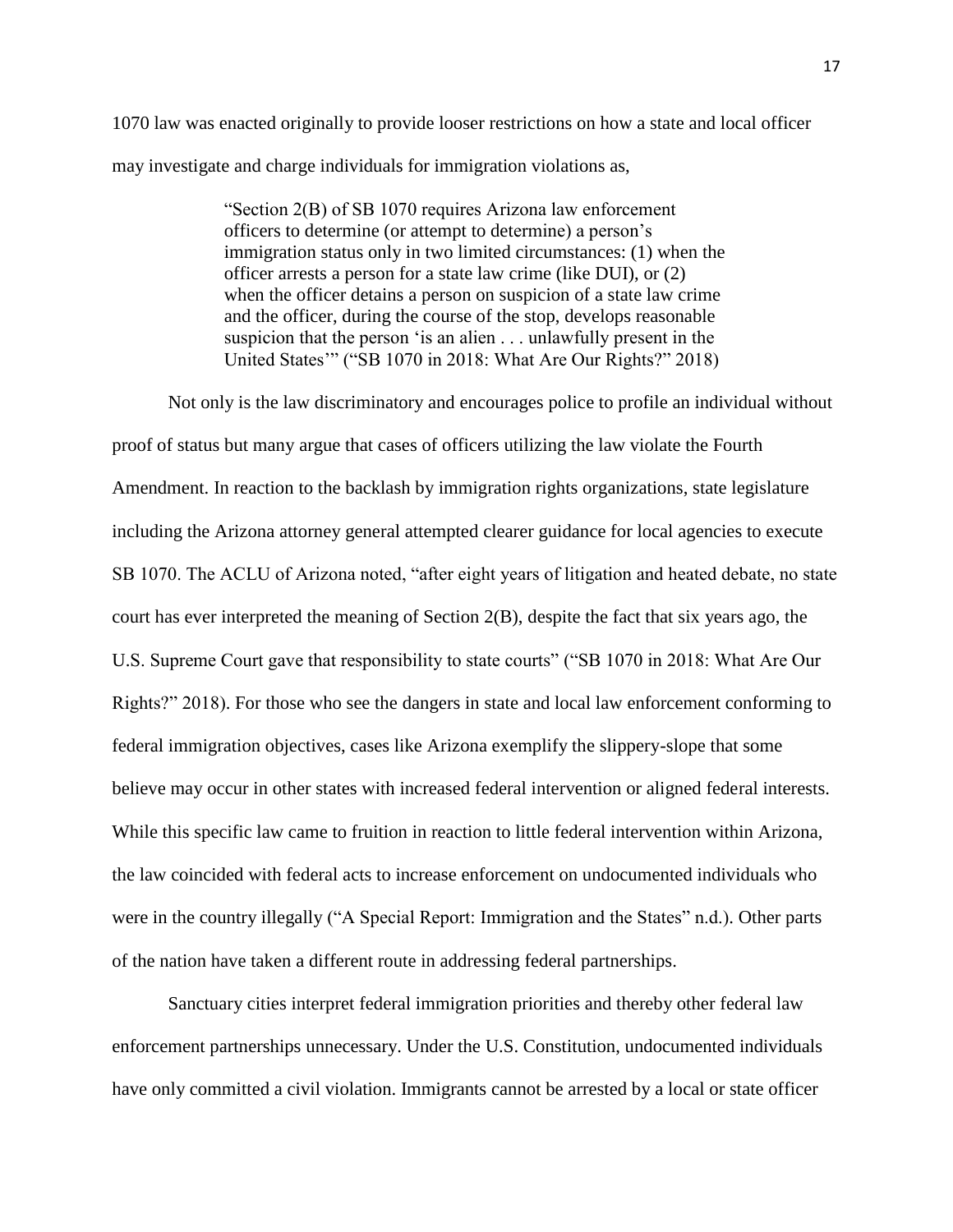1070 law was enacted originally to provide looser restrictions on how a state and local officer may investigate and charge individuals for immigration violations as,

> "Section 2(B) of SB 1070 requires Arizona law enforcement officers to determine (or attempt to determine) a person's immigration status only in two limited circumstances: (1) when the officer arrests a person for a state law crime (like DUI), or (2) when the officer detains a person on suspicion of a state law crime and the officer, during the course of the stop, develops reasonable suspicion that the person 'is an alien . . . unlawfully present in the United States'" ("SB 1070 in 2018: What Are Our Rights?" 2018)

Not only is the law discriminatory and encourages police to profile an individual without proof of status but many argue that cases of officers utilizing the law violate the Fourth Amendment. In reaction to the backlash by immigration rights organizations, state legislature including the Arizona attorney general attempted clearer guidance for local agencies to execute SB 1070. The ACLU of Arizona noted, "after eight years of litigation and heated debate, no state court has ever interpreted the meaning of Section 2(B), despite the fact that six years ago, the U.S. Supreme Court gave that responsibility to state courts" ("SB 1070 in 2018: What Are Our Rights?" 2018). For those who see the dangers in state and local law enforcement conforming to federal immigration objectives, cases like Arizona exemplify the slippery-slope that some believe may occur in other states with increased federal intervention or aligned federal interests. While this specific law came to fruition in reaction to little federal intervention within Arizona, the law coincided with federal acts to increase enforcement on undocumented individuals who were in the country illegally ("A Special Report: Immigration and the States" n.d.). Other parts of the nation have taken a different route in addressing federal partnerships.

Sanctuary cities interpret federal immigration priorities and thereby other federal law enforcement partnerships unnecessary. Under the U.S. Constitution, undocumented individuals have only committed a civil violation. Immigrants cannot be arrested by a local or state officer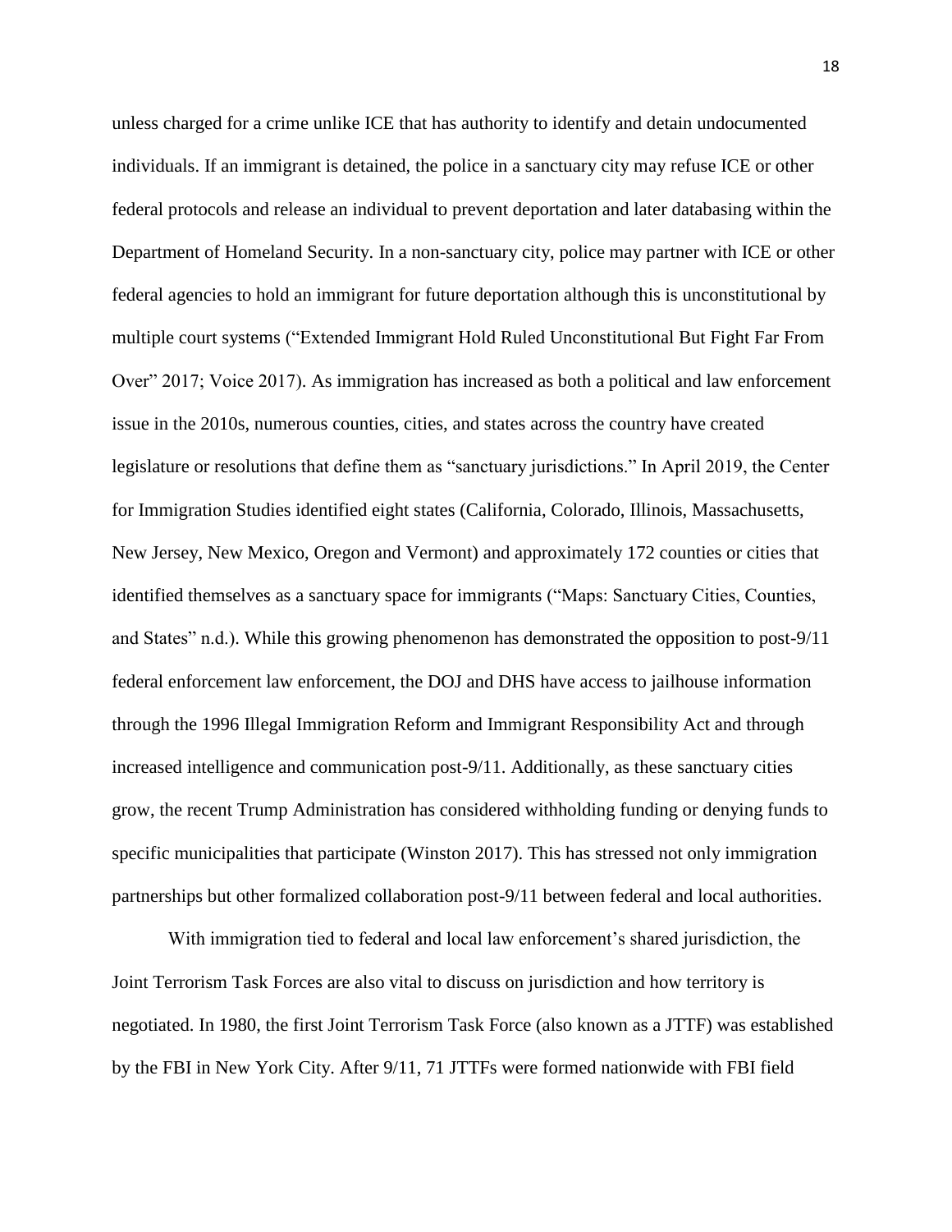unless charged for a crime unlike ICE that has authority to identify and detain undocumented individuals. If an immigrant is detained, the police in a sanctuary city may refuse ICE or other federal protocols and release an individual to prevent deportation and later databasing within the Department of Homeland Security. In a non-sanctuary city, police may partner with ICE or other federal agencies to hold an immigrant for future deportation although this is unconstitutional by multiple court systems ("Extended Immigrant Hold Ruled Unconstitutional But Fight Far From Over" 2017; Voice 2017). As immigration has increased as both a political and law enforcement issue in the 2010s, numerous counties, cities, and states across the country have created legislature or resolutions that define them as "sanctuary jurisdictions." In April 2019, the Center for Immigration Studies identified eight states (California, Colorado, Illinois, Massachusetts, New Jersey, New Mexico, Oregon and Vermont) and approximately 172 counties or cities that identified themselves as a sanctuary space for immigrants ("Maps: Sanctuary Cities, Counties, and States" n.d.). While this growing phenomenon has demonstrated the opposition to post-9/11 federal enforcement law enforcement, the DOJ and DHS have access to jailhouse information through the 1996 Illegal Immigration Reform and Immigrant Responsibility Act and through increased intelligence and communication post-9/11. Additionally, as these sanctuary cities grow, the recent Trump Administration has considered withholding funding or denying funds to specific municipalities that participate (Winston 2017). This has stressed not only immigration partnerships but other formalized collaboration post-9/11 between federal and local authorities.

With immigration tied to federal and local law enforcement's shared jurisdiction, the Joint Terrorism Task Forces are also vital to discuss on jurisdiction and how territory is negotiated. In 1980, the first Joint Terrorism Task Force (also known as a JTTF) was established by the FBI in New York City. After 9/11, 71 JTTFs were formed nationwide with FBI field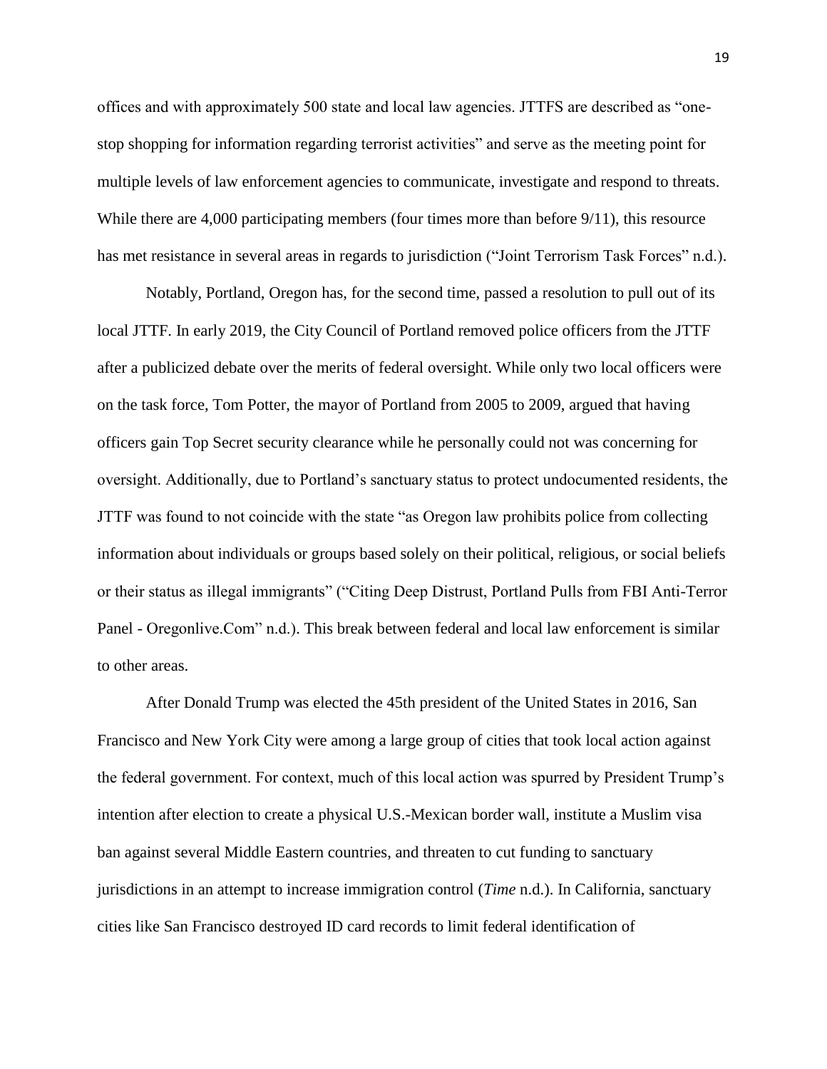offices and with approximately 500 state and local law agencies. JTTFS are described as "one-stop shopping for information regarding terrorist activities" and serve as the meeting point for multiple levels of law enforcement agencies to communicate, investigate and respond to threats. While there are 4,000 participating members (four times more than before 9/11), this resource has met resistance in several areas in regards to jurisdiction ("Joint Terrorism Task Forces" n.d.).

Notably, Portland, Oregon has, for the second time, passed a resolution to pull out of its local JTTF. In early 2019, the City Council of Portland removed police officers from the JTTF after a publicized debate over the merits of federal oversight. While only two local officers were on the task force, Tom Potter, the mayor of Portland from 2005 to 2009, argued that having officers gain Top Secret security clearance while he personally could not was concerning for oversight. Additionally, due to Portland's sanctuary status to protect undocumented residents, the JTTF was found to not coincide with the state "as Oregon law prohibits police from collecting information about individuals or groups based solely on their political, religious, or social beliefs or their status as illegal immigrants" ("Citing Deep Distrust, Portland Pulls from FBI Anti-Terror Panel - Oregonlive.Com" n.d.). This break between federal and local law enforcement is similar to other areas.

After Donald Trump was elected the 45th president of the United States in 2016, San Francisco and New York City were among a large group of cities that took local action against the federal government. For context, much of this local action was spurred by President Trump's intention after election to create a physical U.S.-Mexican border wall, institute a Muslim visa ban against several Middle Eastern countries, and threaten to cut funding to sanctuary jurisdictions in an attempt to increase immigration control (*Time* n.d.). In California, sanctuary cities like San Francisco destroyed ID card records to limit federal identification of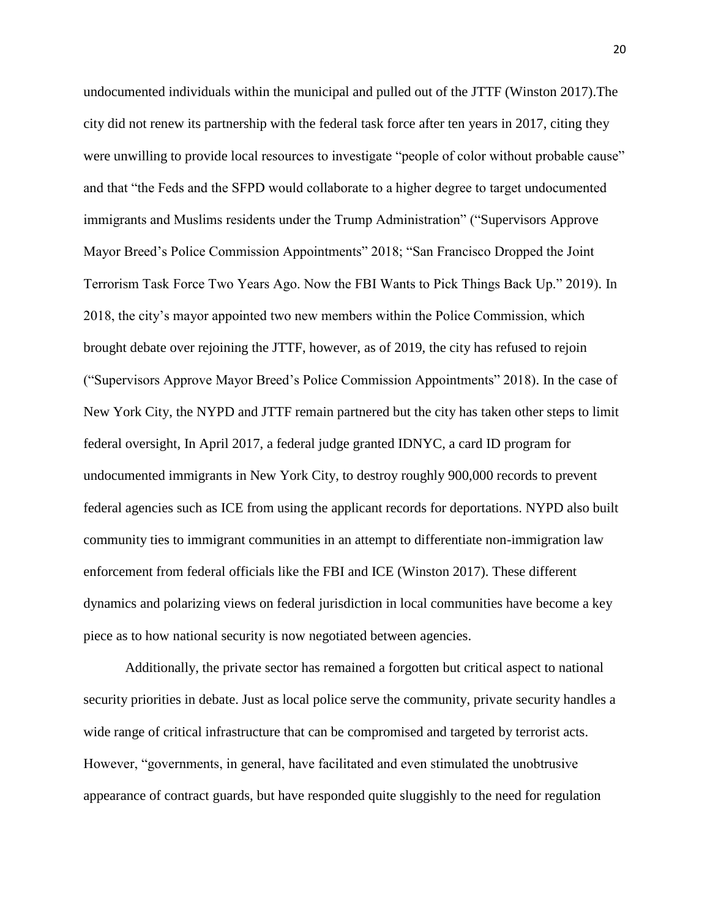undocumented individuals within the municipal and pulled out of the JTTF (Winston 2017).The city did not renew its partnership with the federal task force after ten years in 2017, citing they were unwilling to provide local resources to investigate "people of color without probable cause" and that "the Feds and the SFPD would collaborate to a higher degree to target undocumented immigrants and Muslims residents under the Trump Administration" ("Supervisors Approve Mayor Breed's Police Commission Appointments" 2018; "San Francisco Dropped the Joint Terrorism Task Force Two Years Ago. Now the FBI Wants to Pick Things Back Up." 2019). In 2018, the city's mayor appointed two new members within the Police Commission, which brought debate over rejoining the JTTF, however, as of 2019, the city has refused to rejoin ("Supervisors Approve Mayor Breed's Police Commission Appointments" 2018). In the case of New York City, the NYPD and JTTF remain partnered but the city has taken other steps to limit federal oversight, In April 2017, a federal judge granted IDNYC, a card ID program for undocumented immigrants in New York City, to destroy roughly 900,000 records to prevent federal agencies such as ICE from using the applicant records for deportations. NYPD also built community ties to immigrant communities in an attempt to differentiate non-immigration law enforcement from federal officials like the FBI and ICE (Winston 2017). These different dynamics and polarizing views on federal jurisdiction in local communities have become a key piece as to how national security is now negotiated between agencies.

Additionally, the private sector has remained a forgotten but critical aspect to national security priorities in debate. Just as local police serve the community, private security handles a wide range of critical infrastructure that can be compromised and targeted by terrorist acts. However, "governments, in general, have facilitated and even stimulated the unobtrusive appearance of contract guards, but have responded quite sluggishly to the need for regulation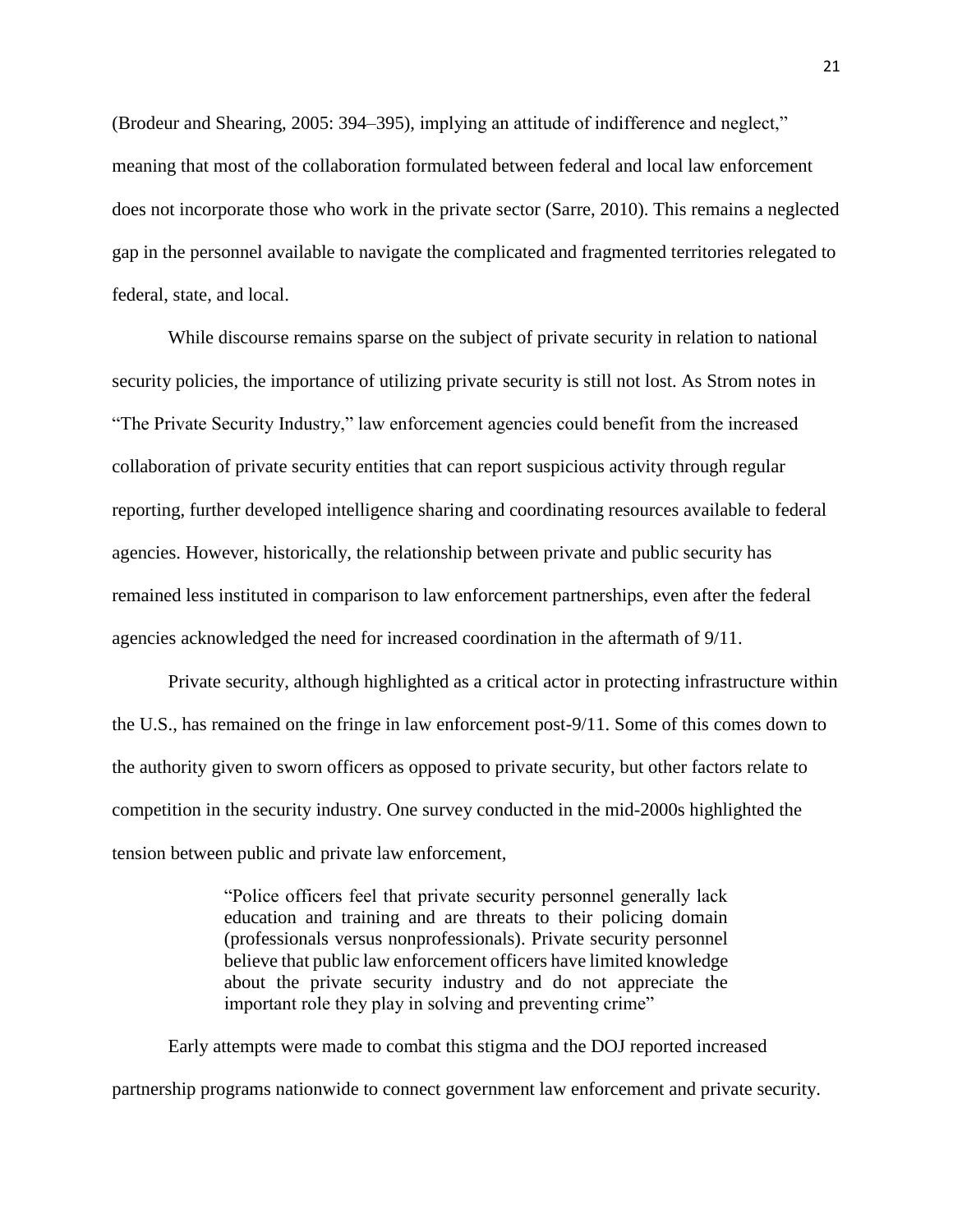(Brodeur and Shearing, 2005: 394–395), implying an attitude of indifference and neglect," meaning that most of the collaboration formulated between federal and local law enforcement does not incorporate those who work in the private sector (Sarre, 2010). This remains a neglected gap in the personnel available to navigate the complicated and fragmented territories relegated to federal, state, and local.

While discourse remains sparse on the subject of private security in relation to national security policies, the importance of utilizing private security is still not lost. As Strom notes in "The Private Security Industry," law enforcement agencies could benefit from the increased collaboration of private security entities that can report suspicious activity through regular reporting, further developed intelligence sharing and coordinating resources available to federal agencies. However, historically, the relationship between private and public security has remained less instituted in comparison to law enforcement partnerships, even after the federal agencies acknowledged the need for increased coordination in the aftermath of 9/11.

Private security, although highlighted as a critical actor in protecting infrastructure within the U.S., has remained on the fringe in law enforcement post-9/11. Some of this comes down to the authority given to sworn officers as opposed to private security, but other factors relate to competition in the security industry. One survey conducted in the mid-2000s highlighted the tension between public and private law enforcement,

> "Police officers feel that private security personnel generally lack education and training and are threats to their policing domain (professionals versus nonprofessionals). Private security personnel believe that public law enforcement officers have limited knowledge about the private security industry and do not appreciate the important role they play in solving and preventing crime"

Early attempts were made to combat this stigma and the DOJ reported increased partnership programs nationwide to connect government law enforcement and private security.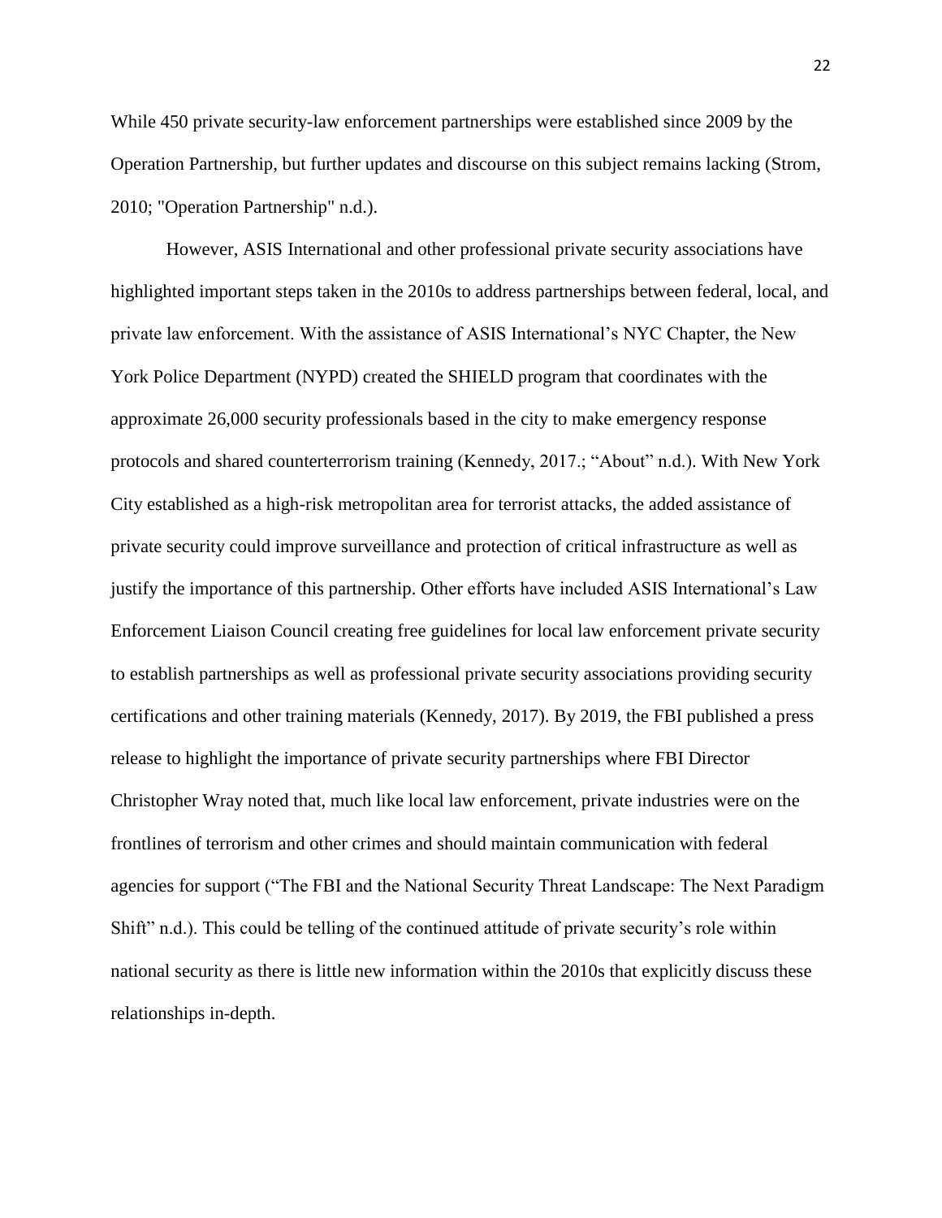While 450 private security-law enforcement partnerships were established since 2009 by the Operation Partnership, but further updates and discourse on this subject remains lacking (Strom, 2010; "Operation Partnership" n.d.).

However, ASIS International and other professional private security associations have highlighted important steps taken in the 2010s to address partnerships between federal, local, and private law enforcement. With the assistance of ASIS International's NYC Chapter, the New York Police Department (NYPD) created the SHIELD program that coordinates with the approximate 26,000 security professionals based in the city to make emergency response protocols and shared counterterrorism training (Kennedy, 2017.; "About" n.d.). With New York City established as a high-risk metropolitan area for terrorist attacks, the added assistance of private security could improve surveillance and protection of critical infrastructure as well as justify the importance of this partnership. Other efforts have included ASIS International's Law Enforcement Liaison Council creating free guidelines for local law enforcement private security to establish partnerships as well as professional private security associations providing security certifications and other training materials (Kennedy, 2017). By 2019, the FBI published a press release to highlight the importance of private security partnerships where FBI Director Christopher Wray noted that, much like local law enforcement, private industries were on the frontlines of terrorism and other crimes and should maintain communication with federal agencies for support ("The FBI and the National Security Threat Landscape: The Next Paradigm Shift" n.d.). This could be telling of the continued attitude of private security's role within national security as there is little new information within the 2010s that explicitly discuss these relationships in-depth.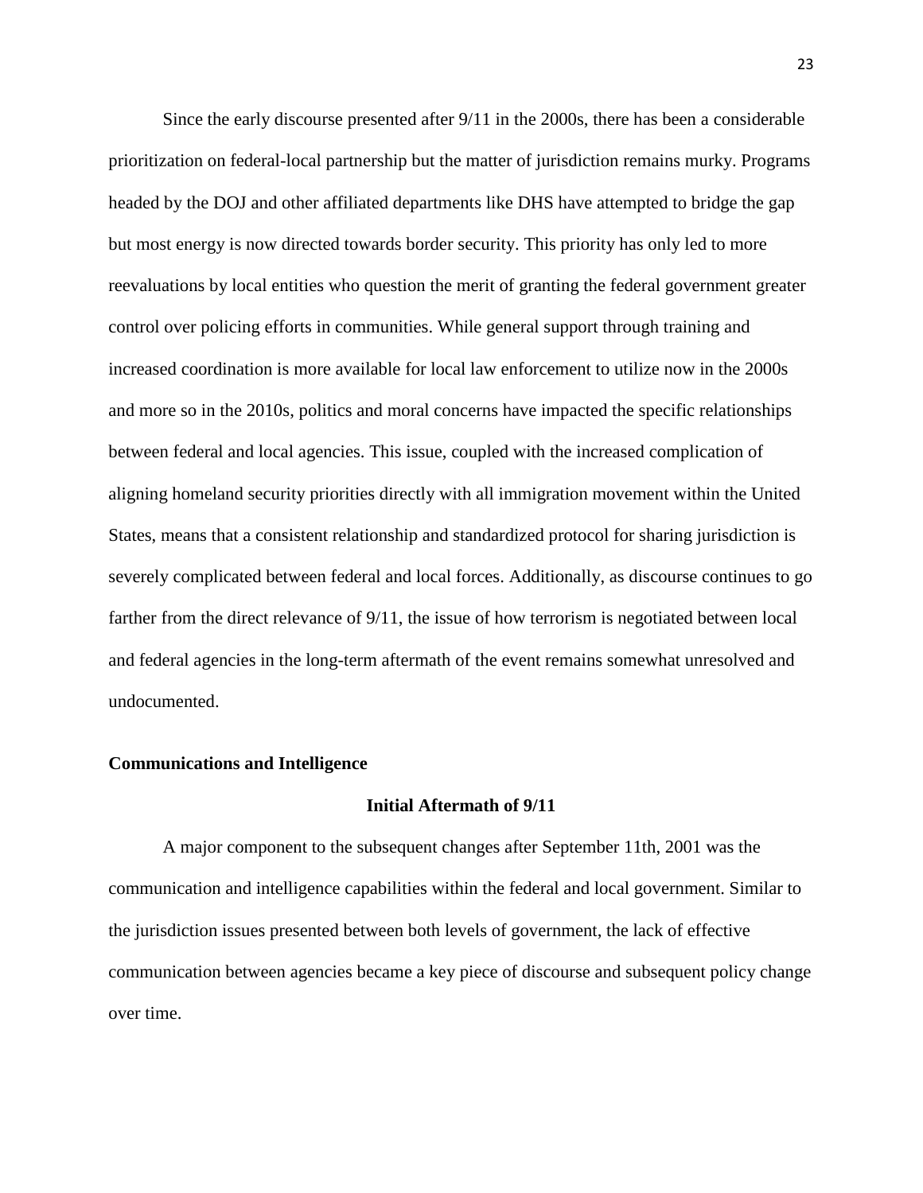Since the early discourse presented after 9/11 in the 2000s, there has been a considerable prioritization on federal-local partnership but the matter of jurisdiction remains murky. Programs headed by the DOJ and other affiliated departments like DHS have attempted to bridge the gap but most energy is now directed towards border security. This priority has only led to more reevaluations by local entities who question the merit of granting the federal government greater control over policing efforts in communities. While general support through training and increased coordination is more available for local law enforcement to utilize now in the 2000s and more so in the 2010s, politics and moral concerns have impacted the specific relationships between federal and local agencies. This issue, coupled with the increased complication of aligning homeland security priorities directly with all immigration movement within the United States, means that a consistent relationship and standardized protocol for sharing jurisdiction is severely complicated between federal and local forces. Additionally, as discourse continues to go farther from the direct relevance of 9/11, the issue of how terrorism is negotiated between local and federal agencies in the long-term aftermath of the event remains somewhat unresolved and undocumented.

## Communications and Intelligence

### Initial Aftermath of 9/11

A major component to the subsequent changes after September 11th, 2001 was the communication and intelligence capabilities within the federal and local government. Similar to the jurisdiction issues presented between both levels of government, the lack of effective communication between agencies became a key piece of discourse and subsequent policy change over time.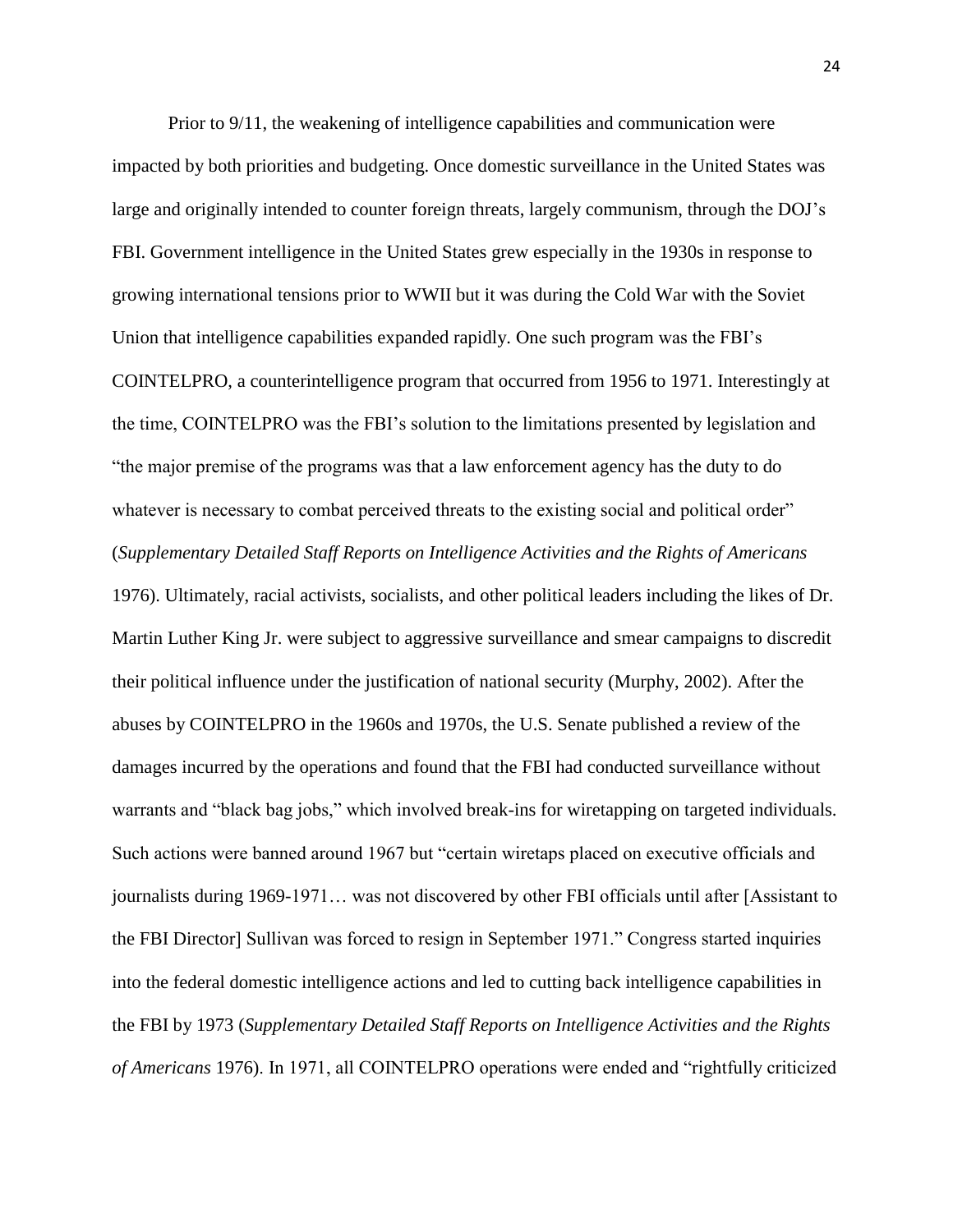Prior to 9/11, the weakening of intelligence capabilities and communication were impacted by both priorities and budgeting. Once domestic surveillance in the United States was large and originally intended to counter foreign threats, largely communism, through the DOJ's FBI. Government intelligence in the United States grew especially in the 1930s in response to growing international tensions prior to WWII but it was during the Cold War with the Soviet Union that intelligence capabilities expanded rapidly. One such program was the FBI's COINTELPRO, a counterintelligence program that occurred from 1956 to 1971. Interestingly at the time, COINTELPRO was the FBI's solution to the limitations presented by legislation and "the major premise of the programs was that a law enforcement agency has the duty to do whatever is necessary to combat perceived threats to the existing social and political order" (*Supplementary Detailed Staff Reports on Intelligence Activities and the Rights of Americans* 1976). Ultimately, racial activists, socialists, and other political leaders including the likes of Dr. Martin Luther King Jr. were subject to aggressive surveillance and smear campaigns to discredit their political influence under the justification of national security (Murphy, 2002). After the abuses by COINTELPRO in the 1960s and 1970s, the U.S. Senate published a review of the damages incurred by the operations and found that the FBI had conducted surveillance without warrants and "black bag jobs," which involved break-ins for wiretapping on targeted individuals. Such actions were banned around 1967 but "certain wiretaps placed on executive officials and journalists during 1969-1971… was not discovered by other FBI officials until after [Assistant to the FBI Director] Sullivan was forced to resign in September 1971." Congress started inquiries into the federal domestic intelligence actions and led to cutting back intelligence capabilities in the FBI by 1973 (*Supplementary Detailed Staff Reports on Intelligence Activities and the Rights of Americans* 1976). In 1971, all COINTELPRO operations were ended and "rightfully criticized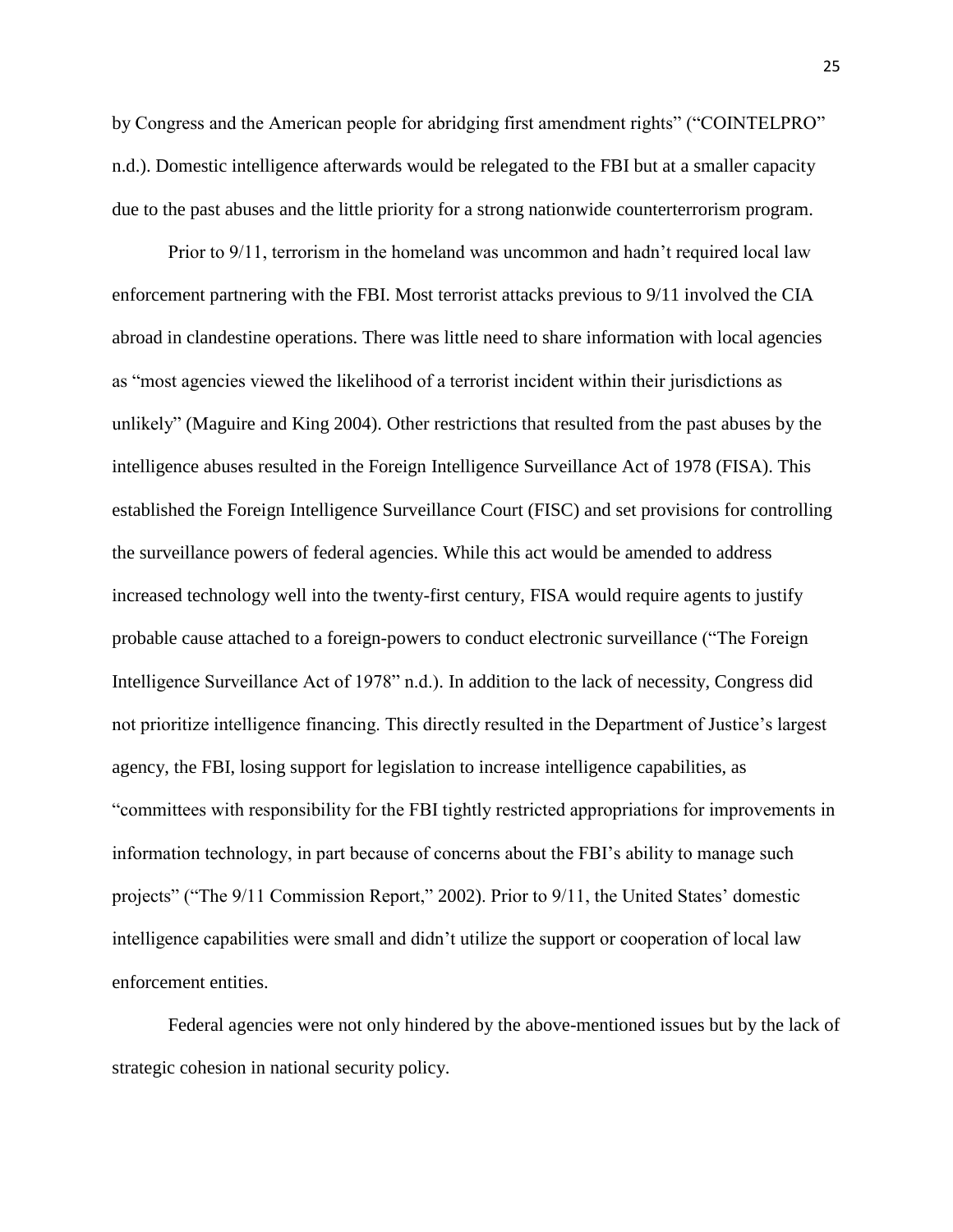by Congress and the American people for abridging first amendment rights" ("COINTELPRO" n.d.). Domestic intelligence afterwards would be relegated to the FBI but at a smaller capacity due to the past abuses and the little priority for a strong nationwide counterterrorism program.

Prior to 9/11, terrorism in the homeland was uncommon and hadn't required local law enforcement partnering with the FBI. Most terrorist attacks previous to 9/11 involved the CIA abroad in clandestine operations. There was little need to share information with local agencies as "most agencies viewed the likelihood of a terrorist incident within their jurisdictions as unlikely" (Maguire and King 2004). Other restrictions that resulted from the past abuses by the intelligence abuses resulted in the Foreign Intelligence Surveillance Act of 1978 (FISA). This established the Foreign Intelligence Surveillance Court (FISC) and set provisions for controlling the surveillance powers of federal agencies. While this act would be amended to address increased technology well into the twenty-first century, FISA would require agents to justify probable cause attached to a foreign-powers to conduct electronic surveillance ("The Foreign Intelligence Surveillance Act of 1978" n.d.). In addition to the lack of necessity, Congress did not prioritize intelligence financing. This directly resulted in the Department of Justice's largest agency, the FBI, losing support for legislation to increase intelligence capabilities, as "committees with responsibility for the FBI tightly restricted appropriations for improvements in information technology, in part because of concerns about the FBI's ability to manage such projects" ("The 9/11 Commission Report," 2002). Prior to 9/11, the United States' domestic intelligence capabilities were small and didn't utilize the support or cooperation of local law enforcement entities.

Federal agencies were not only hindered by the above-mentioned issues but by the lack of strategic cohesion in national security policy.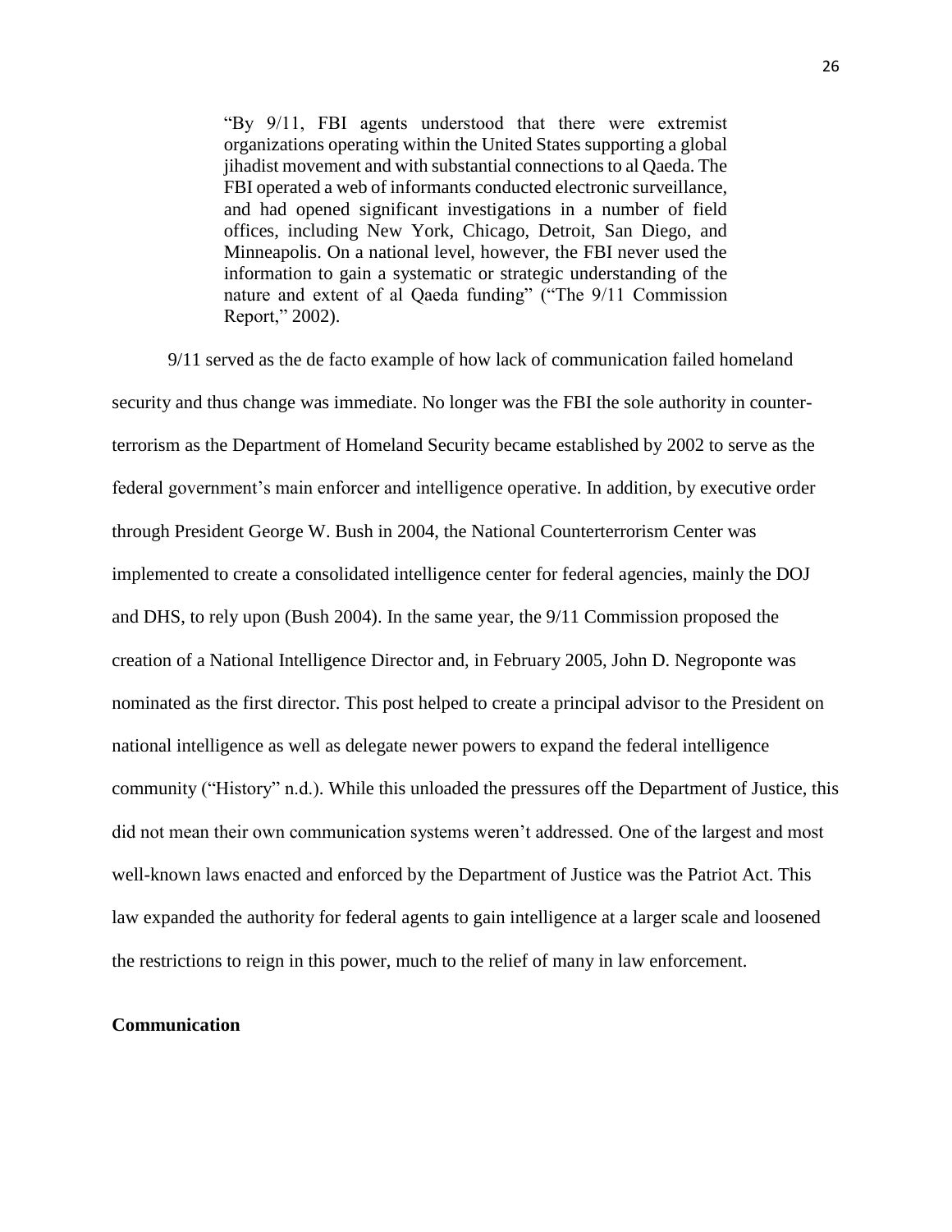> "By 9/11, FBI agents understood that there were extremist organizations operating within the United States supporting a global jihadist movement and with substantial connections to al Qaeda. The FBI operated a web of informants conducted electronic surveillance, and had opened significant investigations in a number of field offices, including New York, Chicago, Detroit, San Diego, and Minneapolis. On a national level, however, the FBI never used the information to gain a systematic or strategic understanding of the nature and extent of al Qaeda funding" ("The 9/11 Commission Report," 2002).

9/11 served as the de facto example of how lack of communication failed homeland security and thus change was immediate. No longer was the FBI the sole authority in counter-terrorism as the Department of Homeland Security became established by 2002 to serve as the federal government's main enforcer and intelligence operative. In addition, by executive order through President George W. Bush in 2004, the National Counterterrorism Center was implemented to create a consolidated intelligence center for federal agencies, mainly the DOJ and DHS, to rely upon (Bush 2004). In the same year, the 9/11 Commission proposed the creation of a National Intelligence Director and, in February 2005, John D. Negroponte was nominated as the first director. This post helped to create a principal advisor to the President on national intelligence as well as delegate newer powers to expand the federal intelligence community ("History" n.d.). While this unloaded the pressures off the Department of Justice, this did not mean their own communication systems weren't addressed. One of the largest and most well-known laws enacted and enforced by the Department of Justice was the Patriot Act. This law expanded the authority for federal agents to gain intelligence at a larger scale and loosened the restrictions to reign in this power, much to the relief of many in law enforcement.

**Communication**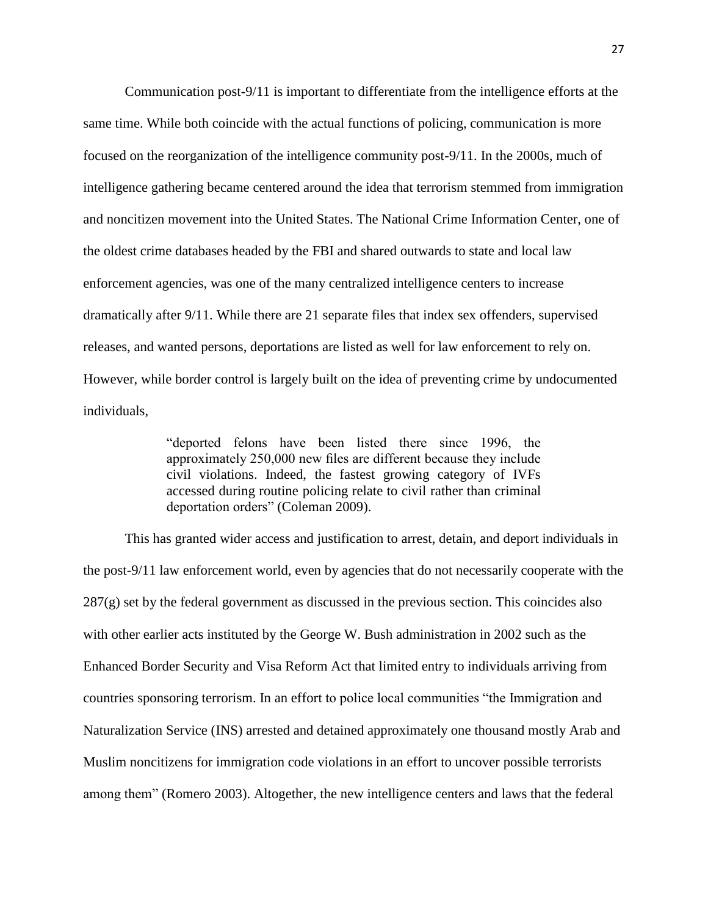Communication post-9/11 is important to differentiate from the intelligence efforts at the same time. While both coincide with the actual functions of policing, communication is more focused on the reorganization of the intelligence community post-9/11. In the 2000s, much of intelligence gathering became centered around the idea that terrorism stemmed from immigration and noncitizen movement into the United States. The National Crime Information Center, one of the oldest crime databases headed by the FBI and shared outwards to state and local law enforcement agencies, was one of the many centralized intelligence centers to increase dramatically after 9/11. While there are 21 separate files that index sex offenders, supervised releases, and wanted persons, deportations are listed as well for law enforcement to rely on. However, while border control is largely built on the idea of preventing crime by undocumented individuals,

> "deported felons have been listed there since 1996, the approximately 250,000 new files are different because they include civil violations. Indeed, the fastest growing category of IVFs accessed during routine policing relate to civil rather than criminal deportation orders" (Coleman 2009).

This has granted wider access and justification to arrest, detain, and deport individuals in the post-9/11 law enforcement world, even by agencies that do not necessarily cooperate with the 287(g) set by the federal government as discussed in the previous section. This coincides also with other earlier acts instituted by the George W. Bush administration in 2002 such as the Enhanced Border Security and Visa Reform Act that limited entry to individuals arriving from countries sponsoring terrorism. In an effort to police local communities "the Immigration and Naturalization Service (INS) arrested and detained approximately one thousand mostly Arab and Muslim noncitizens for immigration code violations in an effort to uncover possible terrorists among them" (Romero 2003). Altogether, the new intelligence centers and laws that the federal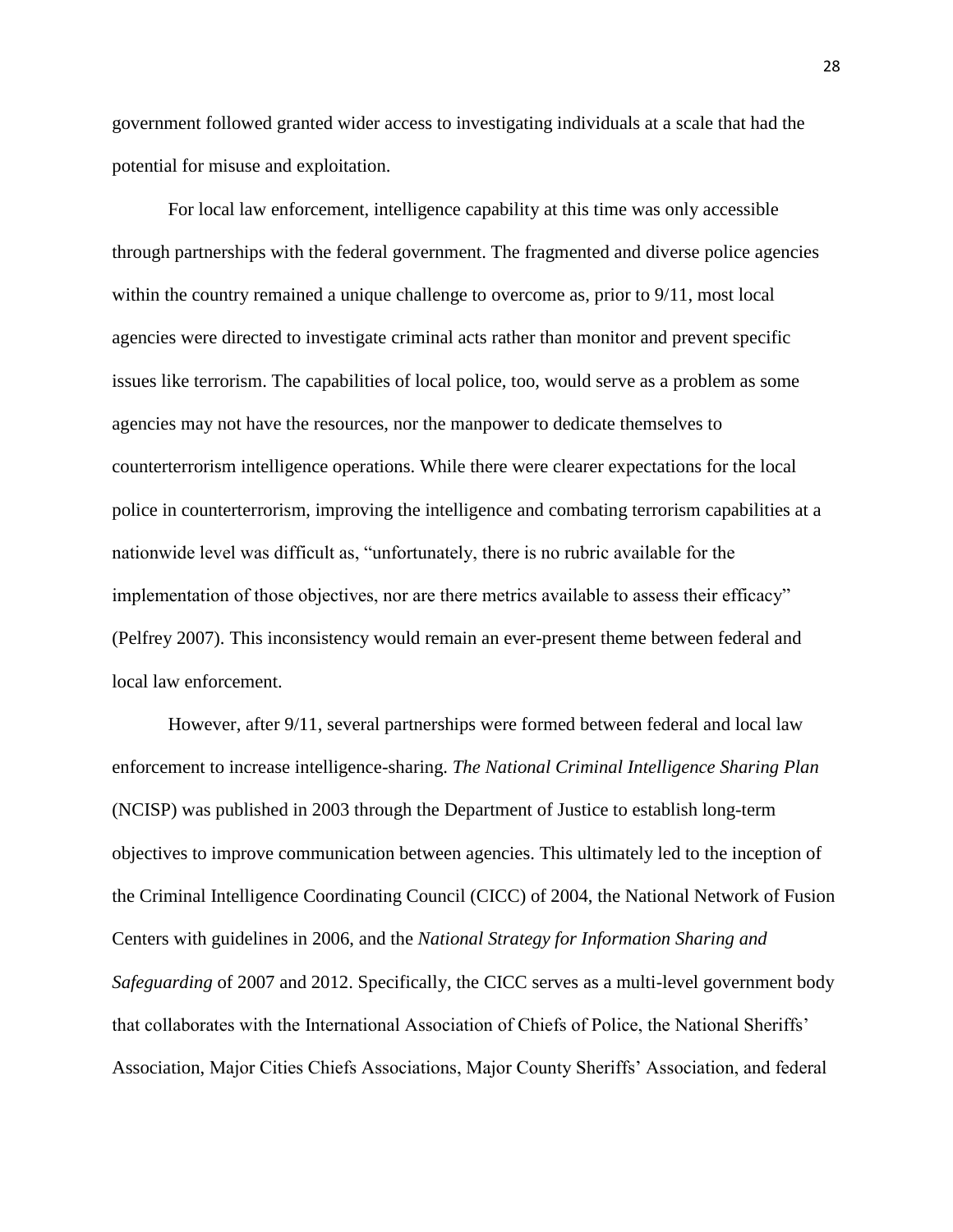government followed granted wider access to investigating individuals at a scale that had the potential for misuse and exploitation.

For local law enforcement, intelligence capability at this time was only accessible through partnerships with the federal government. The fragmented and diverse police agencies within the country remained a unique challenge to overcome as, prior to 9/11, most local agencies were directed to investigate criminal acts rather than monitor and prevent specific issues like terrorism. The capabilities of local police, too, would serve as a problem as some agencies may not have the resources, nor the manpower to dedicate themselves to counterterrorism intelligence operations. While there were clearer expectations for the local police in counterterrorism, improving the intelligence and combating terrorism capabilities at a nationwide level was difficult as, "unfortunately, there is no rubric available for the implementation of those objectives, nor are there metrics available to assess their efficacy" (Pelfrey 2007). This inconsistency would remain an ever-present theme between federal and local law enforcement.

However, after 9/11, several partnerships were formed between federal and local law enforcement to increase intelligence-sharing. *The National Criminal Intelligence Sharing Plan* (NCISP) was published in 2003 through the Department of Justice to establish long-term objectives to improve communication between agencies. This ultimately led to the inception of the Criminal Intelligence Coordinating Council (CICC) of 2004, the National Network of Fusion Centers with guidelines in 2006, and the *National Strategy for Information Sharing and Safeguarding* of 2007 and 2012. Specifically, the CICC serves as a multi-level government body that collaborates with the International Association of Chiefs of Police, the National Sheriffs' Association, Major Cities Chiefs Associations, Major County Sheriffs' Association, and federal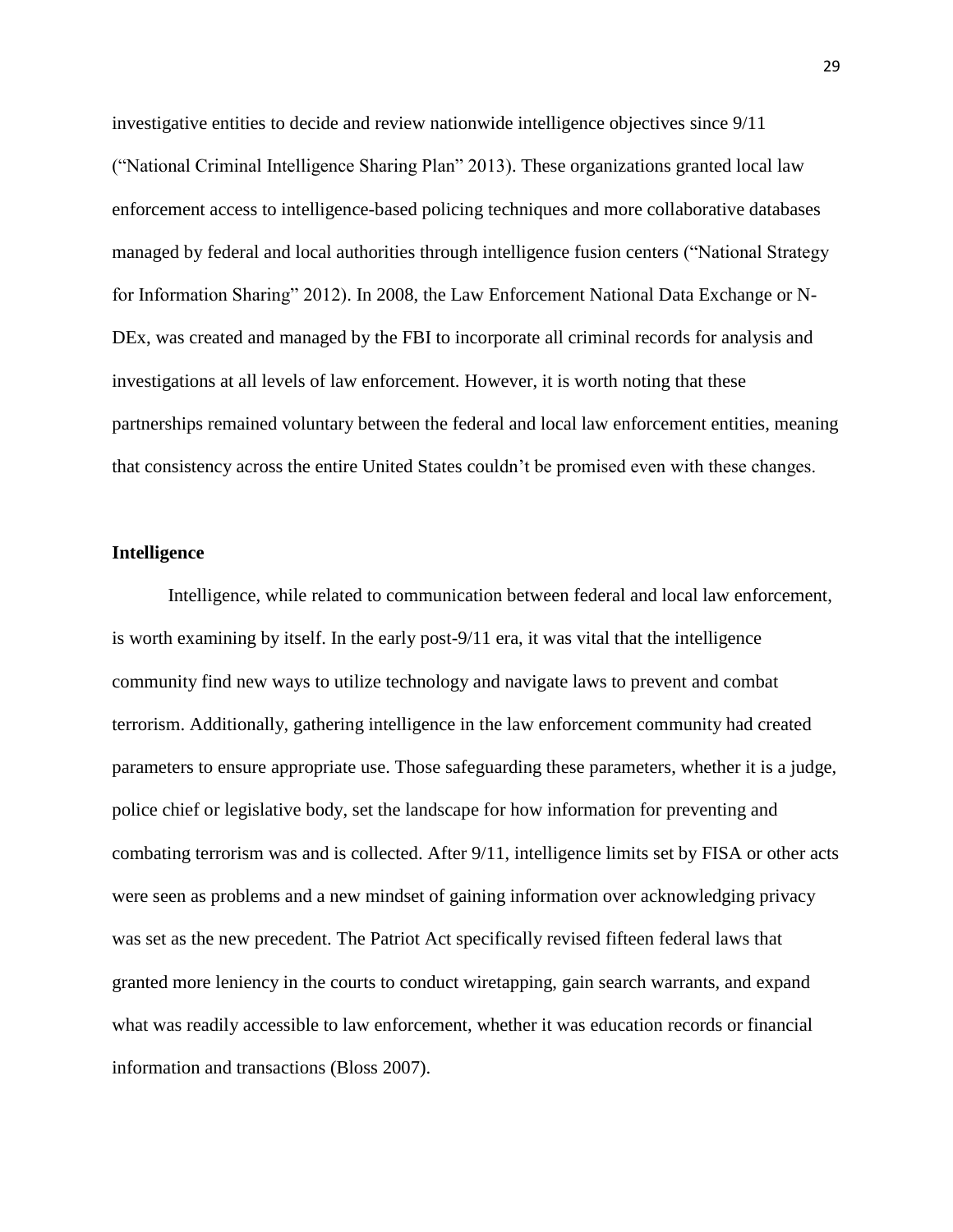investigative entities to decide and review nationwide intelligence objectives since 9/11 ("National Criminal Intelligence Sharing Plan" 2013). These organizations granted local law enforcement access to intelligence-based policing techniques and more collaborative databases managed by federal and local authorities through intelligence fusion centers ("National Strategy for Information Sharing" 2012). In 2008, the Law Enforcement National Data Exchange or N-DEx, was created and managed by the FBI to incorporate all criminal records for analysis and investigations at all levels of law enforcement. However, it is worth noting that these partnerships remained voluntary between the federal and local law enforcement entities, meaning that consistency across the entire United States couldn't be promised even with these changes.

## Intelligence

Intelligence, while related to communication between federal and local law enforcement, is worth examining by itself. In the early post-9/11 era, it was vital that the intelligence community find new ways to utilize technology and navigate laws to prevent and combat terrorism. Additionally, gathering intelligence in the law enforcement community had created parameters to ensure appropriate use. Those safeguarding these parameters, whether it is a judge, police chief or legislative body, set the landscape for how information for preventing and combating terrorism was and is collected. After 9/11, intelligence limits set by FISA or other acts were seen as problems and a new mindset of gaining information over acknowledging privacy was set as the new precedent. The Patriot Act specifically revised fifteen federal laws that granted more leniency in the courts to conduct wiretapping, gain search warrants, and expand what was readily accessible to law enforcement, whether it was education records or financial information and transactions (Bloss 2007).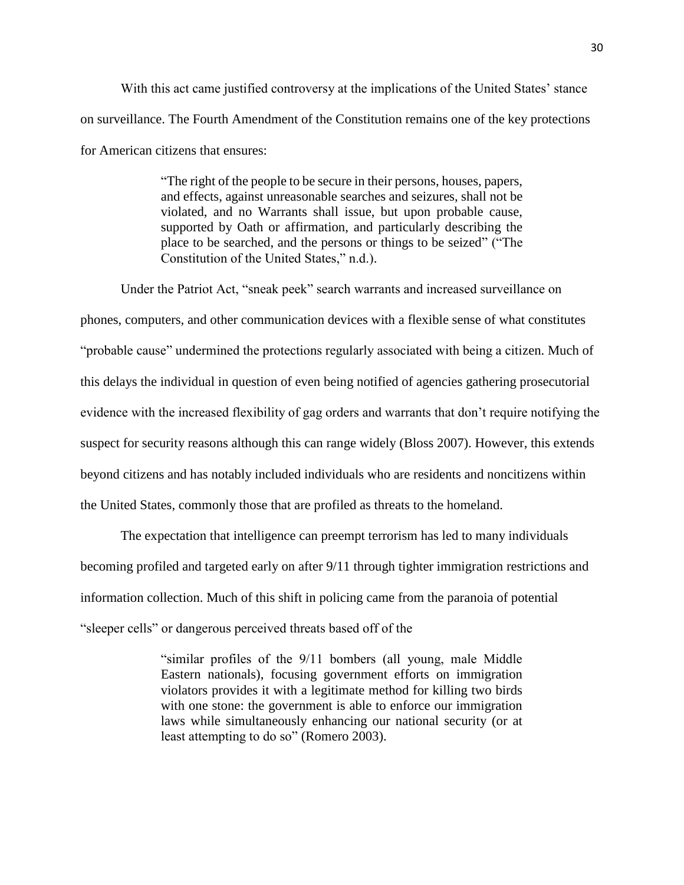With this act came justified controversy at the implications of the United States' stance on surveillance. The Fourth Amendment of the Constitution remains one of the key protections for American citizens that ensures:

> "The right of the people to be secure in their persons, houses, papers, and effects, against unreasonable searches and seizures, shall not be violated, and no Warrants shall issue, but upon probable cause, supported by Oath or affirmation, and particularly describing the place to be searched, and the persons or things to be seized" ("The Constitution of the United States," n.d.).

Under the Patriot Act, "sneak peek" search warrants and increased surveillance on phones, computers, and other communication devices with a flexible sense of what constitutes "probable cause" undermined the protections regularly associated with being a citizen. Much of this delays the individual in question of even being notified of agencies gathering prosecutorial evidence with the increased flexibility of gag orders and warrants that don't require notifying the suspect for security reasons although this can range widely (Bloss 2007). However, this extends beyond citizens and has notably included individuals who are residents and noncitizens within the United States, commonly those that are profiled as threats to the homeland.

The expectation that intelligence can preempt terrorism has led to many individuals becoming profiled and targeted early on after 9/11 through tighter immigration restrictions and information collection. Much of this shift in policing came from the paranoia of potential "sleeper cells" or dangerous perceived threats based off of the

> "similar profiles of the 9/11 bombers (all young, male Middle Eastern nationals), focusing government efforts on immigration violators provides it with a legitimate method for killing two birds with one stone: the government is able to enforce our immigration laws while simultaneously enhancing our national security (or at least attempting to do so" (Romero 2003).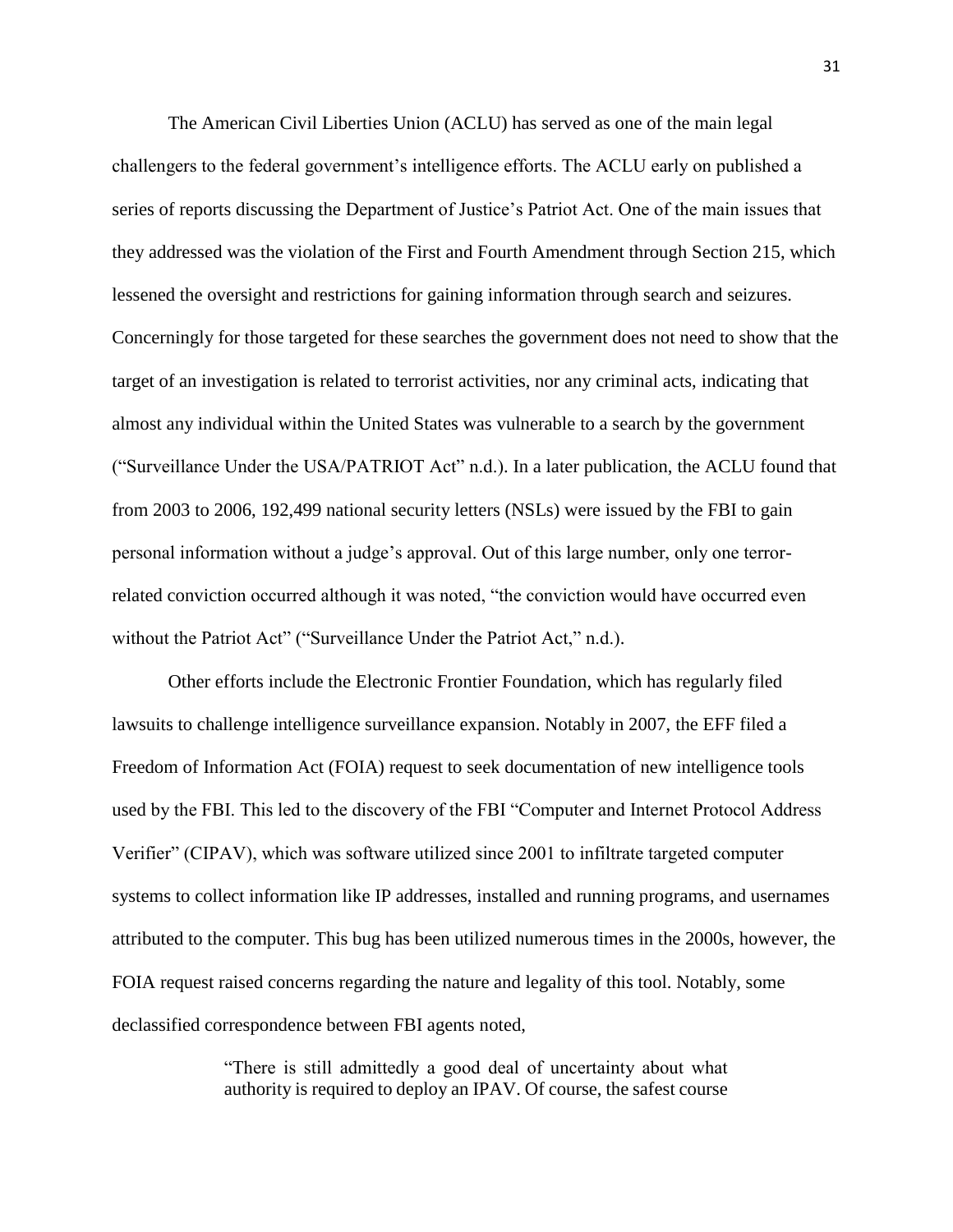The American Civil Liberties Union (ACLU) has served as one of the main legal challengers to the federal government's intelligence efforts. The ACLU early on published a series of reports discussing the Department of Justice's Patriot Act. One of the main issues that they addressed was the violation of the First and Fourth Amendment through Section 215, which lessened the oversight and restrictions for gaining information through search and seizures. Concerningly for those targeted for these searches the government does not need to show that the target of an investigation is related to terrorist activities, nor any criminal acts, indicating that almost any individual within the United States was vulnerable to a search by the government ("Surveillance Under the USA/PATRIOT Act" n.d.). In a later publication, the ACLU found that from 2003 to 2006, 192,499 national security letters (NSLs) were issued by the FBI to gain personal information without a judge's approval. Out of this large number, only one terror-related conviction occurred although it was noted, "the conviction would have occurred even without the Patriot Act" ("Surveillance Under the Patriot Act," n.d.).

Other efforts include the Electronic Frontier Foundation, which has regularly filed lawsuits to challenge intelligence surveillance expansion. Notably in 2007, the EFF filed a Freedom of Information Act (FOIA) request to seek documentation of new intelligence tools used by the FBI. This led to the discovery of the FBI "Computer and Internet Protocol Address Verifier" (CIPAV), which was software utilized since 2001 to infiltrate targeted computer systems to collect information like IP addresses, installed and running programs, and usernames attributed to the computer. This bug has been utilized numerous times in the 2000s, however, the FOIA request raised concerns regarding the nature and legality of this tool. Notably, some declassified correspondence between FBI agents noted,

> "There is still admittedly a good deal of uncertainty about what authority is required to deploy an IPAV. Of course, the safest course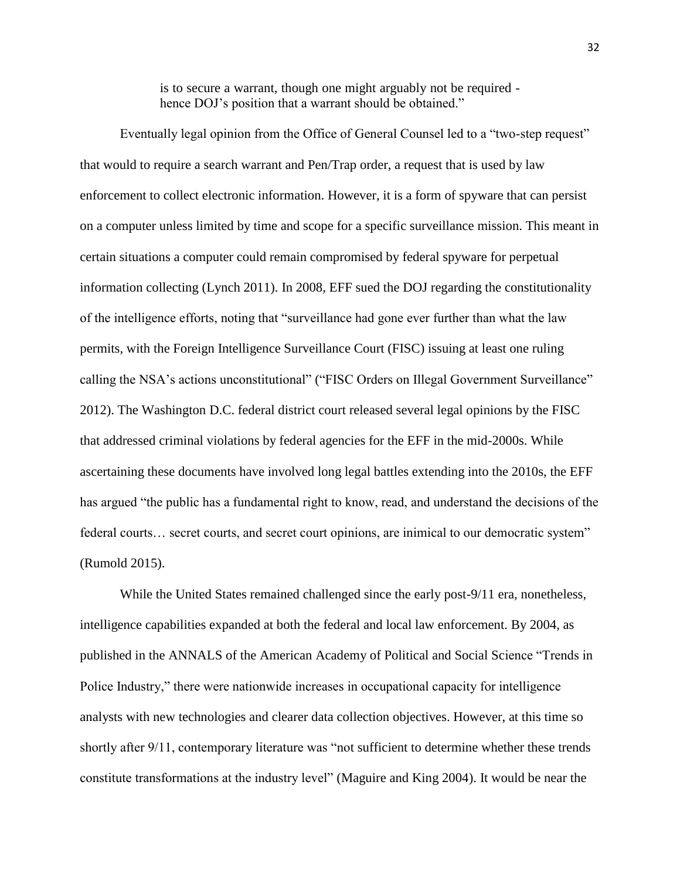> is to secure a warrant, though one might arguably not be required - hence DOJ's position that a warrant should be obtained."

Eventually legal opinion from the Office of General Counsel led to a "two-step request" that would to require a search warrant and Pen/Trap order, a request that is used by law enforcement to collect electronic information. However, it is a form of spyware that can persist on a computer unless limited by time and scope for a specific surveillance mission. This meant in certain situations a computer could remain compromised by federal spyware for perpetual information collecting (Lynch 2011). In 2008, EFF sued the DOJ regarding the constitutionality of the intelligence efforts, noting that "surveillance had gone ever further than what the law permits, with the Foreign Intelligence Surveillance Court (FISC) issuing at least one ruling calling the NSA's actions unconstitutional" ("FISC Orders on Illegal Government Surveillance" 2012). The Washington D.C. federal district court released several legal opinions by the FISC that addressed criminal violations by federal agencies for the EFF in the mid-2000s. While ascertaining these documents have involved long legal battles extending into the 2010s, the EFF has argued "the public has a fundamental right to know, read, and understand the decisions of the federal courts… secret courts, and secret court opinions, are inimical to our democratic system" (Rumold 2015).

While the United States remained challenged since the early post-9/11 era, nonetheless, intelligence capabilities expanded at both the federal and local law enforcement. By 2004, as published in the ANNALS of the American Academy of Political and Social Science "Trends in Police Industry," there were nationwide increases in occupational capacity for intelligence analysts with new technologies and clearer data collection objectives. However, at this time so shortly after 9/11, contemporary literature was "not sufficient to determine whether these trends constitute transformations at the industry level" (Maguire and King 2004). It would be near the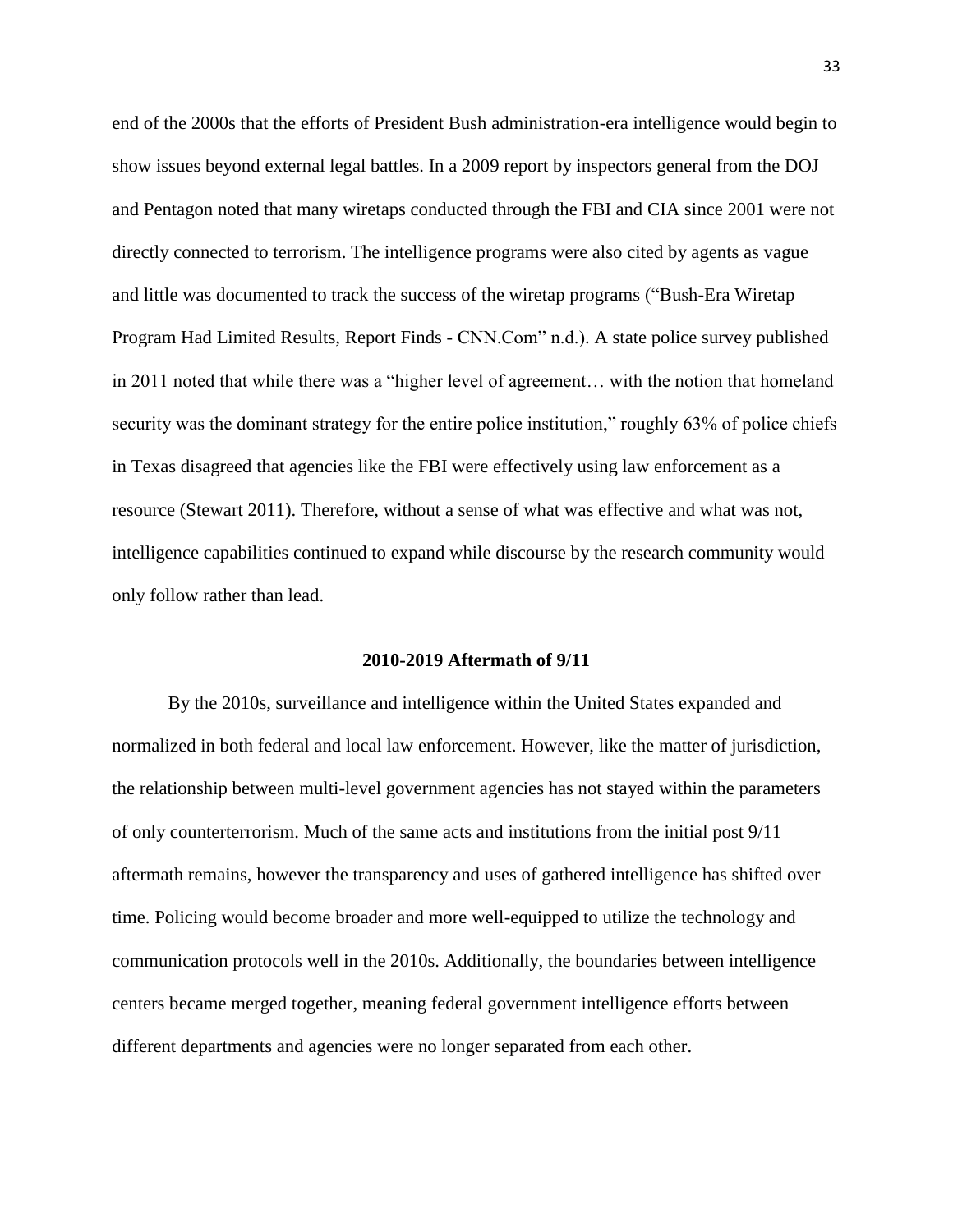end of the 2000s that the efforts of President Bush administration-era intelligence would begin to show issues beyond external legal battles. In a 2009 report by inspectors general from the DOJ and Pentagon noted that many wiretaps conducted through the FBI and CIA since 2001 were not directly connected to terrorism. The intelligence programs were also cited by agents as vague and little was documented to track the success of the wiretap programs ("Bush-Era Wiretap Program Had Limited Results, Report Finds - CNN.Com" n.d.). A state police survey published in 2011 noted that while there was a "higher level of agreement… with the notion that homeland security was the dominant strategy for the entire police institution," roughly 63% of police chiefs in Texas disagreed that agencies like the FBI were effectively using law enforcement as a resource (Stewart 2011). Therefore, without a sense of what was effective and what was not, intelligence capabilities continued to expand while discourse by the research community would only follow rather than lead.

## 2010-2019 Aftermath of 9/11

By the 2010s, surveillance and intelligence within the United States expanded and normalized in both federal and local law enforcement. However, like the matter of jurisdiction, the relationship between multi-level government agencies has not stayed within the parameters of only counterterrorism. Much of the same acts and institutions from the initial post 9/11 aftermath remains, however the transparency and uses of gathered intelligence has shifted over time. Policing would become broader and more well-equipped to utilize the technology and communication protocols well in the 2010s. Additionally, the boundaries between intelligence centers became merged together, meaning federal government intelligence efforts between different departments and agencies were no longer separated from each other.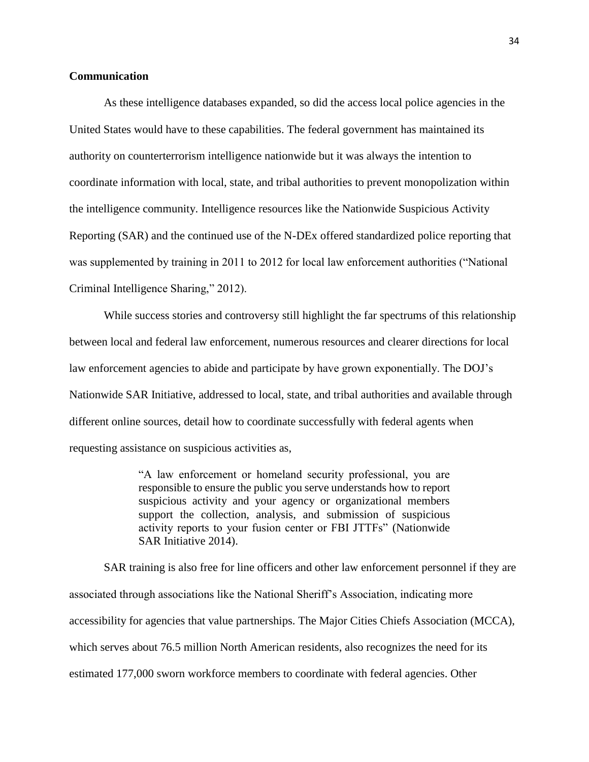**Communication**

As these intelligence databases expanded, so did the access local police agencies in the United States would have to these capabilities. The federal government has maintained its authority on counterterrorism intelligence nationwide but it was always the intention to coordinate information with local, state, and tribal authorities to prevent monopolization within the intelligence community. Intelligence resources like the Nationwide Suspicious Activity Reporting (SAR) and the continued use of the N-DEx offered standardized police reporting that was supplemented by training in 2011 to 2012 for local law enforcement authorities ("National Criminal Intelligence Sharing," 2012).

While success stories and controversy still highlight the far spectrums of this relationship between local and federal law enforcement, numerous resources and clearer directions for local law enforcement agencies to abide and participate by have grown exponentially. The DOJ's Nationwide SAR Initiative, addressed to local, state, and tribal authorities and available through different online sources, detail how to coordinate successfully with federal agents when requesting assistance on suspicious activities as,

> "A law enforcement or homeland security professional, you are responsible to ensure the public you serve understands how to report suspicious activity and your agency or organizational members support the collection, analysis, and submission of suspicious activity reports to your fusion center or FBI JTTFs" (Nationwide SAR Initiative 2014).

SAR training is also free for line officers and other law enforcement personnel if they are associated through associations like the National Sheriff's Association, indicating more accessibility for agencies that value partnerships. The Major Cities Chiefs Association (MCCA), which serves about 76.5 million North American residents, also recognizes the need for its estimated 177,000 sworn workforce members to coordinate with federal agencies. Other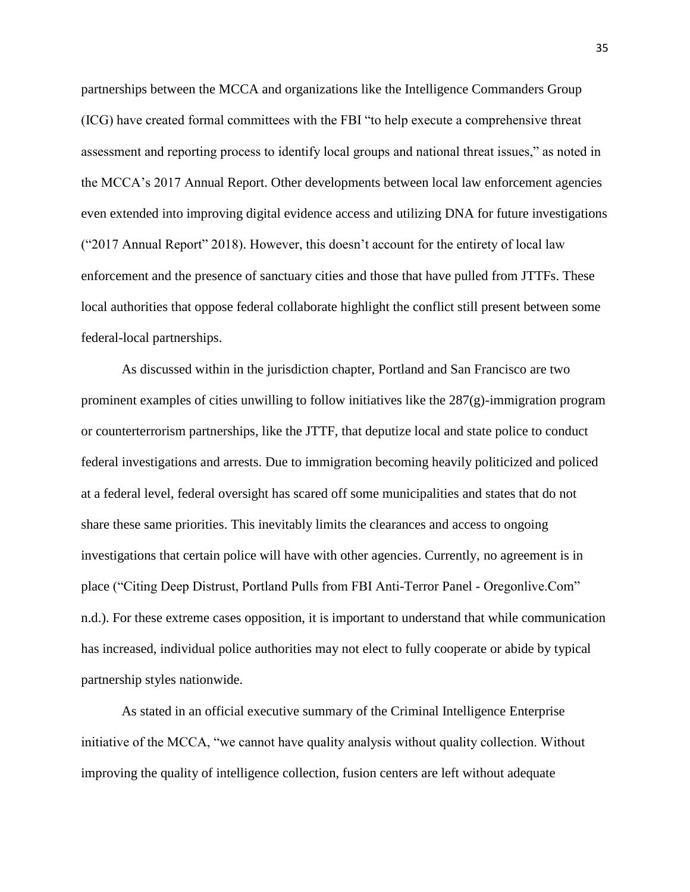partnerships between the MCCA and organizations like the Intelligence Commanders Group (ICG) have created formal committees with the FBI "to help execute a comprehensive threat assessment and reporting process to identify local groups and national threat issues," as noted in the MCCA's 2017 Annual Report. Other developments between local law enforcement agencies even extended into improving digital evidence access and utilizing DNA for future investigations ("2017 Annual Report" 2018). However, this doesn't account for the entirety of local law enforcement and the presence of sanctuary cities and those that have pulled from JTTFs. These local authorities that oppose federal collaborate highlight the conflict still present between some federal-local partnerships.

As discussed within in the jurisdiction chapter, Portland and San Francisco are two prominent examples of cities unwilling to follow initiatives like the 287(g)-immigration program or counterterrorism partnerships, like the JTTF, that deputize local and state police to conduct federal investigations and arrests. Due to immigration becoming heavily politicized and policed at a federal level, federal oversight has scared off some municipalities and states that do not share these same priorities. This inevitably limits the clearances and access to ongoing investigations that certain police will have with other agencies. Currently, no agreement is in place ("Citing Deep Distrust, Portland Pulls from FBI Anti-Terror Panel - Oregonlive.Com" n.d.). For these extreme cases opposition, it is important to understand that while communication has increased, individual police authorities may not elect to fully cooperate or abide by typical partnership styles nationwide.

As stated in an official executive summary of the Criminal Intelligence Enterprise initiative of the MCCA, "we cannot have quality analysis without quality collection. Without improving the quality of intelligence collection, fusion centers are left without adequate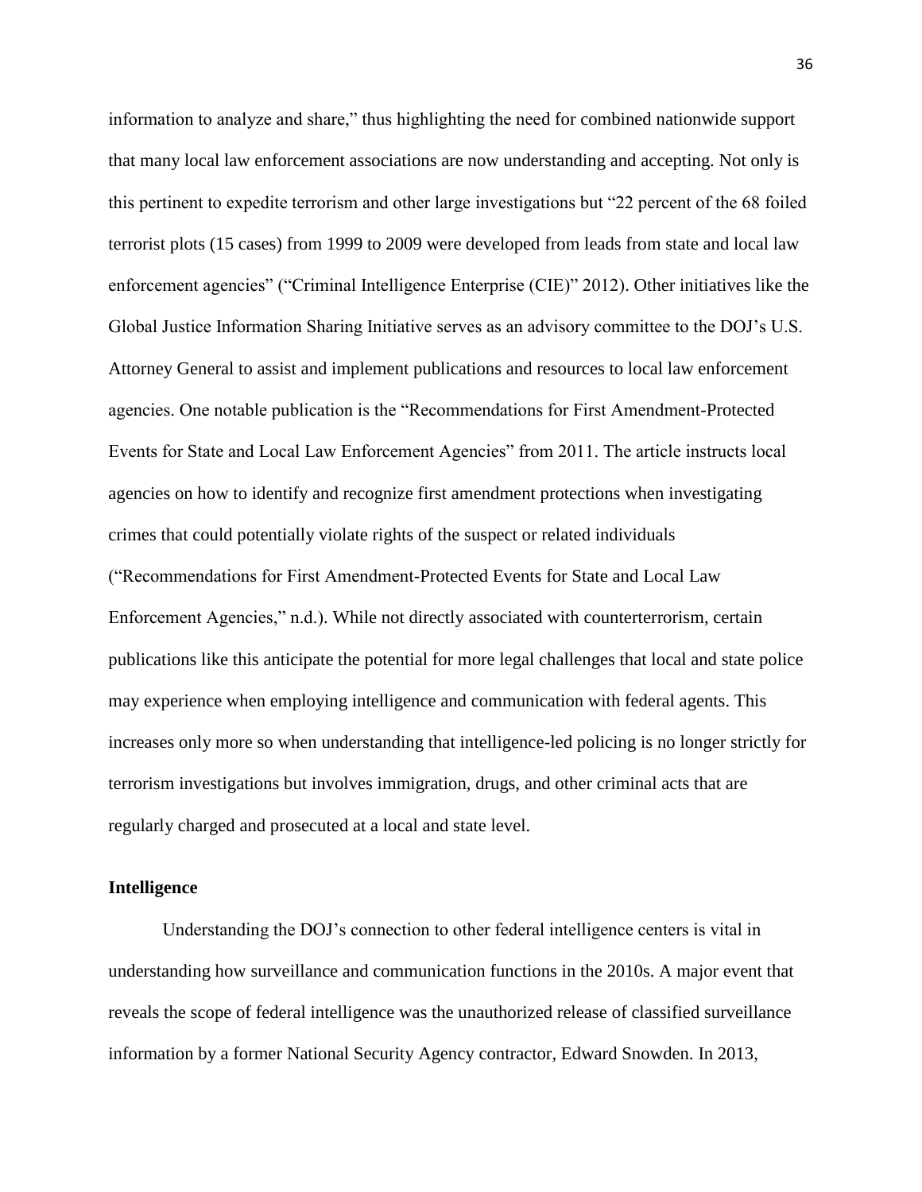information to analyze and share," thus highlighting the need for combined nationwide support that many local law enforcement associations are now understanding and accepting. Not only is this pertinent to expedite terrorism and other large investigations but "22 percent of the 68 foiled terrorist plots (15 cases) from 1999 to 2009 were developed from leads from state and local law enforcement agencies" ("Criminal Intelligence Enterprise (CIE)" 2012). Other initiatives like the Global Justice Information Sharing Initiative serves as an advisory committee to the DOJ's U.S. Attorney General to assist and implement publications and resources to local law enforcement agencies. One notable publication is the "Recommendations for First Amendment-Protected Events for State and Local Law Enforcement Agencies" from 2011. The article instructs local agencies on how to identify and recognize first amendment protections when investigating crimes that could potentially violate rights of the suspect or related individuals ("Recommendations for First Amendment-Protected Events for State and Local Law Enforcement Agencies," n.d.). While not directly associated with counterterrorism, certain publications like this anticipate the potential for more legal challenges that local and state police may experience when employing intelligence and communication with federal agents. This increases only more so when understanding that intelligence-led policing is no longer strictly for terrorism investigations but involves immigration, drugs, and other criminal acts that are regularly charged and prosecuted at a local and state level.

### Intelligence

Understanding the DOJ's connection to other federal intelligence centers is vital in understanding how surveillance and communication functions in the 2010s. A major event that reveals the scope of federal intelligence was the unauthorized release of classified surveillance information by a former National Security Agency contractor, Edward Snowden. In 2013,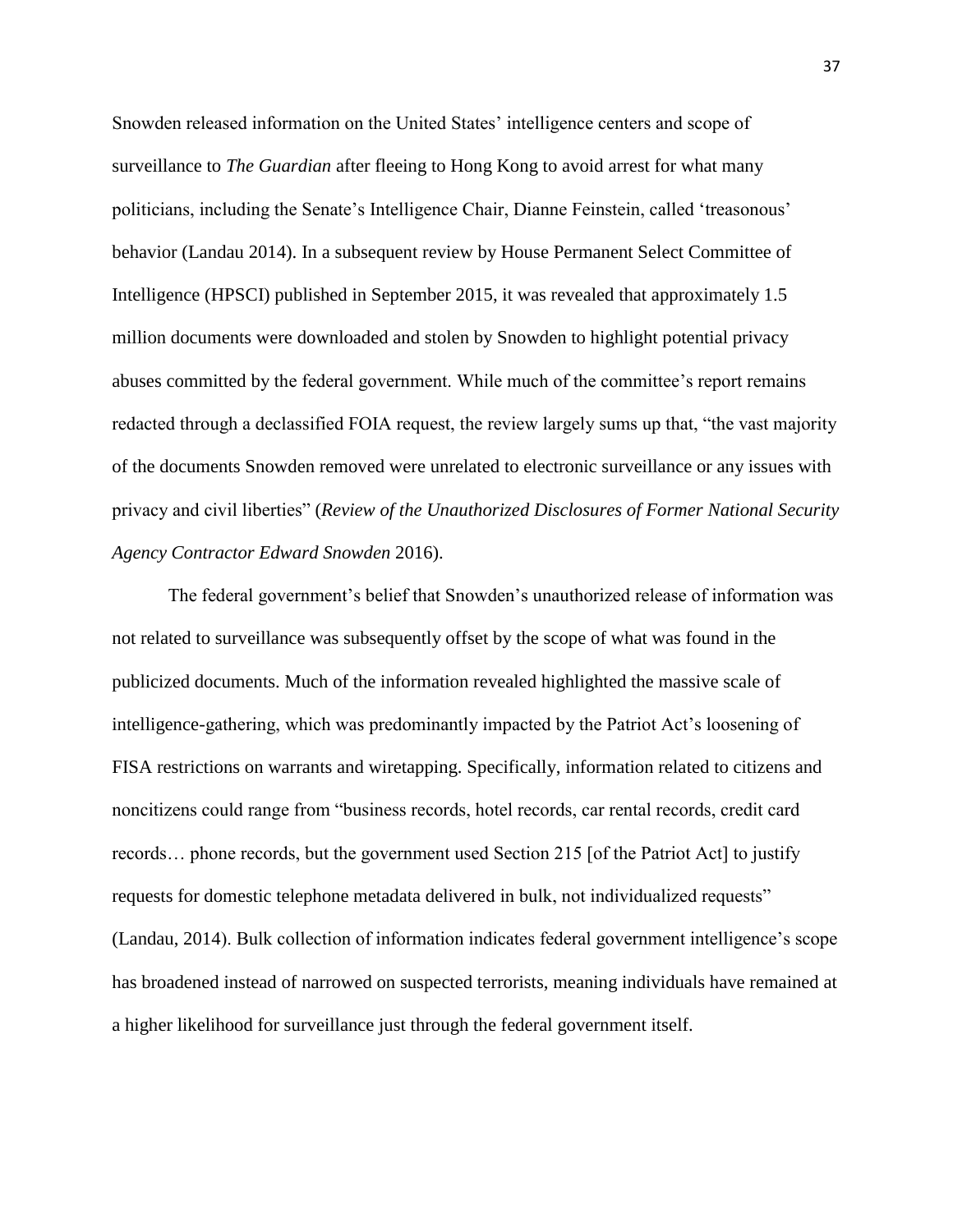Snowden released information on the United States' intelligence centers and scope of surveillance to *The Guardian* after fleeing to Hong Kong to avoid arrest for what many politicians, including the Senate's Intelligence Chair, Dianne Feinstein, called 'treasonous' behavior (Landau 2014). In a subsequent review by House Permanent Select Committee of Intelligence (HPSCI) published in September 2015, it was revealed that approximately 1.5 million documents were downloaded and stolen by Snowden to highlight potential privacy abuses committed by the federal government. While much of the committee's report remains redacted through a declassified FOIA request, the review largely sums up that, "the vast majority of the documents Snowden removed were unrelated to electronic surveillance or any issues with privacy and civil liberties" (*Review of the Unauthorized Disclosures of Former National Security Agency Contractor Edward Snowden* 2016).

The federal government's belief that Snowden's unauthorized release of information was not related to surveillance was subsequently offset by the scope of what was found in the publicized documents. Much of the information revealed highlighted the massive scale of intelligence-gathering, which was predominantly impacted by the Patriot Act's loosening of FISA restrictions on warrants and wiretapping. Specifically, information related to citizens and noncitizens could range from "business records, hotel records, car rental records, credit card records… phone records, but the government used Section 215 [of the Patriot Act] to justify requests for domestic telephone metadata delivered in bulk, not individualized requests" (Landau, 2014). Bulk collection of information indicates federal government intelligence's scope has broadened instead of narrowed on suspected terrorists, meaning individuals have remained at a higher likelihood for surveillance just through the federal government itself.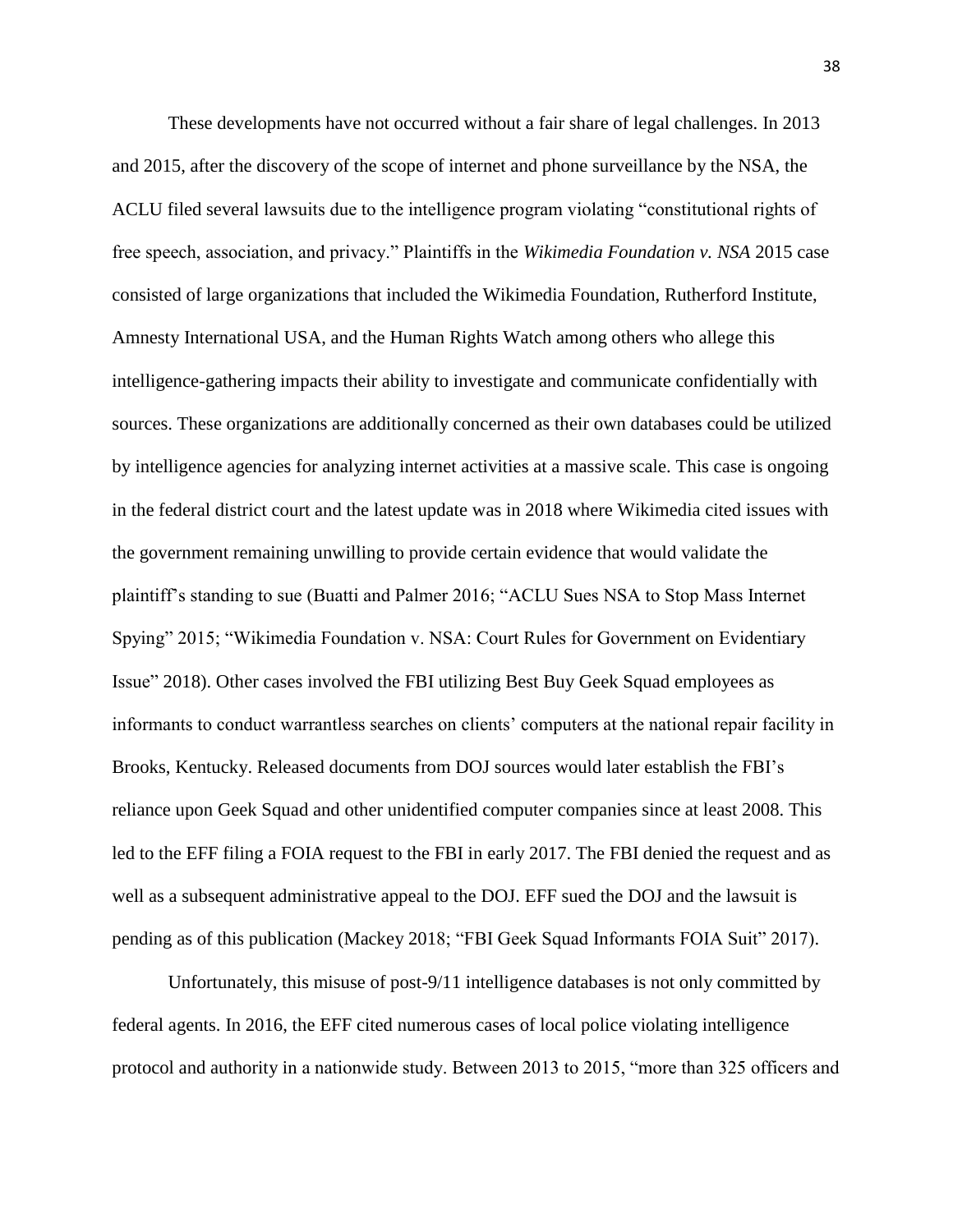These developments have not occurred without a fair share of legal challenges. In 2013 and 2015, after the discovery of the scope of internet and phone surveillance by the NSA, the ACLU filed several lawsuits due to the intelligence program violating "constitutional rights of free speech, association, and privacy." Plaintiffs in the *Wikimedia Foundation v. NSA* 2015 case consisted of large organizations that included the Wikimedia Foundation, Rutherford Institute, Amnesty International USA, and the Human Rights Watch among others who allege this intelligence-gathering impacts their ability to investigate and communicate confidentially with sources. These organizations are additionally concerned as their own databases could be utilized by intelligence agencies for analyzing internet activities at a massive scale. This case is ongoing in the federal district court and the latest update was in 2018 where Wikimedia cited issues with the government remaining unwilling to provide certain evidence that would validate the plaintiff's standing to sue (Buatti and Palmer 2016; "ACLU Sues NSA to Stop Mass Internet Spying" 2015; "Wikimedia Foundation v. NSA: Court Rules for Government on Evidentiary Issue" 2018). Other cases involved the FBI utilizing Best Buy Geek Squad employees as informants to conduct warrantless searches on clients' computers at the national repair facility in Brooks, Kentucky. Released documents from DOJ sources would later establish the FBI's reliance upon Geek Squad and other unidentified computer companies since at least 2008. This led to the EFF filing a FOIA request to the FBI in early 2017. The FBI denied the request and as well as a subsequent administrative appeal to the DOJ. EFF sued the DOJ and the lawsuit is pending as of this publication (Mackey 2018; "FBI Geek Squad Informants FOIA Suit" 2017).

Unfortunately, this misuse of post-9/11 intelligence databases is not only committed by federal agents. In 2016, the EFF cited numerous cases of local police violating intelligence protocol and authority in a nationwide study. Between 2013 to 2015, "more than 325 officers and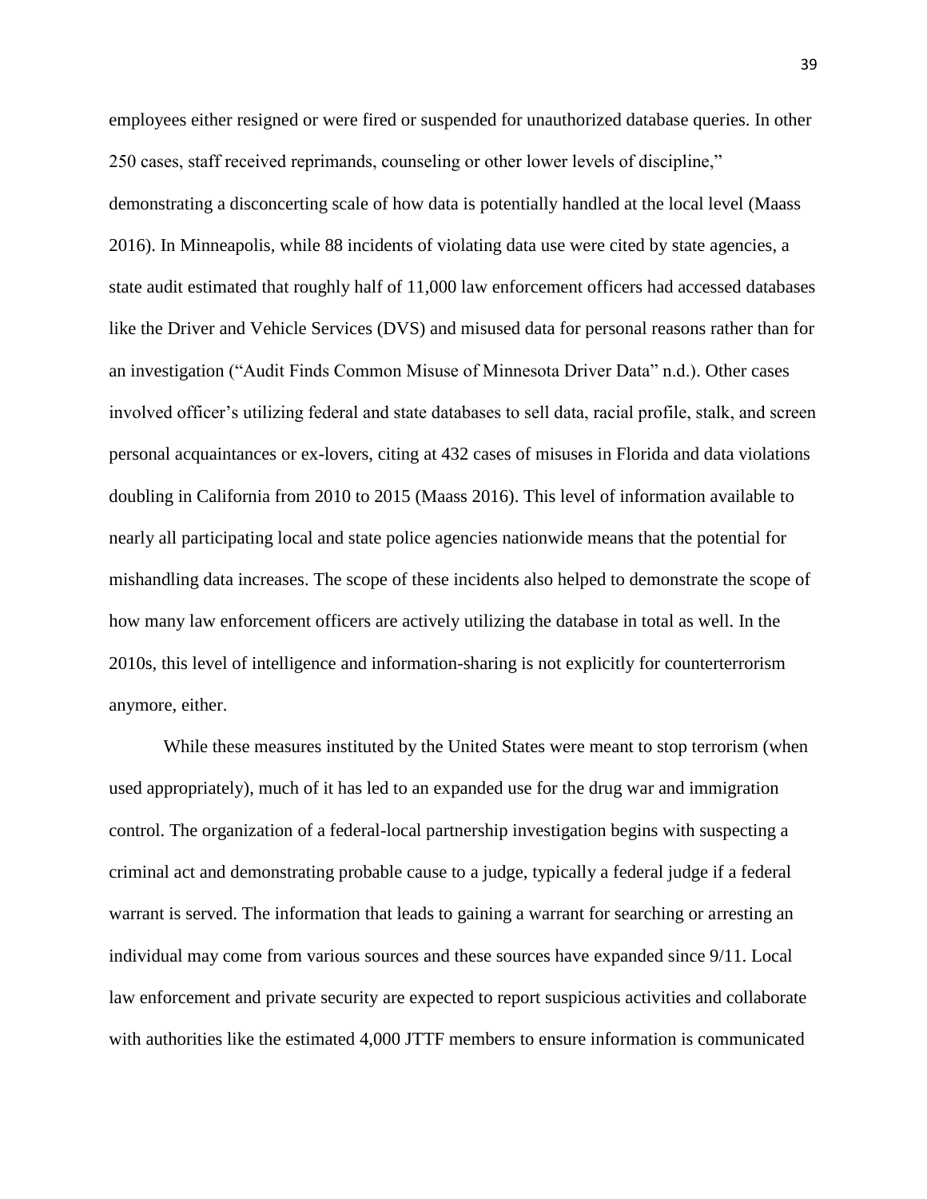employees either resigned or were fired or suspended for unauthorized database queries. In other 250 cases, staff received reprimands, counseling or other lower levels of discipline," demonstrating a disconcerting scale of how data is potentially handled at the local level (Maass 2016). In Minneapolis, while 88 incidents of violating data use were cited by state agencies, a state audit estimated that roughly half of 11,000 law enforcement officers had accessed databases like the Driver and Vehicle Services (DVS) and misused data for personal reasons rather than for an investigation ("Audit Finds Common Misuse of Minnesota Driver Data" n.d.). Other cases involved officer's utilizing federal and state databases to sell data, racial profile, stalk, and screen personal acquaintances or ex-lovers, citing at 432 cases of misuses in Florida and data violations doubling in California from 2010 to 2015 (Maass 2016). This level of information available to nearly all participating local and state police agencies nationwide means that the potential for mishandling data increases. The scope of these incidents also helped to demonstrate the scope of how many law enforcement officers are actively utilizing the database in total as well. In the 2010s, this level of intelligence and information-sharing is not explicitly for counterterrorism anymore, either.

While these measures instituted by the United States were meant to stop terrorism (when used appropriately), much of it has led to an expanded use for the drug war and immigration control. The organization of a federal-local partnership investigation begins with suspecting a criminal act and demonstrating probable cause to a judge, typically a federal judge if a federal warrant is served. The information that leads to gaining a warrant for searching or arresting an individual may come from various sources and these sources have expanded since 9/11. Local law enforcement and private security are expected to report suspicious activities and collaborate with authorities like the estimated 4,000 JTTF members to ensure information is communicated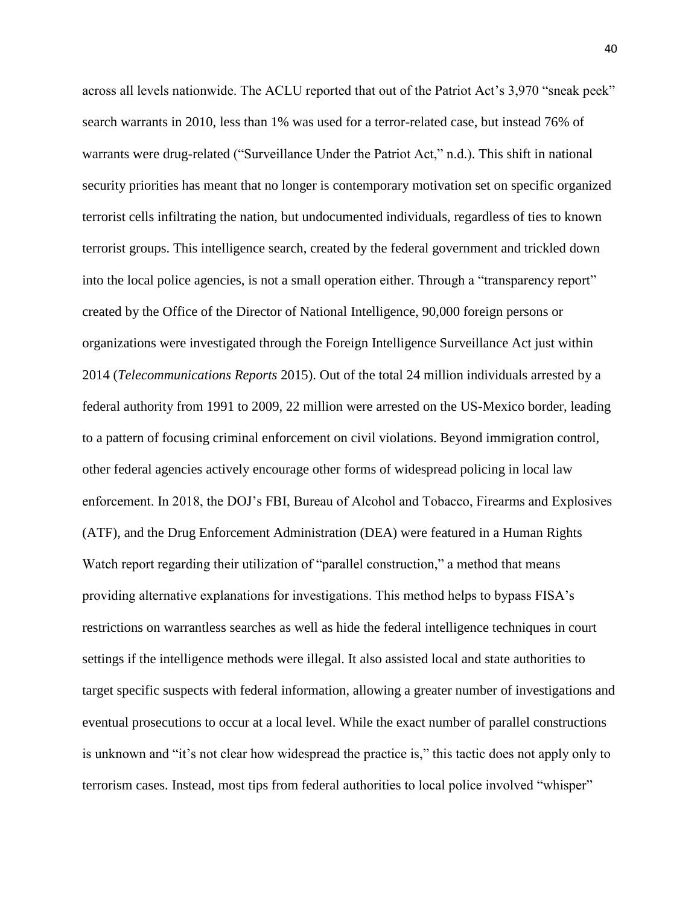across all levels nationwide. The ACLU reported that out of the Patriot Act's 3,970 "sneak peek" search warrants in 2010, less than 1% was used for a terror-related case, but instead 76% of warrants were drug-related ("Surveillance Under the Patriot Act," n.d.). This shift in national security priorities has meant that no longer is contemporary motivation set on specific organized terrorist cells infiltrating the nation, but undocumented individuals, regardless of ties to known terrorist groups. This intelligence search, created by the federal government and trickled down into the local police agencies, is not a small operation either. Through a "transparency report" created by the Office of the Director of National Intelligence, 90,000 foreign persons or organizations were investigated through the Foreign Intelligence Surveillance Act just within 2014 (*Telecommunications Reports* 2015). Out of the total 24 million individuals arrested by a federal authority from 1991 to 2009, 22 million were arrested on the US-Mexico border, leading to a pattern of focusing criminal enforcement on civil violations. Beyond immigration control, other federal agencies actively encourage other forms of widespread policing in local law enforcement. In 2018, the DOJ's FBI, Bureau of Alcohol and Tobacco, Firearms and Explosives (ATF), and the Drug Enforcement Administration (DEA) were featured in a Human Rights Watch report regarding their utilization of "parallel construction," a method that means providing alternative explanations for investigations. This method helps to bypass FISA's restrictions on warrantless searches as well as hide the federal intelligence techniques in court settings if the intelligence methods were illegal. It also assisted local and state authorities to target specific suspects with federal information, allowing a greater number of investigations and eventual prosecutions to occur at a local level. While the exact number of parallel constructions is unknown and "it's not clear how widespread the practice is," this tactic does not apply only to terrorism cases. Instead, most tips from federal authorities to local police involved "whisper"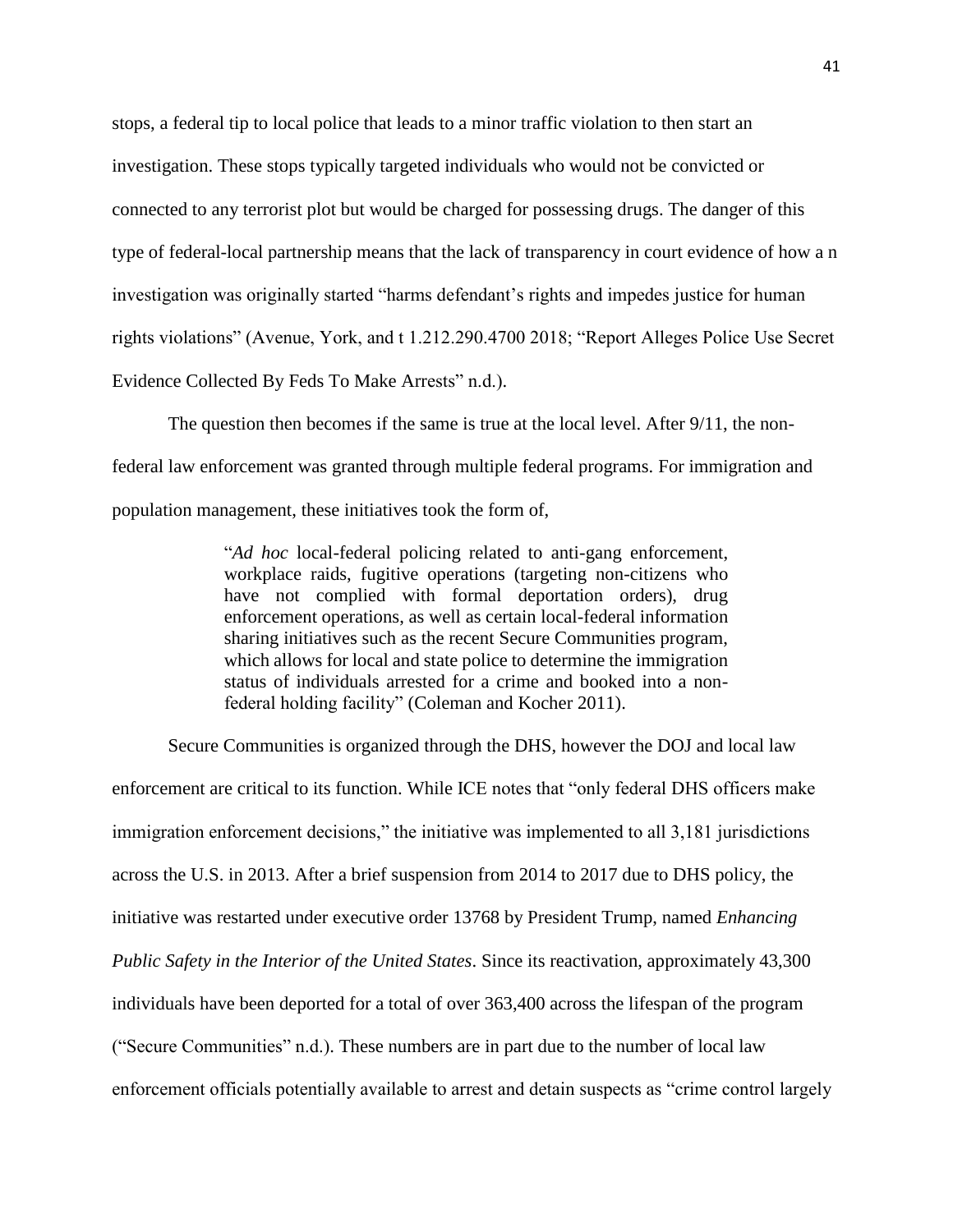stops, a federal tip to local police that leads to a minor traffic violation to then start an investigation. These stops typically targeted individuals who would not be convicted or connected to any terrorist plot but would be charged for possessing drugs. The danger of this type of federal-local partnership means that the lack of transparency in court evidence of how a n investigation was originally started "harms defendant's rights and impedes justice for human rights violations" (Avenue, York, and t 1.212.290.4700 2018; "Report Alleges Police Use Secret Evidence Collected By Feds To Make Arrests" n.d.).

The question then becomes if the same is true at the local level. After 9/11, the non-federal law enforcement was granted through multiple federal programs. For immigration and population management, these initiatives took the form of,

> "*Ad hoc* local-federal policing related to anti-gang enforcement, workplace raids, fugitive operations (targeting non-citizens who have not complied with formal deportation orders), drug enforcement operations, as well as certain local-federal information sharing initiatives such as the recent Secure Communities program, which allows for local and state police to determine the immigration status of individuals arrested for a crime and booked into a non-federal holding facility" (Coleman and Kocher 2011).

Secure Communities is organized through the DHS, however the DOJ and local law enforcement are critical to its function. While ICE notes that "only federal DHS officers make immigration enforcement decisions," the initiative was implemented to all 3,181 jurisdictions across the U.S. in 2013. After a brief suspension from 2014 to 2017 due to DHS policy, the initiative was restarted under executive order 13768 by President Trump, named *Enhancing Public Safety in the Interior of the United States*. Since its reactivation, approximately 43,300 individuals have been deported for a total of over 363,400 across the lifespan of the program ("Secure Communities" n.d.). These numbers are in part due to the number of local law enforcement officials potentially available to arrest and detain suspects as "crime control largely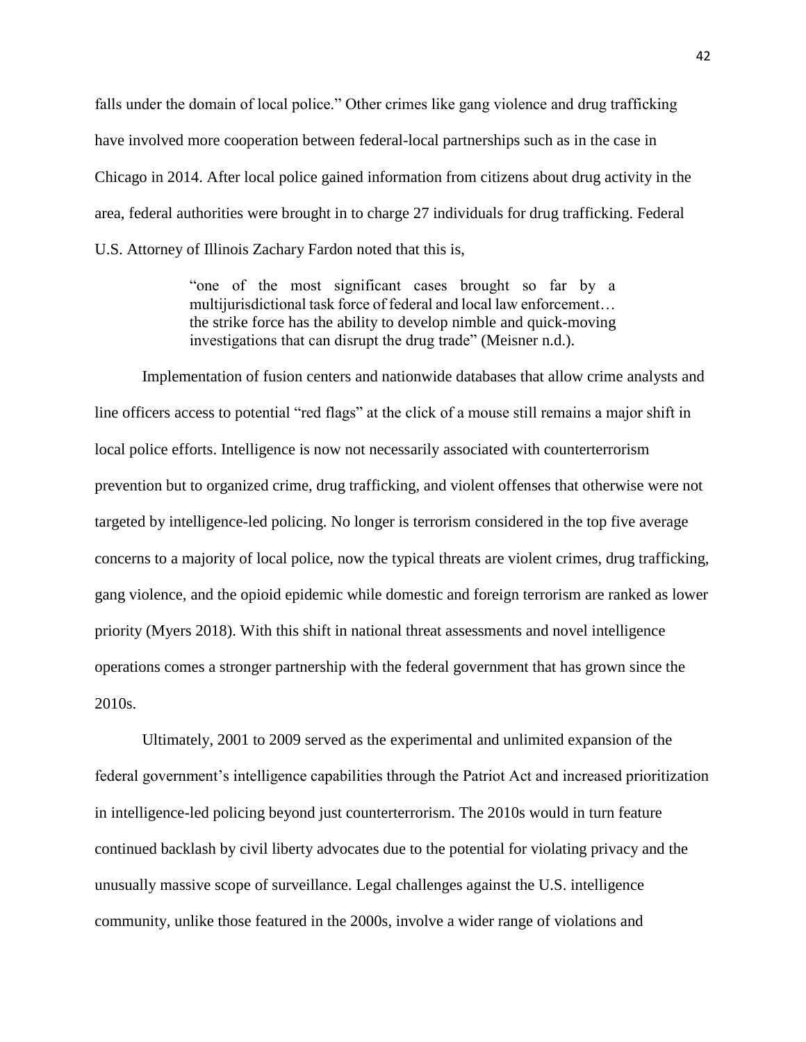falls under the domain of local police." Other crimes like gang violence and drug trafficking have involved more cooperation between federal-local partnerships such as in the case in Chicago in 2014. After local police gained information from citizens about drug activity in the area, federal authorities were brought in to charge 27 individuals for drug trafficking. Federal U.S. Attorney of Illinois Zachary Fardon noted that this is,

> "one of the most significant cases brought so far by a multijurisdictional task force of federal and local law enforcement… the strike force has the ability to develop nimble and quick-moving investigations that can disrupt the drug trade" (Meisner n.d.).

Implementation of fusion centers and nationwide databases that allow crime analysts and line officers access to potential "red flags" at the click of a mouse still remains a major shift in local police efforts. Intelligence is now not necessarily associated with counterterrorism prevention but to organized crime, drug trafficking, and violent offenses that otherwise were not targeted by intelligence-led policing. No longer is terrorism considered in the top five average concerns to a majority of local police, now the typical threats are violent crimes, drug trafficking, gang violence, and the opioid epidemic while domestic and foreign terrorism are ranked as lower priority (Myers 2018). With this shift in national threat assessments and novel intelligence operations comes a stronger partnership with the federal government that has grown since the 2010s.

Ultimately, 2001 to 2009 served as the experimental and unlimited expansion of the federal government's intelligence capabilities through the Patriot Act and increased prioritization in intelligence-led policing beyond just counterterrorism. The 2010s would in turn feature continued backlash by civil liberty advocates due to the potential for violating privacy and the unusually massive scope of surveillance. Legal challenges against the U.S. intelligence community, unlike those featured in the 2000s, involve a wider range of violations and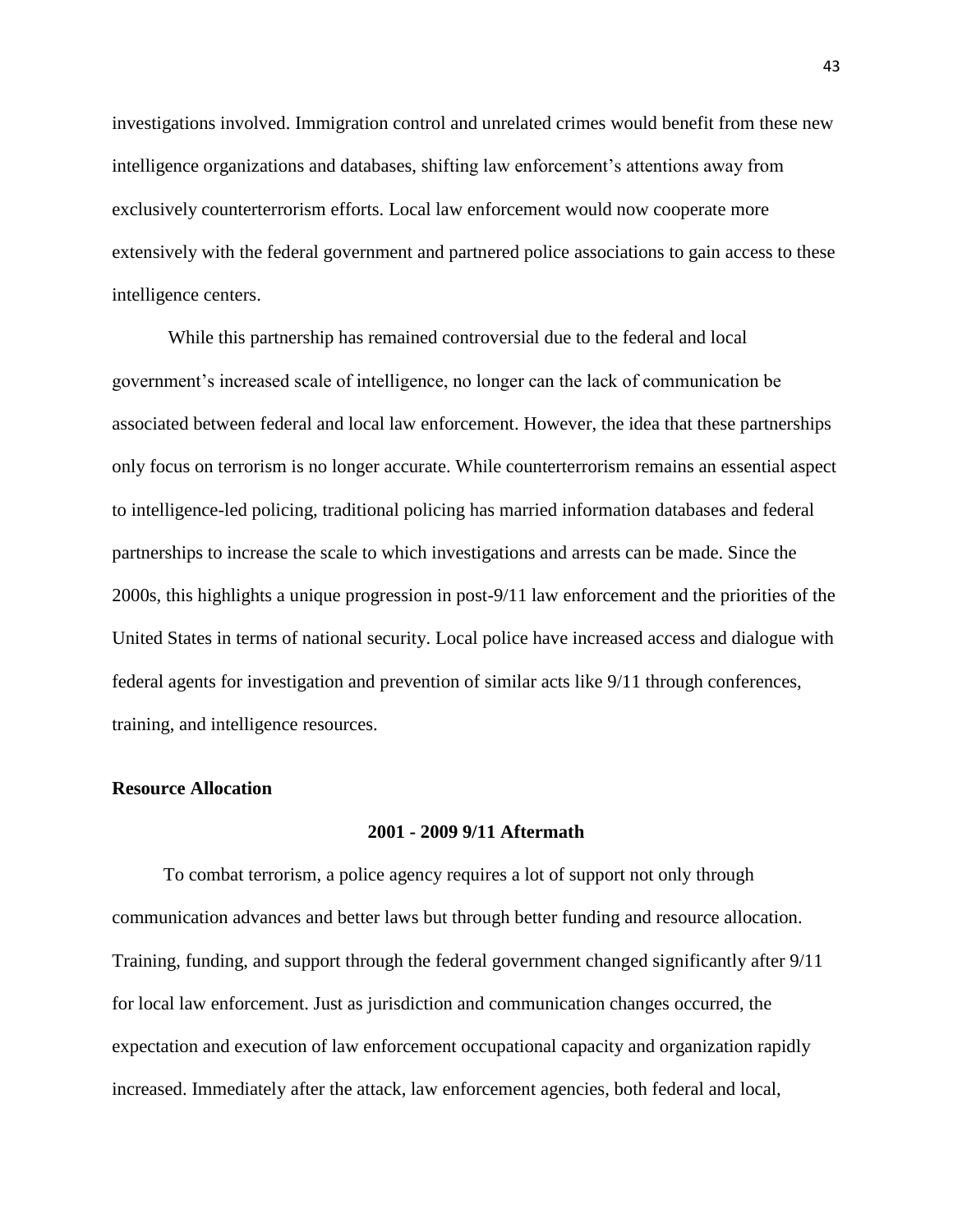investigations involved. Immigration control and unrelated crimes would benefit from these new intelligence organizations and databases, shifting law enforcement's attentions away from exclusively counterterrorism efforts. Local law enforcement would now cooperate more extensively with the federal government and partnered police associations to gain access to these intelligence centers.

While this partnership has remained controversial due to the federal and local government's increased scale of intelligence, no longer can the lack of communication be associated between federal and local law enforcement. However, the idea that these partnerships only focus on terrorism is no longer accurate. While counterterrorism remains an essential aspect to intelligence-led policing, traditional policing has married information databases and federal partnerships to increase the scale to which investigations and arrests can be made. Since the 2000s, this highlights a unique progression in post-9/11 law enforcement and the priorities of the United States in terms of national security. Local police have increased access and dialogue with federal agents for investigation and prevention of similar acts like 9/11 through conferences, training, and intelligence resources.

### Resource Allocation

#### 2001 - 2009 9/11 Aftermath

To combat terrorism, a police agency requires a lot of support not only through communication advances and better laws but through better funding and resource allocation. Training, funding, and support through the federal government changed significantly after 9/11 for local law enforcement. Just as jurisdiction and communication changes occurred, the expectation and execution of law enforcement occupational capacity and organization rapidly increased. Immediately after the attack, law enforcement agencies, both federal and local,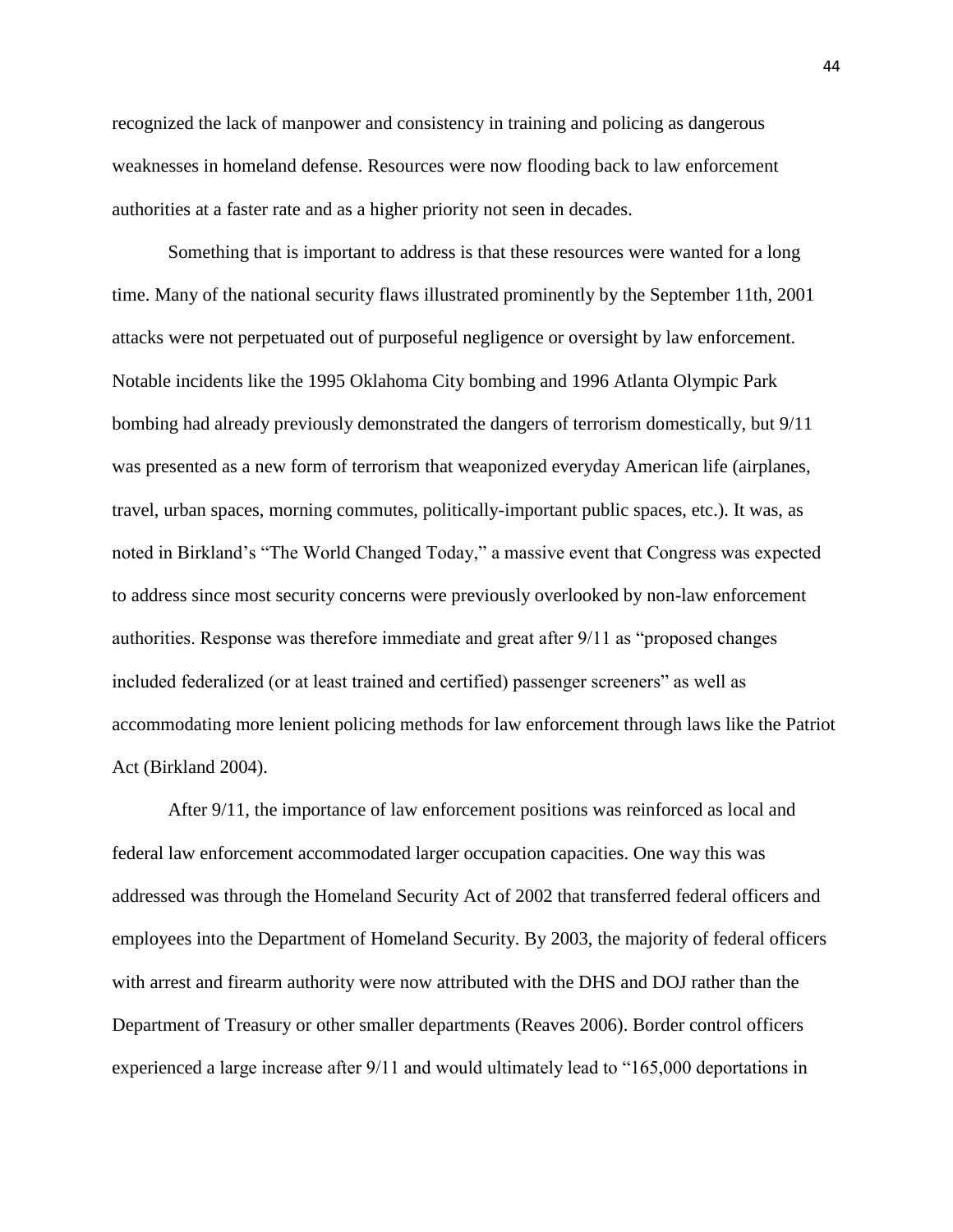recognized the lack of manpower and consistency in training and policing as dangerous weaknesses in homeland defense. Resources were now flooding back to law enforcement authorities at a faster rate and as a higher priority not seen in decades.

Something that is important to address is that these resources were wanted for a long time. Many of the national security flaws illustrated prominently by the September 11th, 2001 attacks were not perpetuated out of purposeful negligence or oversight by law enforcement. Notable incidents like the 1995 Oklahoma City bombing and 1996 Atlanta Olympic Park bombing had already previously demonstrated the dangers of terrorism domestically, but 9/11 was presented as a new form of terrorism that weaponized everyday American life (airplanes, travel, urban spaces, morning commutes, politically-important public spaces, etc.). It was, as noted in Birkland's "The World Changed Today," a massive event that Congress was expected to address since most security concerns were previously overlooked by non-law enforcement authorities. Response was therefore immediate and great after 9/11 as "proposed changes included federalized (or at least trained and certified) passenger screeners" as well as accommodating more lenient policing methods for law enforcement through laws like the Patriot Act (Birkland 2004).

After 9/11, the importance of law enforcement positions was reinforced as local and federal law enforcement accommodated larger occupation capacities. One way this was addressed was through the Homeland Security Act of 2002 that transferred federal officers and employees into the Department of Homeland Security. By 2003, the majority of federal officers with arrest and firearm authority were now attributed with the DHS and DOJ rather than the Department of Treasury or other smaller departments (Reaves 2006). Border control officers experienced a large increase after 9/11 and would ultimately lead to "165,000 deportations in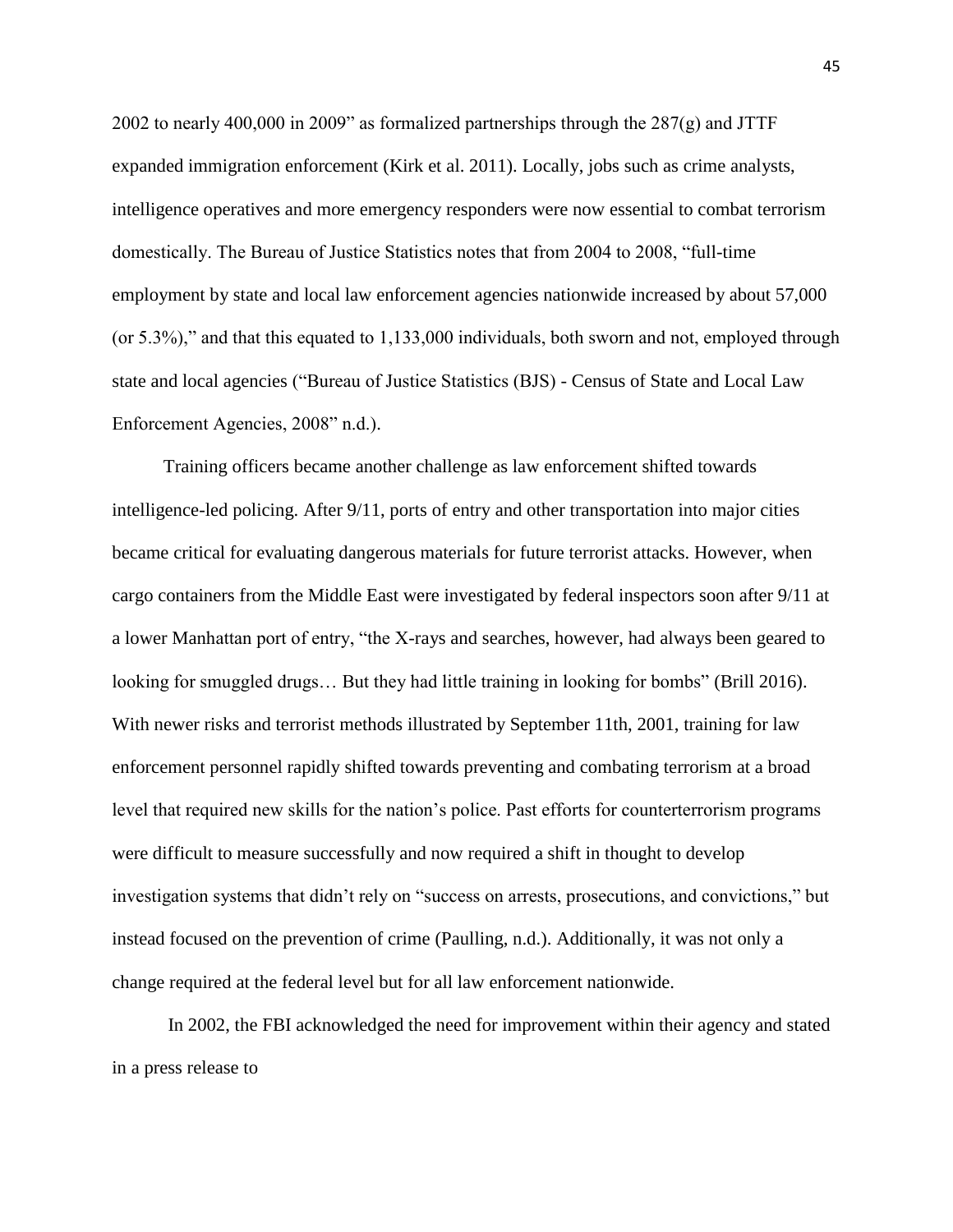2002 to nearly 400,000 in 2009" as formalized partnerships through the 287(g) and JTTF expanded immigration enforcement (Kirk et al. 2011). Locally, jobs such as crime analysts, intelligence operatives and more emergency responders were now essential to combat terrorism domestically. The Bureau of Justice Statistics notes that from 2004 to 2008, "full-time employment by state and local law enforcement agencies nationwide increased by about 57,000 (or 5.3%)," and that this equated to 1,133,000 individuals, both sworn and not, employed through state and local agencies ("Bureau of Justice Statistics (BJS) - Census of State and Local Law Enforcement Agencies, 2008" n.d.).

Training officers became another challenge as law enforcement shifted towards intelligence-led policing. After 9/11, ports of entry and other transportation into major cities became critical for evaluating dangerous materials for future terrorist attacks. However, when cargo containers from the Middle East were investigated by federal inspectors soon after 9/11 at a lower Manhattan port of entry, "the X-rays and searches, however, had always been geared to looking for smuggled drugs… But they had little training in looking for bombs" (Brill 2016). With newer risks and terrorist methods illustrated by September 11th, 2001, training for law enforcement personnel rapidly shifted towards preventing and combating terrorism at a broad level that required new skills for the nation's police. Past efforts for counterterrorism programs were difficult to measure successfully and now required a shift in thought to develop investigation systems that didn't rely on "success on arrests, prosecutions, and convictions," but instead focused on the prevention of crime (Paulling, n.d.). Additionally, it was not only a change required at the federal level but for all law enforcement nationwide.

In 2002, the FBI acknowledged the need for improvement within their agency and stated in a press release to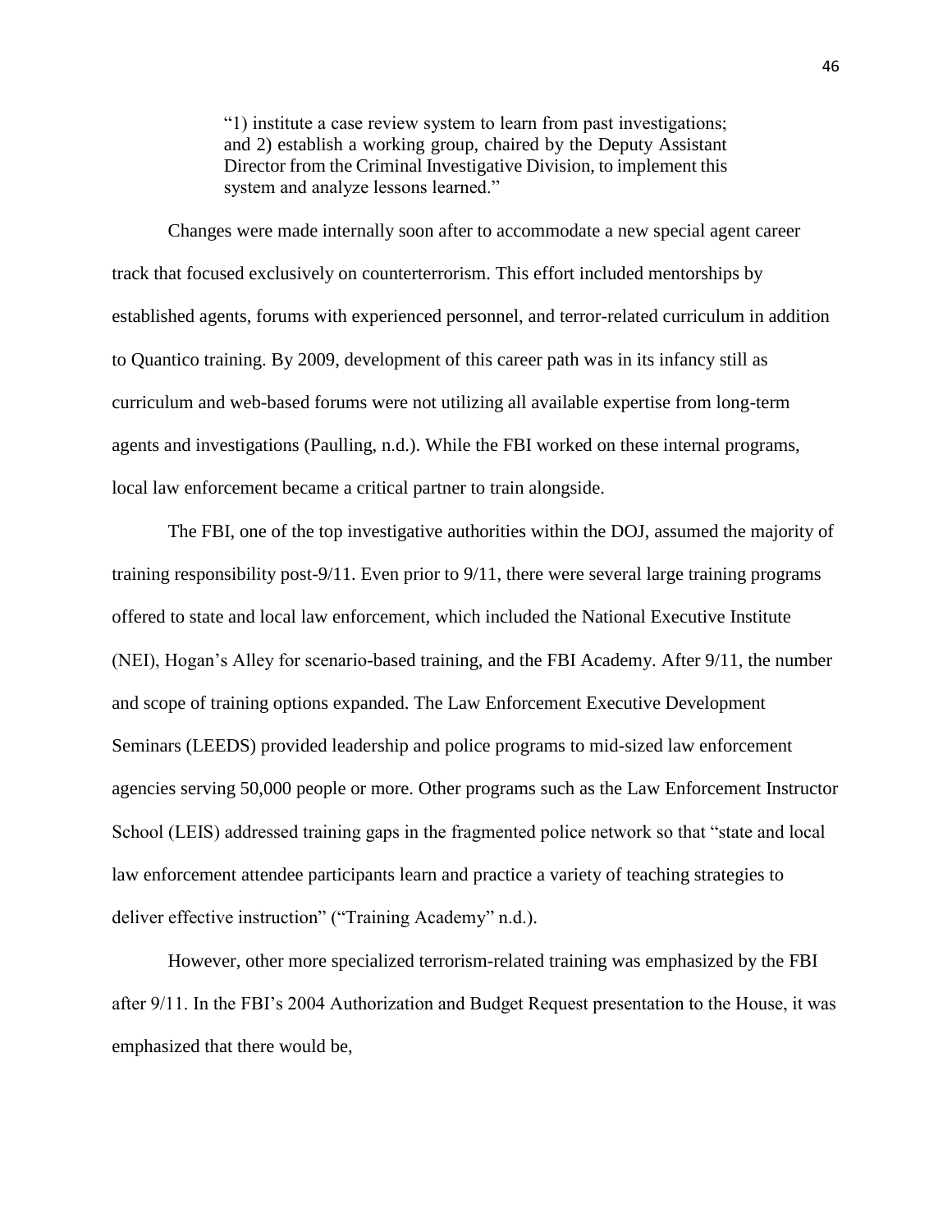> "1) institute a case review system to learn from past investigations; and 2) establish a working group, chaired by the Deputy Assistant Director from the Criminal Investigative Division, to implement this system and analyze lessons learned."

Changes were made internally soon after to accommodate a new special agent career track that focused exclusively on counterterrorism. This effort included mentorships by established agents, forums with experienced personnel, and terror-related curriculum in addition to Quantico training. By 2009, development of this career path was in its infancy still as curriculum and web-based forums were not utilizing all available expertise from long-term agents and investigations (Paulling, n.d.). While the FBI worked on these internal programs, local law enforcement became a critical partner to train alongside.

The FBI, one of the top investigative authorities within the DOJ, assumed the majority of training responsibility post-9/11. Even prior to 9/11, there were several large training programs offered to state and local law enforcement, which included the National Executive Institute (NEI), Hogan's Alley for scenario-based training, and the FBI Academy. After 9/11, the number and scope of training options expanded. The Law Enforcement Executive Development Seminars (LEEDS) provided leadership and police programs to mid-sized law enforcement agencies serving 50,000 people or more. Other programs such as the Law Enforcement Instructor School (LEIS) addressed training gaps in the fragmented police network so that "state and local law enforcement attendee participants learn and practice a variety of teaching strategies to deliver effective instruction" ("Training Academy" n.d.).

However, other more specialized terrorism-related training was emphasized by the FBI after 9/11. In the FBI's 2004 Authorization and Budget Request presentation to the House, it was emphasized that there would be,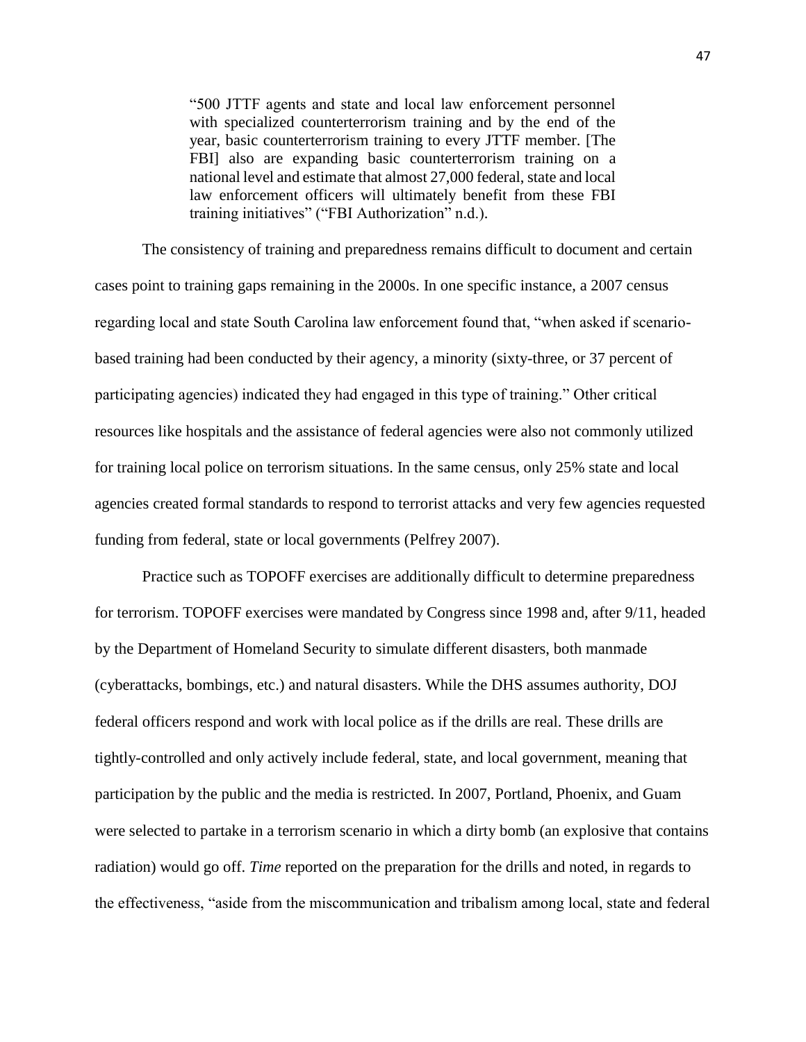> "500 JTTF agents and state and local law enforcement personnel with specialized counterterrorism training and by the end of the year, basic counterterrorism training to every JTTF member. [The FBI] also are expanding basic counterterrorism training on a national level and estimate that almost 27,000 federal, state and local law enforcement officers will ultimately benefit from these FBI training initiatives" ("FBI Authorization" n.d.).

The consistency of training and preparedness remains difficult to document and certain cases point to training gaps remaining in the 2000s. In one specific instance, a 2007 census regarding local and state South Carolina law enforcement found that, "when asked if scenario-based training had been conducted by their agency, a minority (sixty-three, or 37 percent of participating agencies) indicated they had engaged in this type of training." Other critical resources like hospitals and the assistance of federal agencies were also not commonly utilized for training local police on terrorism situations. In the same census, only 25% state and local agencies created formal standards to respond to terrorist attacks and very few agencies requested funding from federal, state or local governments (Pelfrey 2007).

Practice such as TOPOFF exercises are additionally difficult to determine preparedness for terrorism. TOPOFF exercises were mandated by Congress since 1998 and, after 9/11, headed by the Department of Homeland Security to simulate different disasters, both manmade (cyberattacks, bombings, etc.) and natural disasters. While the DHS assumes authority, DOJ federal officers respond and work with local police as if the drills are real. These drills are tightly-controlled and only actively include federal, state, and local government, meaning that participation by the public and the media is restricted. In 2007, Portland, Phoenix, and Guam were selected to partake in a terrorism scenario in which a dirty bomb (an explosive that contains radiation) would go off. *Time* reported on the preparation for the drills and noted, in regards to the effectiveness, "aside from the miscommunication and tribalism among local, state and federal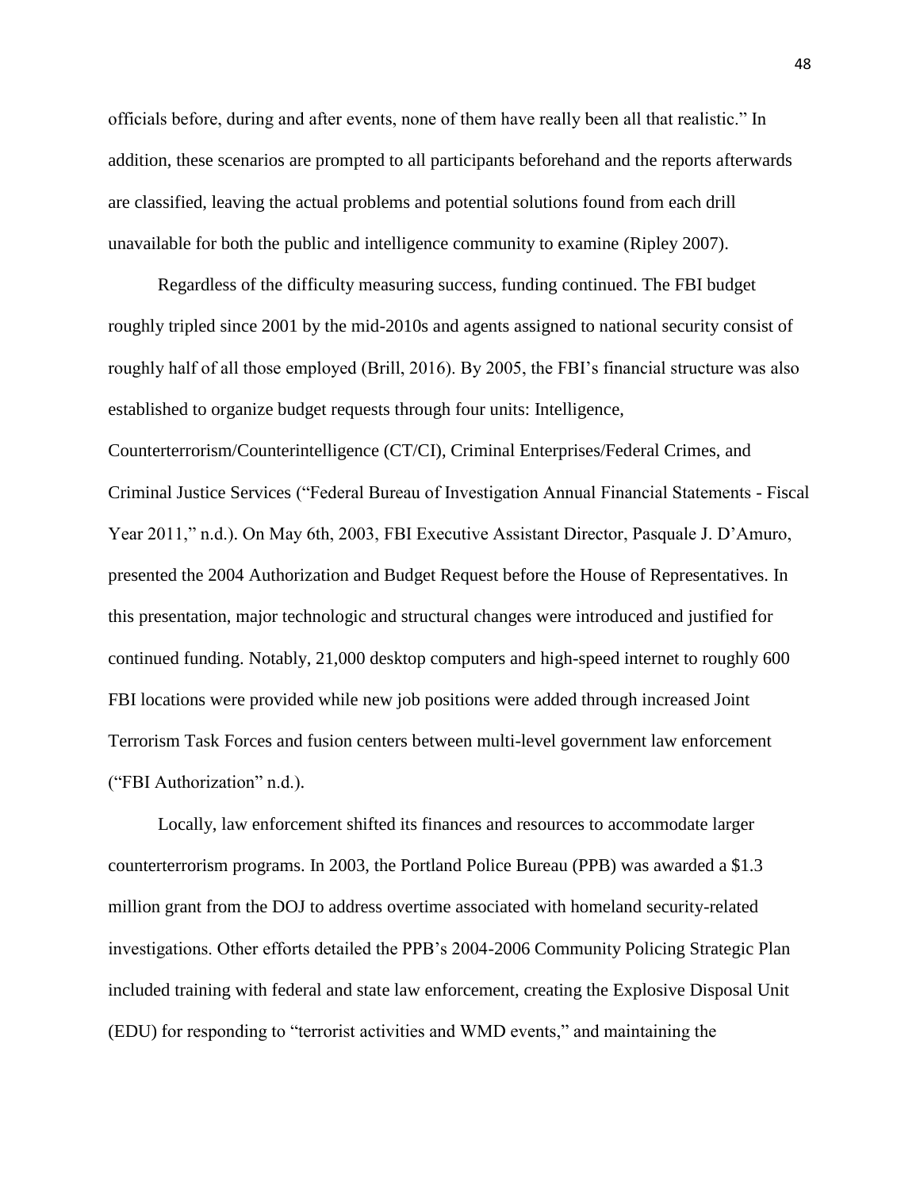officials before, during and after events, none of them have really been all that realistic." In addition, these scenarios are prompted to all participants beforehand and the reports afterwards are classified, leaving the actual problems and potential solutions found from each drill unavailable for both the public and intelligence community to examine (Ripley 2007).

Regardless of the difficulty measuring success, funding continued. The FBI budget roughly tripled since 2001 by the mid-2010s and agents assigned to national security consist of roughly half of all those employed (Brill, 2016). By 2005, the FBI's financial structure was also established to organize budget requests through four units: Intelligence, Counterterrorism/Counterintelligence (CT/CI), Criminal Enterprises/Federal Crimes, and Criminal Justice Services ("Federal Bureau of Investigation Annual Financial Statements - Fiscal Year 2011," n.d.). On May 6th, 2003, FBI Executive Assistant Director, Pasquale J. D'Amuro, presented the 2004 Authorization and Budget Request before the House of Representatives. In this presentation, major technologic and structural changes were introduced and justified for continued funding. Notably, 21,000 desktop computers and high-speed internet to roughly 600 FBI locations were provided while new job positions were added through increased Joint Terrorism Task Forces and fusion centers between multi-level government law enforcement ("FBI Authorization" n.d.).

Locally, law enforcement shifted its finances and resources to accommodate larger counterterrorism programs. In 2003, the Portland Police Bureau (PPB) was awarded a $1.3 million grant from the DOJ to address overtime associated with homeland security-related investigations. Other efforts detailed the PPB's 2004-2006 Community Policing Strategic Plan included training with federal and state law enforcement, creating the Explosive Disposal Unit (EDU) for responding to "terrorist activities and WMD events," and maintaining the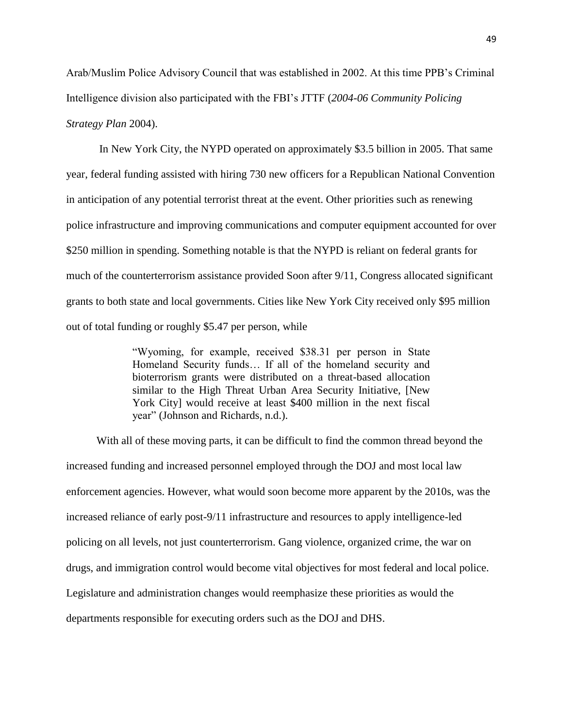Arab/Muslim Police Advisory Council that was established in 2002. At this time PPB's Criminal Intelligence division also participated with the FBI's JTTF (*2004-06 Community Policing Strategy Plan* 2004).

In New York City, the NYPD operated on approximately $3.5 billion in 2005. That same year, federal funding assisted with hiring 730 new officers for a Republican National Convention in anticipation of any potential terrorist threat at the event. Other priorities such as renewing police infrastructure and improving communications and computer equipment accounted for over $250 million in spending. Something notable is that the NYPD is reliant on federal grants for much of the counterterrorism assistance provided Soon after 9/11, Congress allocated significant grants to both state and local governments. Cities like New York City received only $95 million out of total funding or roughly $5.47 per person, while

> "Wyoming, for example, received $38.31 per person in State Homeland Security funds… If all of the homeland security and bioterrorism grants were distributed on a threat-based allocation similar to the High Threat Urban Area Security Initiative, [New York City] would receive at least $400 million in the next fiscal year" (Johnson and Richards, n.d.).

With all of these moving parts, it can be difficult to find the common thread beyond the increased funding and increased personnel employed through the DOJ and most local law enforcement agencies. However, what would soon become more apparent by the 2010s, was the increased reliance of early post-9/11 infrastructure and resources to apply intelligence-led policing on all levels, not just counterterrorism. Gang violence, organized crime, the war on drugs, and immigration control would become vital objectives for most federal and local police. Legislature and administration changes would reemphasize these priorities as would the departments responsible for executing orders such as the DOJ and DHS.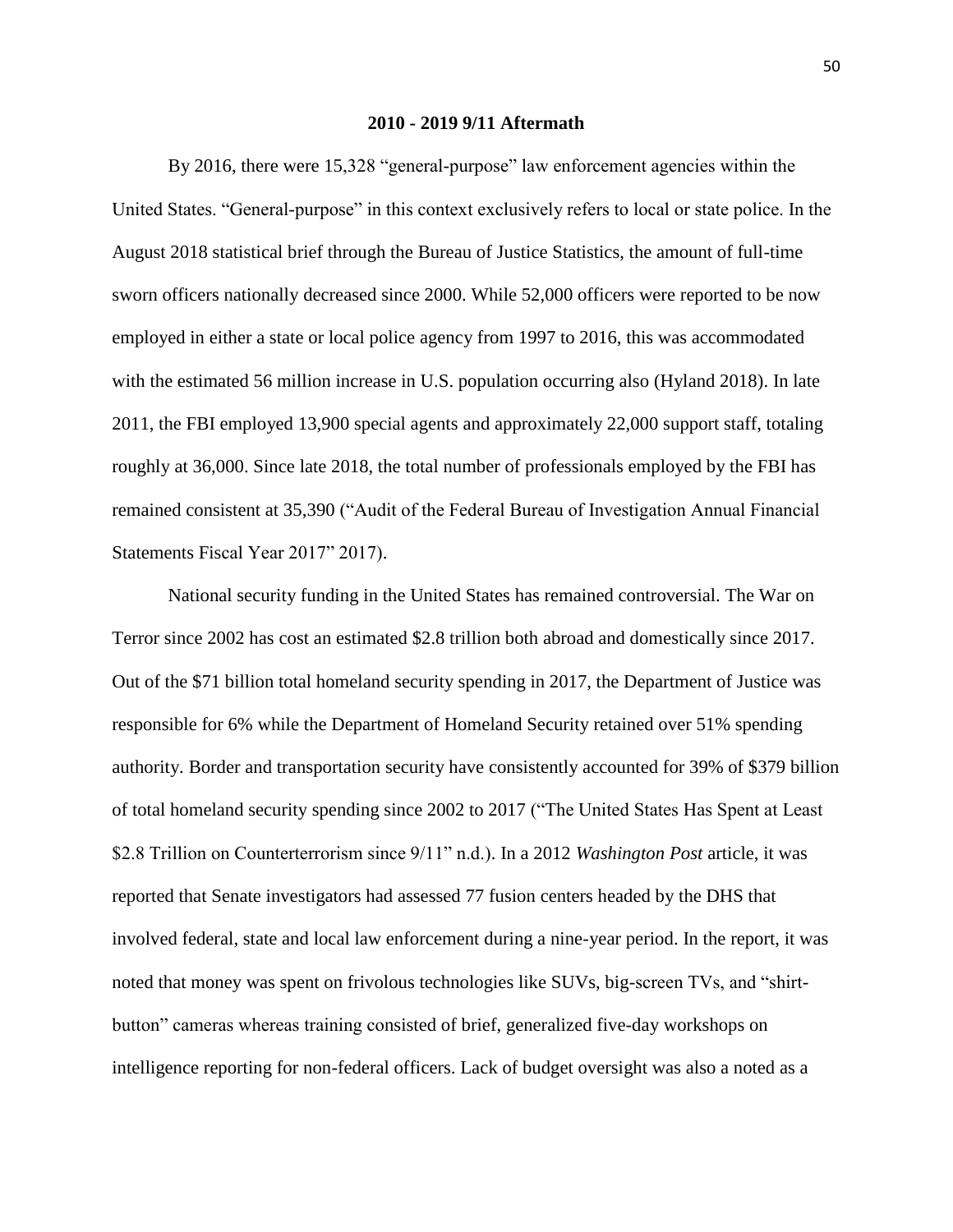## 2010 - 2019 9/11 Aftermath

By 2016, there were 15,328 "general-purpose" law enforcement agencies within the United States. "General-purpose" in this context exclusively refers to local or state police. In the August 2018 statistical brief through the Bureau of Justice Statistics, the amount of full-time sworn officers nationally decreased since 2000. While 52,000 officers were reported to be now employed in either a state or local police agency from 1997 to 2016, this was accommodated with the estimated 56 million increase in U.S. population occurring also (Hyland 2018). In late 2011, the FBI employed 13,900 special agents and approximately 22,000 support staff, totaling roughly at 36,000. Since late 2018, the total number of professionals employed by the FBI has remained consistent at 35,390 ("Audit of the Federal Bureau of Investigation Annual Financial Statements Fiscal Year 2017" 2017).

National security funding in the United States has remained controversial. The War on Terror since 2002 has cost an estimated $2.8 trillion both abroad and domestically since 2017. Out of the $71 billion total homeland security spending in 2017, the Department of Justice was responsible for 6% while the Department of Homeland Security retained over 51% spending authority. Border and transportation security have consistently accounted for 39% of $379 billion of total homeland security spending since 2002 to 2017 ("The United States Has Spent at Least $2.8 Trillion on Counterterrorism since 9/11" n.d.). In a 2012 *Washington Post* article, it was reported that Senate investigators had assessed 77 fusion centers headed by the DHS that involved federal, state and local law enforcement during a nine-year period. In the report, it was noted that money was spent on frivolous technologies like SUVs, big-screen TVs, and "shirt-button" cameras whereas training consisted of brief, generalized five-day workshops on intelligence reporting for non-federal officers. Lack of budget oversight was also a noted as a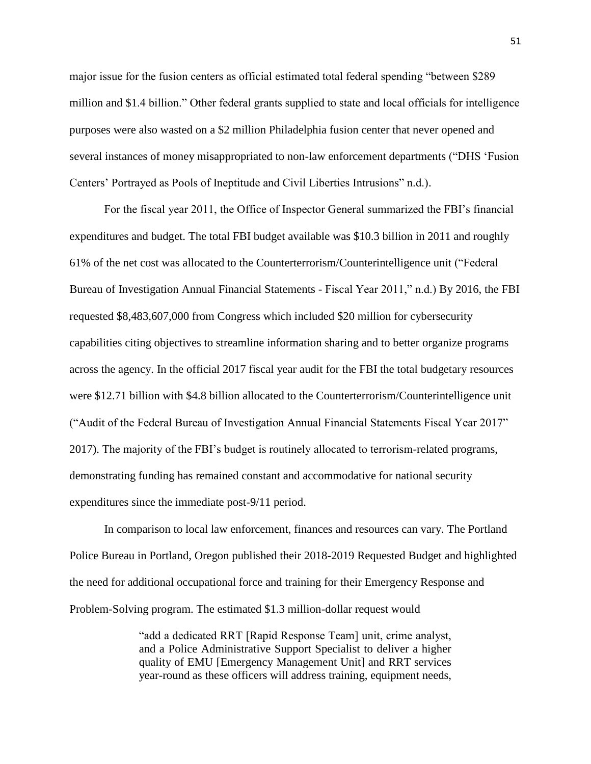major issue for the fusion centers as official estimated total federal spending "between $289 million and $1.4 billion." Other federal grants supplied to state and local officials for intelligence purposes were also wasted on a $2 million Philadelphia fusion center that never opened and several instances of money misappropriated to non-law enforcement departments ("DHS 'Fusion Centers' Portrayed as Pools of Ineptitude and Civil Liberties Intrusions" n.d.).

For the fiscal year 2011, the Office of Inspector General summarized the FBI's financial expenditures and budget. The total FBI budget available was $10.3 billion in 2011 and roughly 61% of the net cost was allocated to the Counterterrorism/Counterintelligence unit ("Federal Bureau of Investigation Annual Financial Statements - Fiscal Year 2011," n.d.) By 2016, the FBI requested $8,483,607,000 from Congress which included $20 million for cybersecurity capabilities citing objectives to streamline information sharing and to better organize programs across the agency. In the official 2017 fiscal year audit for the FBI the total budgetary resources were $12.71 billion with $4.8 billion allocated to the Counterterrorism/Counterintelligence unit ("Audit of the Federal Bureau of Investigation Annual Financial Statements Fiscal Year 2017" 2017). The majority of the FBI's budget is routinely allocated to terrorism-related programs, demonstrating funding has remained constant and accommodative for national security expenditures since the immediate post-9/11 period.

In comparison to local law enforcement, finances and resources can vary. The Portland Police Bureau in Portland, Oregon published their 2018-2019 Requested Budget and highlighted the need for additional occupational force and training for their Emergency Response and Problem-Solving program. The estimated $1.3 million-dollar request would

> "add a dedicated RRT [Rapid Response Team] unit, crime analyst, and a Police Administrative Support Specialist to deliver a higher quality of EMU [Emergency Management Unit] and RRT services year-round as these officers will address training, equipment needs,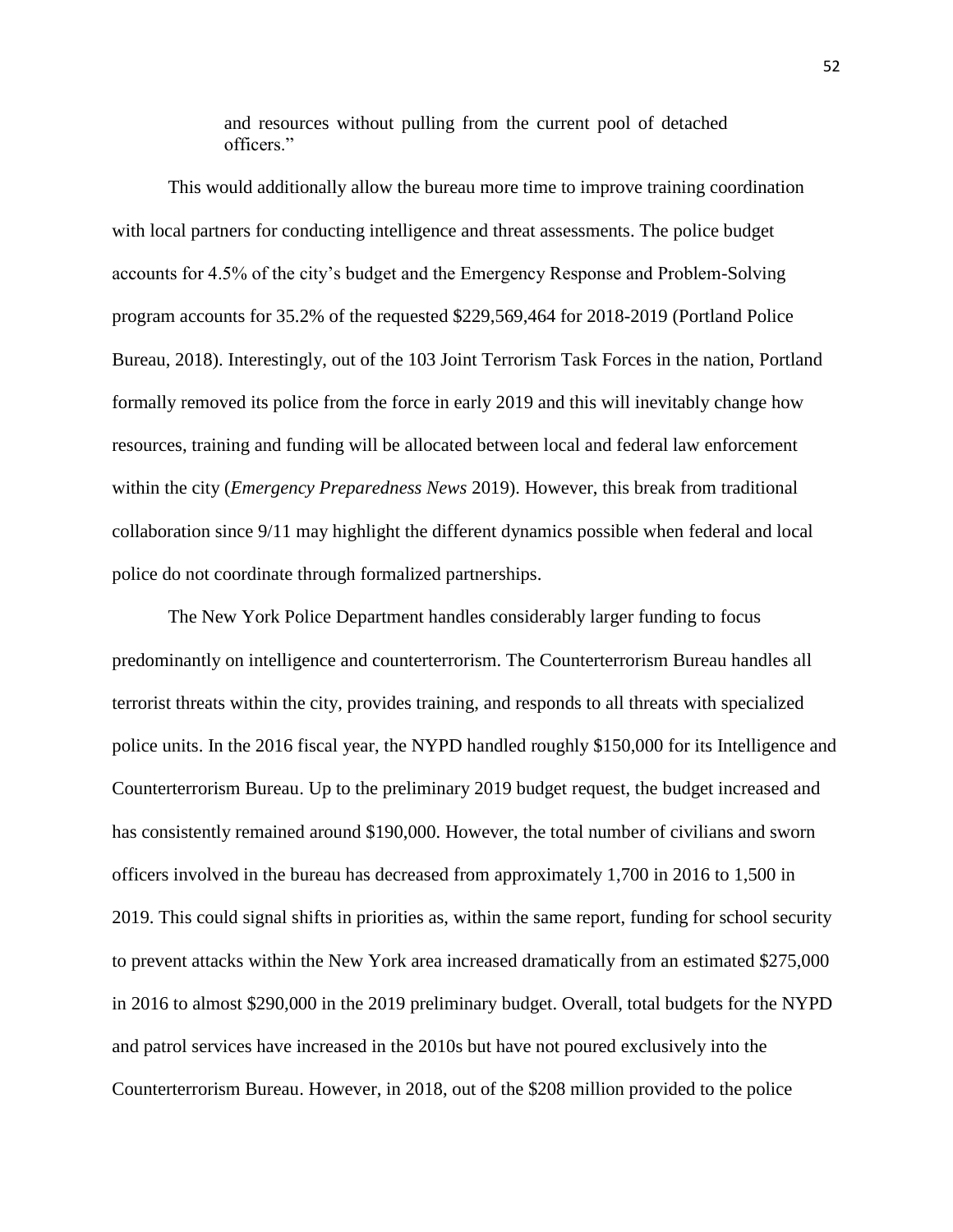and resources without pulling from the current pool of detached officers."

This would additionally allow the bureau more time to improve training coordination with local partners for conducting intelligence and threat assessments. The police budget accounts for 4.5% of the city's budget and the Emergency Response and Problem-Solving program accounts for 35.2% of the requested $229,569,464 for 2018-2019 (Portland Police Bureau, 2018). Interestingly, out of the 103 Joint Terrorism Task Forces in the nation, Portland formally removed its police from the force in early 2019 and this will inevitably change how resources, training and funding will be allocated between local and federal law enforcement within the city (*Emergency Preparedness News* 2019). However, this break from traditional collaboration since 9/11 may highlight the different dynamics possible when federal and local police do not coordinate through formalized partnerships.

The New York Police Department handles considerably larger funding to focus predominantly on intelligence and counterterrorism. The Counterterrorism Bureau handles all terrorist threats within the city, provides training, and responds to all threats with specialized police units. In the 2016 fiscal year, the NYPD handled roughly $150,000 for its Intelligence and Counterterrorism Bureau. Up to the preliminary 2019 budget request, the budget increased and has consistently remained around $190,000. However, the total number of civilians and sworn officers involved in the bureau has decreased from approximately 1,700 in 2016 to 1,500 in 2019. This could signal shifts in priorities as, within the same report, funding for school security to prevent attacks within the New York area increased dramatically from an estimated $275,000 in 2016 to almost $290,000 in the 2019 preliminary budget. Overall, total budgets for the NYPD and patrol services have increased in the 2010s but have not poured exclusively into the Counterterrorism Bureau. However, in 2018, out of the $208 million provided to the police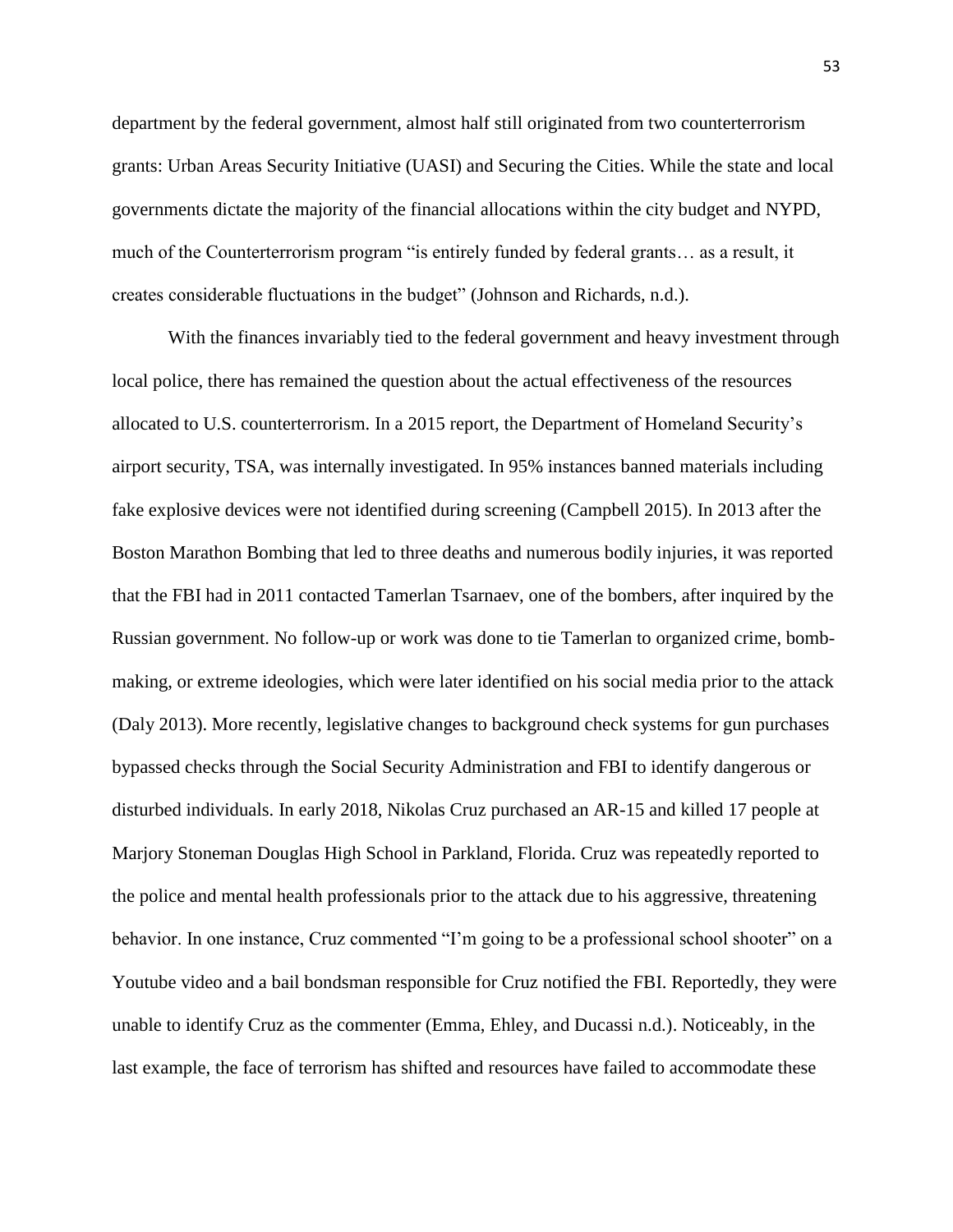department by the federal government, almost half still originated from two counterterrorism grants: Urban Areas Security Initiative (UASI) and Securing the Cities. While the state and local governments dictate the majority of the financial allocations within the city budget and NYPD, much of the Counterterrorism program "is entirely funded by federal grants… as a result, it creates considerable fluctuations in the budget" (Johnson and Richards, n.d.).

With the finances invariably tied to the federal government and heavy investment through local police, there has remained the question about the actual effectiveness of the resources allocated to U.S. counterterrorism. In a 2015 report, the Department of Homeland Security's airport security, TSA, was internally investigated. In 95% instances banned materials including fake explosive devices were not identified during screening (Campbell 2015). In 2013 after the Boston Marathon Bombing that led to three deaths and numerous bodily injuries, it was reported that the FBI had in 2011 contacted Tamerlan Tsarnaev, one of the bombers, after inquired by the Russian government. No follow-up or work was done to tie Tamerlan to organized crime, bomb-making, or extreme ideologies, which were later identified on his social media prior to the attack (Daly 2013). More recently, legislative changes to background check systems for gun purchases bypassed checks through the Social Security Administration and FBI to identify dangerous or disturbed individuals. In early 2018, Nikolas Cruz purchased an AR-15 and killed 17 people at Marjory Stoneman Douglas High School in Parkland, Florida. Cruz was repeatedly reported to the police and mental health professionals prior to the attack due to his aggressive, threatening behavior. In one instance, Cruz commented "I'm going to be a professional school shooter" on a Youtube video and a bail bondsman responsible for Cruz notified the FBI. Reportedly, they were unable to identify Cruz as the commenter (Emma, Ehley, and Ducassi n.d.). Noticeably, in the last example, the face of terrorism has shifted and resources have failed to accommodate these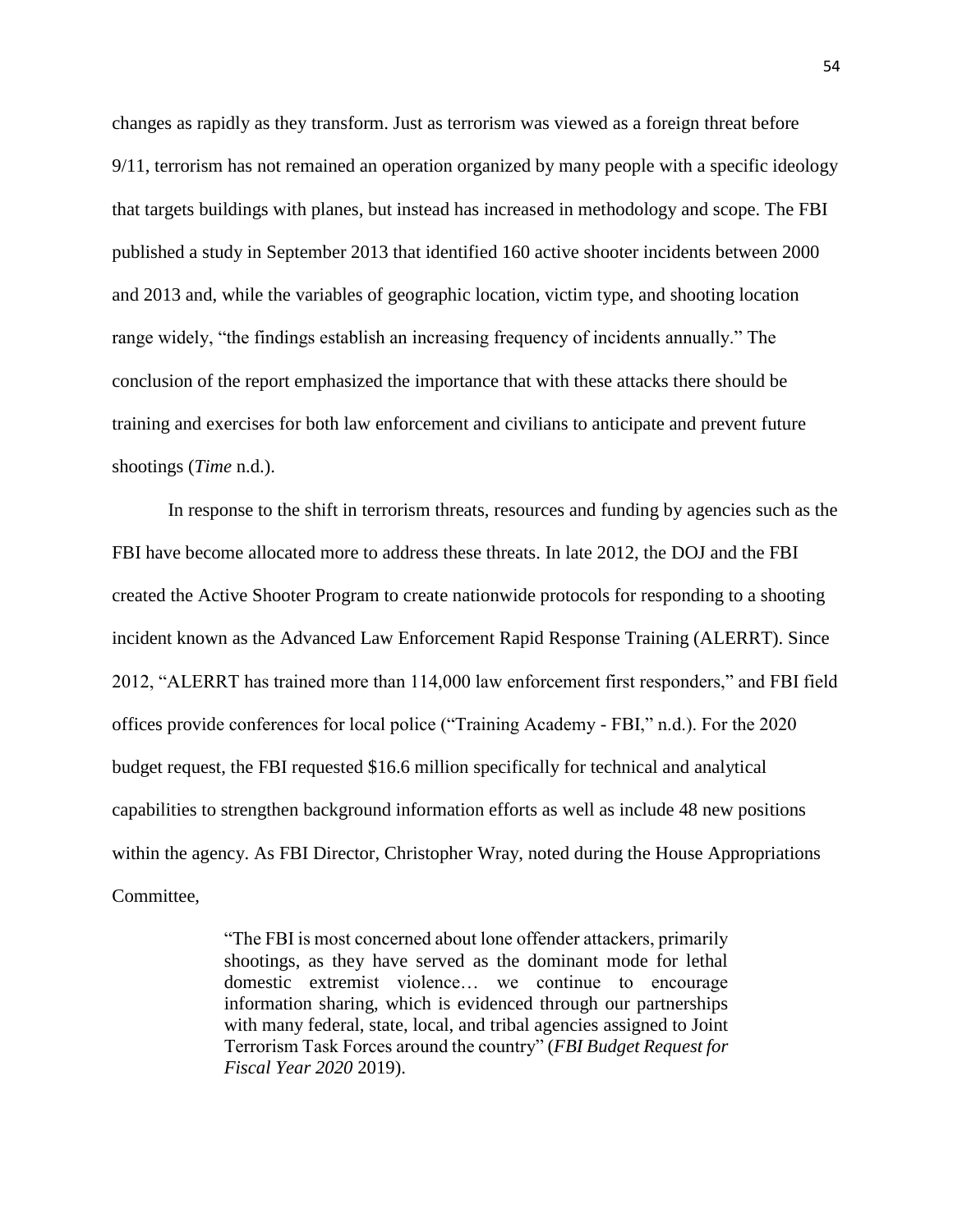changes as rapidly as they transform. Just as terrorism was viewed as a foreign threat before 9/11, terrorism has not remained an operation organized by many people with a specific ideology that targets buildings with planes, but instead has increased in methodology and scope. The FBI published a study in September 2013 that identified 160 active shooter incidents between 2000 and 2013 and, while the variables of geographic location, victim type, and shooting location range widely, "the findings establish an increasing frequency of incidents annually." The conclusion of the report emphasized the importance that with these attacks there should be training and exercises for both law enforcement and civilians to anticipate and prevent future shootings (*Time* n.d.).

In response to the shift in terrorism threats, resources and funding by agencies such as the FBI have become allocated more to address these threats. In late 2012, the DOJ and the FBI created the Active Shooter Program to create nationwide protocols for responding to a shooting incident known as the Advanced Law Enforcement Rapid Response Training (ALERRT). Since 2012, "ALERRT has trained more than 114,000 law enforcement first responders," and FBI field offices provide conferences for local police ("Training Academy - FBI," n.d.). For the 2020 budget request, the FBI requested $16.6 million specifically for technical and analytical capabilities to strengthen background information efforts as well as include 48 new positions within the agency. As FBI Director, Christopher Wray, noted during the House Appropriations Committee,

> "The FBI is most concerned about lone offender attackers, primarily shootings, as they have served as the dominant mode for lethal domestic extremist violence… we continue to encourage information sharing, which is evidenced through our partnerships with many federal, state, local, and tribal agencies assigned to Joint Terrorism Task Forces around the country" (*FBI Budget Request for Fiscal Year 2020* 2019).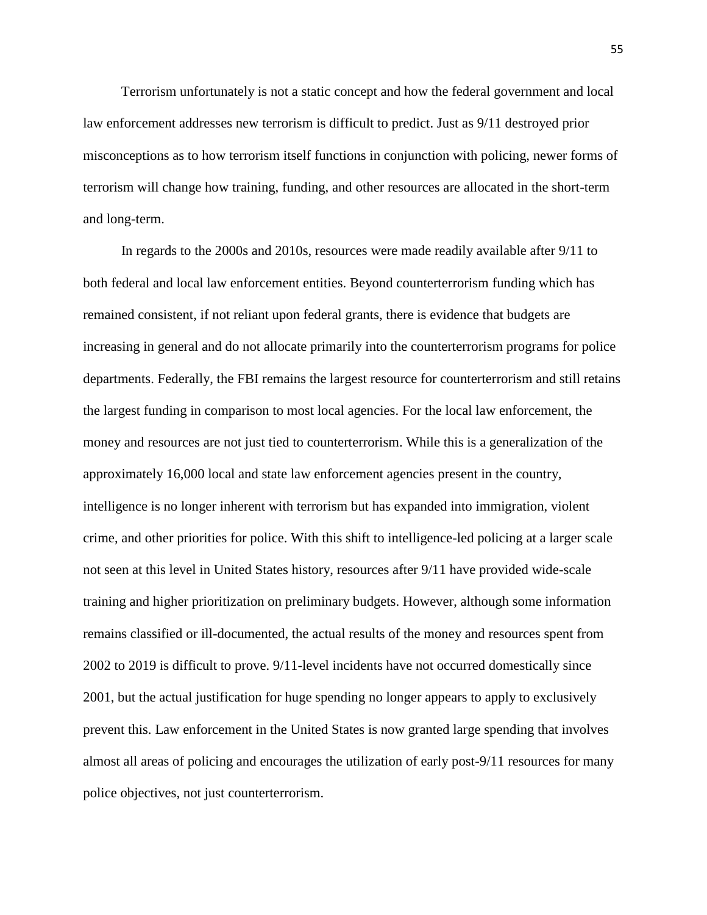Terrorism unfortunately is not a static concept and how the federal government and local law enforcement addresses new terrorism is difficult to predict. Just as 9/11 destroyed prior misconceptions as to how terrorism itself functions in conjunction with policing, newer forms of terrorism will change how training, funding, and other resources are allocated in the short-term and long-term.

In regards to the 2000s and 2010s, resources were made readily available after 9/11 to both federal and local law enforcement entities. Beyond counterterrorism funding which has remained consistent, if not reliant upon federal grants, there is evidence that budgets are increasing in general and do not allocate primarily into the counterterrorism programs for police departments. Federally, the FBI remains the largest resource for counterterrorism and still retains the largest funding in comparison to most local agencies. For the local law enforcement, the money and resources are not just tied to counterterrorism. While this is a generalization of the approximately 16,000 local and state law enforcement agencies present in the country, intelligence is no longer inherent with terrorism but has expanded into immigration, violent crime, and other priorities for police. With this shift to intelligence-led policing at a larger scale not seen at this level in United States history, resources after 9/11 have provided wide-scale training and higher prioritization on preliminary budgets. However, although some information remains classified or ill-documented, the actual results of the money and resources spent from 2002 to 2019 is difficult to prove. 9/11-level incidents have not occurred domestically since 2001, but the actual justification for huge spending no longer appears to apply to exclusively prevent this. Law enforcement in the United States is now granted large spending that involves almost all areas of policing and encourages the utilization of early post-9/11 resources for many police objectives, not just counterterrorism.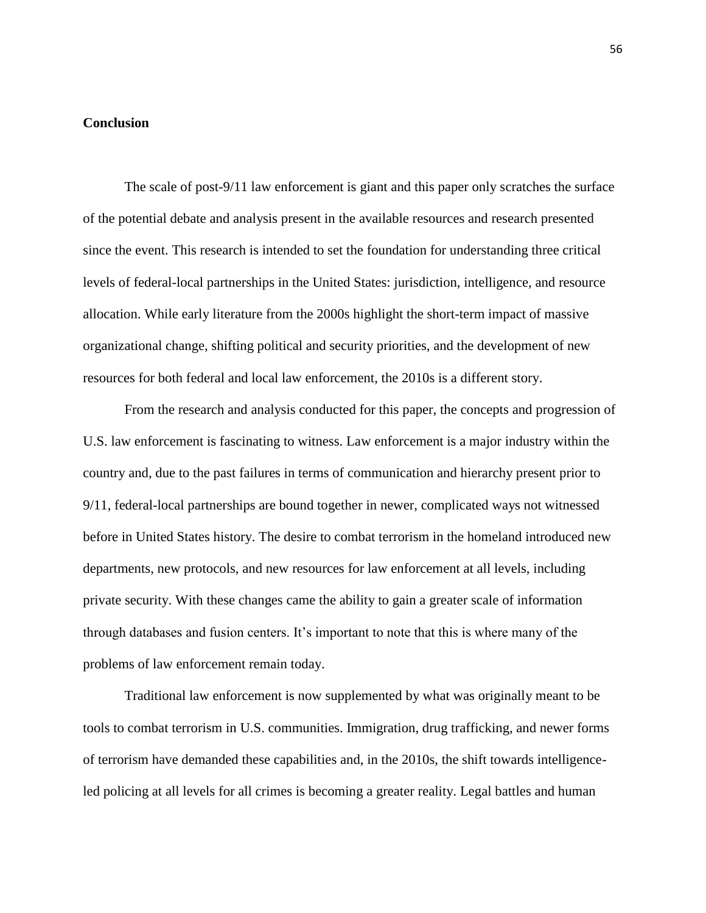## Conclusion

The scale of post-9/11 law enforcement is giant and this paper only scratches the surface of the potential debate and analysis present in the available resources and research presented since the event. This research is intended to set the foundation for understanding three critical levels of federal-local partnerships in the United States: jurisdiction, intelligence, and resource allocation. While early literature from the 2000s highlight the short-term impact of massive organizational change, shifting political and security priorities, and the development of new resources for both federal and local law enforcement, the 2010s is a different story.

From the research and analysis conducted for this paper, the concepts and progression of U.S. law enforcement is fascinating to witness. Law enforcement is a major industry within the country and, due to the past failures in terms of communication and hierarchy present prior to 9/11, federal-local partnerships are bound together in newer, complicated ways not witnessed before in United States history. The desire to combat terrorism in the homeland introduced new departments, new protocols, and new resources for law enforcement at all levels, including private security. With these changes came the ability to gain a greater scale of information through databases and fusion centers. It's important to note that this is where many of the problems of law enforcement remain today.

Traditional law enforcement is now supplemented by what was originally meant to be tools to combat terrorism in U.S. communities. Immigration, drug trafficking, and newer forms of terrorism have demanded these capabilities and, in the 2010s, the shift towards intelligence-led policing at all levels for all crimes is becoming a greater reality. Legal battles and human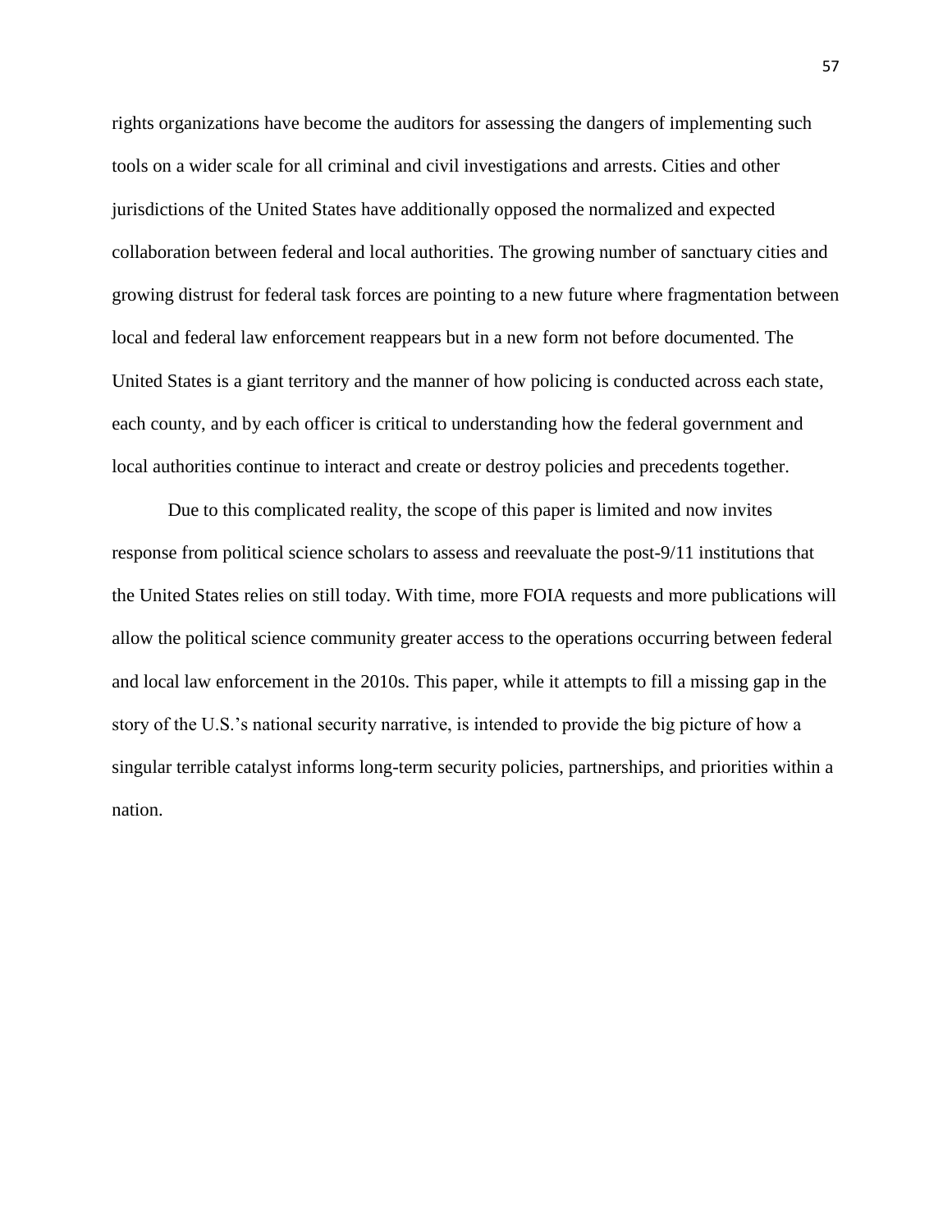rights organizations have become the auditors for assessing the dangers of implementing such tools on a wider scale for all criminal and civil investigations and arrests. Cities and other jurisdictions of the United States have additionally opposed the normalized and expected collaboration between federal and local authorities. The growing number of sanctuary cities and growing distrust for federal task forces are pointing to a new future where fragmentation between local and federal law enforcement reappears but in a new form not before documented. The United States is a giant territory and the manner of how policing is conducted across each state, each county, and by each officer is critical to understanding how the federal government and local authorities continue to interact and create or destroy policies and precedents together.

Due to this complicated reality, the scope of this paper is limited and now invites response from political science scholars to assess and reevaluate the post-9/11 institutions that the United States relies on still today. With time, more FOIA requests and more publications will allow the political science community greater access to the operations occurring between federal and local law enforcement in the 2010s. This paper, while it attempts to fill a missing gap in the story of the U.S.'s national security narrative, is intended to provide the big picture of how a singular terrible catalyst informs long-term security policies, partnerships, and priorities within a nation.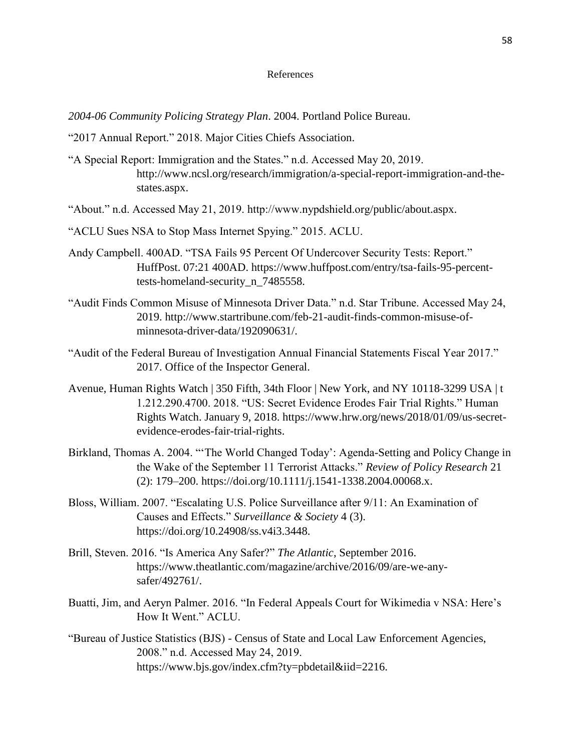References

*2004-06 Community Policing Strategy Plan*. 2004. Portland Police Bureau.

"2017 Annual Report." 2018. Major Cities Chiefs Association.

"A Special Report: Immigration and the States." n.d. Accessed May 20, 2019. http://www.ncsl.org/research/immigration/a-special-report-immigration-and-the-states.aspx.

"About." n.d. Accessed May 21, 2019. http://www.nypdshield.org/public/about.aspx.

"ACLU Sues NSA to Stop Mass Internet Spying." 2015. ACLU.

Andy Campbell. 400AD. "TSA Fails 95 Percent Of Undercover Security Tests: Report." HuffPost. 07:21 400AD. https://www.huffpost.com/entry/tsa-fails-95-percent-tests-homeland-security_n_7485558.

"Audit Finds Common Misuse of Minnesota Driver Data." n.d. Star Tribune. Accessed May 24, 2019. http://www.startribune.com/feb-21-audit-finds-common-misuse-of-minnesota-driver-data/192090631/.

"Audit of the Federal Bureau of Investigation Annual Financial Statements Fiscal Year 2017." 2017. Office of the Inspector General.

Avenue, Human Rights Watch | 350 Fifth, 34th Floor | New York, and NY 10118-3299 USA | t 1.212.290.4700. 2018. "US: Secret Evidence Erodes Fair Trial Rights." Human Rights Watch. January 9, 2018. https://www.hrw.org/news/2018/01/09/us-secret-evidence-erodes-fair-trial-rights.

Birkland, Thomas A. 2004. "'The World Changed Today': Agenda-Setting and Policy Change in the Wake of the September 11 Terrorist Attacks." *Review of Policy Research* 21 (2): 179–200. https://doi.org/10.1111/j.1541-1338.2004.00068.x.

Bloss, William. 2007. "Escalating U.S. Police Surveillance after 9/11: An Examination of Causes and Effects." *Surveillance & Society* 4 (3). https://doi.org/10.24908/ss.v4i3.3448.

Brill, Steven. 2016. "Is America Any Safer?" *The Atlantic*, September 2016. https://www.theatlantic.com/magazine/archive/2016/09/are-we-any-safer/492761/.

Buatti, Jim, and Aeryn Palmer. 2016. "In Federal Appeals Court for Wikimedia v NSA: Here's How It Went." ACLU.

"Bureau of Justice Statistics (BJS) - Census of State and Local Law Enforcement Agencies, 2008." n.d. Accessed May 24, 2019. https://www.bjs.gov/index.cfm?ty=pbdetail&iid=2216.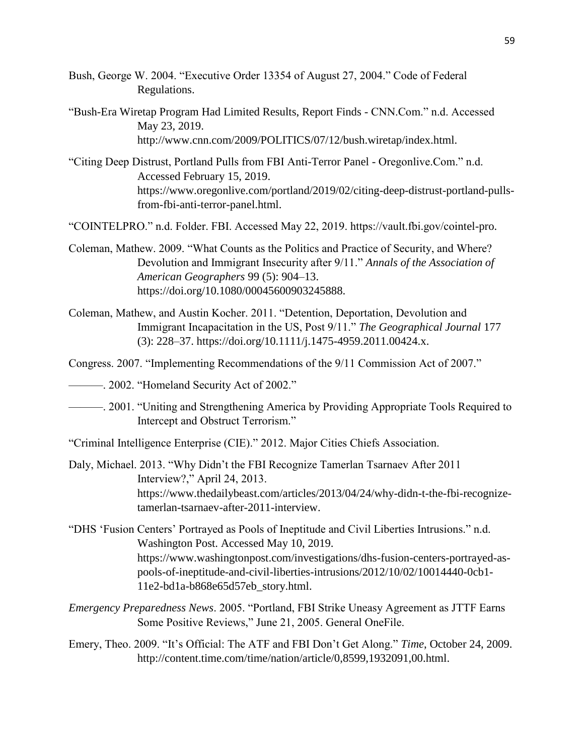Bush, George W. 2004. "Executive Order 13354 of August 27, 2004." Code of Federal Regulations.

"Bush-Era Wiretap Program Had Limited Results, Report Finds - CNN.Com." n.d. Accessed May 23, 2019. http://www.cnn.com/2009/POLITICS/07/12/bush.wiretap/index.html.

"Citing Deep Distrust, Portland Pulls from FBI Anti-Terror Panel - Oregonlive.Com." n.d. Accessed February 15, 2019. https://www.oregonlive.com/portland/2019/02/citing-deep-distrust-portland-pulls-from-fbi-anti-terror-panel.html.

"COINTELPRO." n.d. Folder. FBI. Accessed May 22, 2019. https://vault.fbi.gov/cointel-pro.

Coleman, Mathew. 2009. "What Counts as the Politics and Practice of Security, and Where? Devolution and Immigrant Insecurity after 9/11." *Annals of the Association of American Geographers* 99 (5): 904–13. https://doi.org/10.1080/00045600903245888.

Coleman, Mathew, and Austin Kocher. 2011. "Detention, Deportation, Devolution and Immigrant Incapacitation in the US, Post 9/11." *The Geographical Journal* 177 (3): 228–37. https://doi.org/10.1111/j.1475-4959.2011.00424.x.

Congress. 2007. "Implementing Recommendations of the 9/11 Commission Act of 2007."

———. 2002. "Homeland Security Act of 2002."

———. 2001. "Uniting and Strengthening America by Providing Appropriate Tools Required to Intercept and Obstruct Terrorism."

"Criminal Intelligence Enterprise (CIE)." 2012. Major Cities Chiefs Association.

Daly, Michael. 2013. "Why Didn't the FBI Recognize Tamerlan Tsarnaev After 2011 Interview?," April 24, 2013. https://www.thedailybeast.com/articles/2013/04/24/why-didn-t-the-fbi-recognize-tamerlan-tsarnaev-after-2011-interview.

"DHS 'Fusion Centers' Portrayed as Pools of Ineptitude and Civil Liberties Intrusions." n.d. Washington Post. Accessed May 10, 2019. https://www.washingtonpost.com/investigations/dhs-fusion-centers-portrayed-as-pools-of-ineptitude-and-civil-liberties-intrusions/2012/10/02/10014440-0cb1-11e2-bd1a-b868e65d57eb_story.html.

*Emergency Preparedness News*. 2005. "Portland, FBI Strike Uneasy Agreement as JTTF Earns Some Positive Reviews," June 21, 2005. General OneFile.

Emery, Theo. 2009. "It's Official: The ATF and FBI Don't Get Along." *Time*, October 24, 2009. http://content.time.com/time/nation/article/0,8599,1932091,00.html.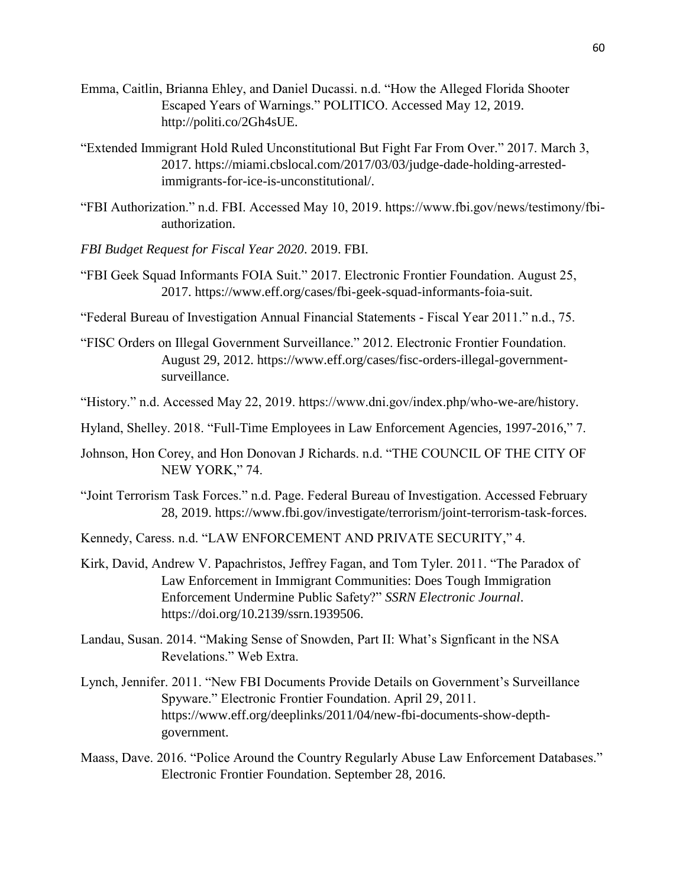Emma, Caitlin, Brianna Ehley, and Daniel Ducassi. n.d. "How the Alleged Florida Shooter Escaped Years of Warnings." POLITICO. Accessed May 12, 2019. http://politi.co/2Gh4sUE.

"Extended Immigrant Hold Ruled Unconstitutional But Fight Far From Over." 2017. March 3, 2017. https://miami.cbslocal.com/2017/03/03/judge-dade-holding-arrested-immigrants-for-ice-is-unconstitutional/.

"FBI Authorization." n.d. FBI. Accessed May 10, 2019. https://www.fbi.gov/news/testimony/fbi-authorization.

*FBI Budget Request for Fiscal Year 2020*. 2019. FBI.

"FBI Geek Squad Informants FOIA Suit." 2017. Electronic Frontier Foundation. August 25, 2017. https://www.eff.org/cases/fbi-geek-squad-informants-foia-suit.

"Federal Bureau of Investigation Annual Financial Statements - Fiscal Year 2011." n.d., 75.

"FISC Orders on Illegal Government Surveillance." 2012. Electronic Frontier Foundation. August 29, 2012. https://www.eff.org/cases/fisc-orders-illegal-government-surveillance.

"History." n.d. Accessed May 22, 2019. https://www.dni.gov/index.php/who-we-are/history.

Hyland, Shelley. 2018. "Full-Time Employees in Law Enforcement Agencies, 1997-2016," 7.

Johnson, Hon Corey, and Hon Donovan J Richards. n.d. "THE COUNCIL OF THE CITY OF NEW YORK," 74.

"Joint Terrorism Task Forces." n.d. Page. Federal Bureau of Investigation. Accessed February 28, 2019. https://www.fbi.gov/investigate/terrorism/joint-terrorism-task-forces.

Kennedy, Caress. n.d. "LAW ENFORCEMENT AND PRIVATE SECURITY," 4.

Kirk, David, Andrew V. Papachristos, Jeffrey Fagan, and Tom Tyler. 2011. "The Paradox of Law Enforcement in Immigrant Communities: Does Tough Immigration Enforcement Undermine Public Safety?" *SSRN Electronic Journal*. https://doi.org/10.2139/ssrn.1939506.

Landau, Susan. 2014. "Making Sense of Snowden, Part II: What's Signficant in the NSA Revelations." Web Extra.

Lynch, Jennifer. 2011. "New FBI Documents Provide Details on Government's Surveillance Spyware." Electronic Frontier Foundation. April 29, 2011. https://www.eff.org/deeplinks/2011/04/new-fbi-documents-show-depth-government.

Maass, Dave. 2016. "Police Around the Country Regularly Abuse Law Enforcement Databases." Electronic Frontier Foundation. September 28, 2016.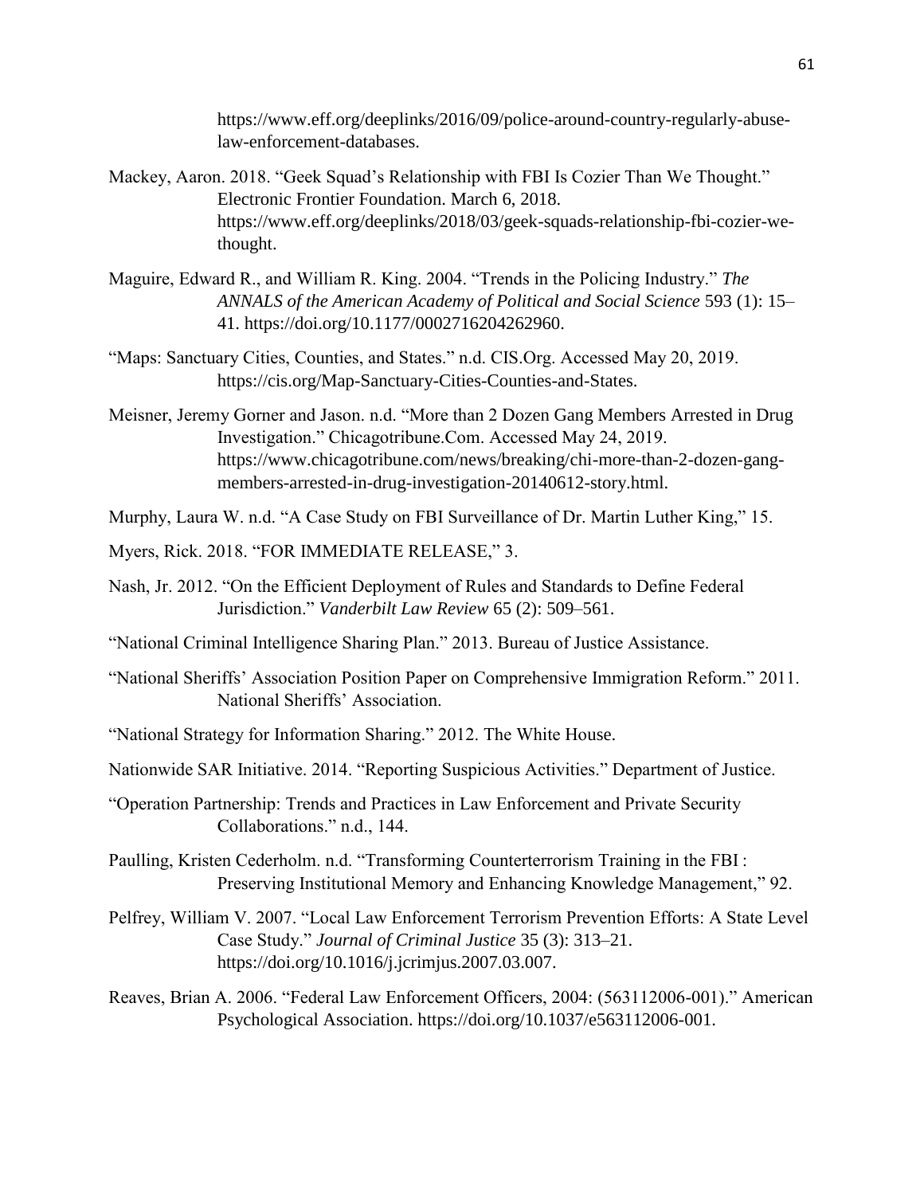https://www.eff.org/deeplinks/2016/09/police-around-country-regularly-abuse-law-enforcement-databases.

Mackey, Aaron. 2018. "Geek Squad's Relationship with FBI Is Cozier Than We Thought." Electronic Frontier Foundation. March 6, 2018. https://www.eff.org/deeplinks/2018/03/geek-squads-relationship-fbi-cozier-we-thought.

Maguire, Edward R., and William R. King. 2004. "Trends in the Policing Industry." *The ANNALS of the American Academy of Political and Social Science* 593 (1): 15–41. https://doi.org/10.1177/0002716204262960.

"Maps: Sanctuary Cities, Counties, and States." n.d. CIS.Org. Accessed May 20, 2019. https://cis.org/Map-Sanctuary-Cities-Counties-and-States.

Meisner, Jeremy Gorner and Jason. n.d. "More than 2 Dozen Gang Members Arrested in Drug Investigation." Chicagotribune.Com. Accessed May 24, 2019. https://www.chicagotribune.com/news/breaking/chi-more-than-2-dozen-gang-members-arrested-in-drug-investigation-20140612-story.html.

Murphy, Laura W. n.d. "A Case Study on FBI Surveillance of Dr. Martin Luther King," 15.

Myers, Rick. 2018. "FOR IMMEDIATE RELEASE," 3.

Nash, Jr. 2012. "On the Efficient Deployment of Rules and Standards to Define Federal Jurisdiction." *Vanderbilt Law Review* 65 (2): 509–561.

"National Criminal Intelligence Sharing Plan." 2013. Bureau of Justice Assistance.

"National Sheriffs' Association Position Paper on Comprehensive Immigration Reform." 2011. National Sheriffs' Association.

"National Strategy for Information Sharing." 2012. The White House.

Nationwide SAR Initiative. 2014. "Reporting Suspicious Activities." Department of Justice.

"Operation Partnership: Trends and Practices in Law Enforcement and Private Security Collaborations." n.d., 144.

Paulling, Kristen Cederholm. n.d. "Transforming Counterterrorism Training in the FBI : Preserving Institutional Memory and Enhancing Knowledge Management," 92.

Pelfrey, William V. 2007. "Local Law Enforcement Terrorism Prevention Efforts: A State Level Case Study." *Journal of Criminal Justice* 35 (3): 313–21. https://doi.org/10.1016/j.jcrimjus.2007.03.007.

Reaves, Brian A. 2006. "Federal Law Enforcement Officers, 2004: (563112006-001)." American Psychological Association. https://doi.org/10.1037/e563112006-001.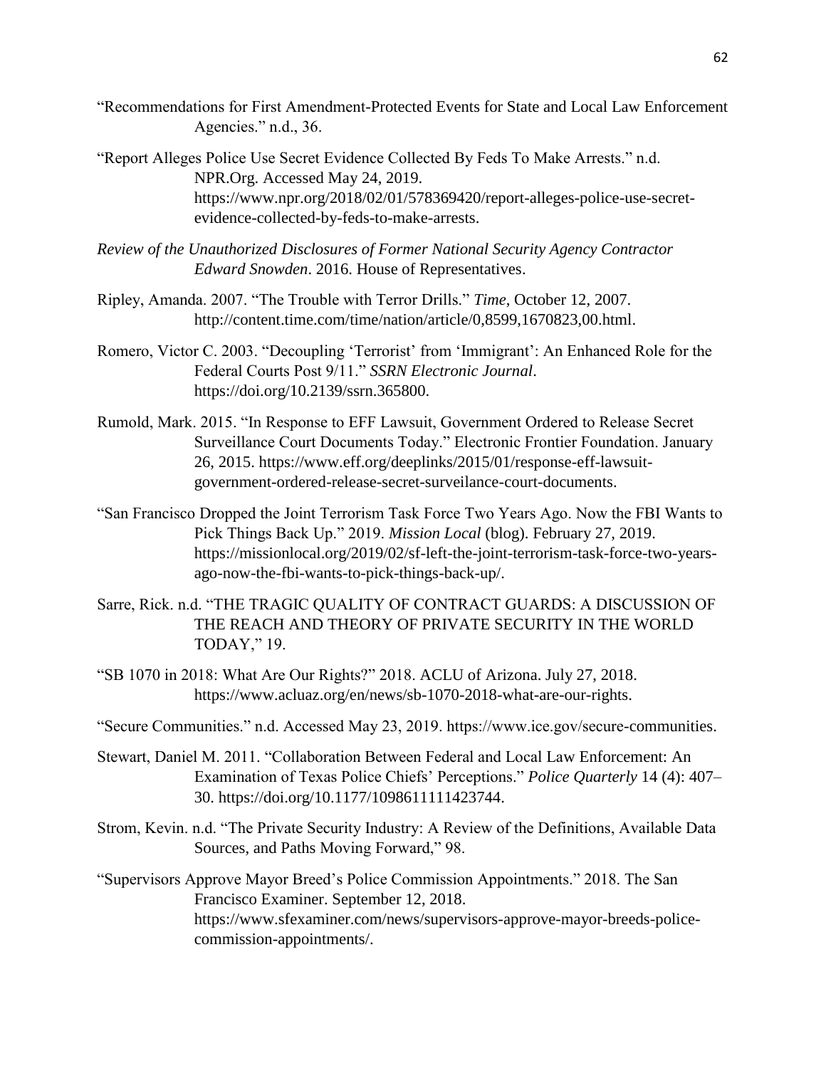"Recommendations for First Amendment-Protected Events for State and Local Law Enforcement Agencies." n.d., 36.

"Report Alleges Police Use Secret Evidence Collected By Feds To Make Arrests." n.d. NPR.Org. Accessed May 24, 2019. https://www.npr.org/2018/02/01/578369420/report-alleges-police-use-secret-evidence-collected-by-feds-to-make-arrests.

*Review of the Unauthorized Disclosures of Former National Security Agency Contractor Edward Snowden*. 2016. House of Representatives.

Ripley, Amanda. 2007. "The Trouble with Terror Drills." *Time*, October 12, 2007. http://content.time.com/time/nation/article/0,8599,1670823,00.html.

Romero, Victor C. 2003. "Decoupling 'Terrorist' from 'Immigrant': An Enhanced Role for the Federal Courts Post 9/11." *SSRN Electronic Journal*. https://doi.org/10.2139/ssrn.365800.

Rumold, Mark. 2015. "In Response to EFF Lawsuit, Government Ordered to Release Secret Surveillance Court Documents Today." Electronic Frontier Foundation. January 26, 2015. https://www.eff.org/deeplinks/2015/01/response-eff-lawsuit-government-ordered-release-secret-surveilance-court-documents.

"San Francisco Dropped the Joint Terrorism Task Force Two Years Ago. Now the FBI Wants to Pick Things Back Up." 2019. *Mission Local* (blog). February 27, 2019. https://missionlocal.org/2019/02/sf-left-the-joint-terrorism-task-force-two-years-ago-now-the-fbi-wants-to-pick-things-back-up/.

Sarre, Rick. n.d. "THE TRAGIC QUALITY OF CONTRACT GUARDS: A DISCUSSION OF THE REACH AND THEORY OF PRIVATE SECURITY IN THE WORLD TODAY," 19.

"SB 1070 in 2018: What Are Our Rights?" 2018. ACLU of Arizona. July 27, 2018. https://www.acluaz.org/en/news/sb-1070-2018-what-are-our-rights.

"Secure Communities." n.d. Accessed May 23, 2019. https://www.ice.gov/secure-communities.

Stewart, Daniel M. 2011. "Collaboration Between Federal and Local Law Enforcement: An Examination of Texas Police Chiefs' Perceptions." *Police Quarterly* 14 (4): 407–30. https://doi.org/10.1177/1098611111423744.

Strom, Kevin. n.d. "The Private Security Industry: A Review of the Definitions, Available Data Sources, and Paths Moving Forward," 98.

"Supervisors Approve Mayor Breed's Police Commission Appointments." 2018. The San Francisco Examiner. September 12, 2018. https://www.sfexaminer.com/news/supervisors-approve-mayor-breeds-police-commission-appointments/.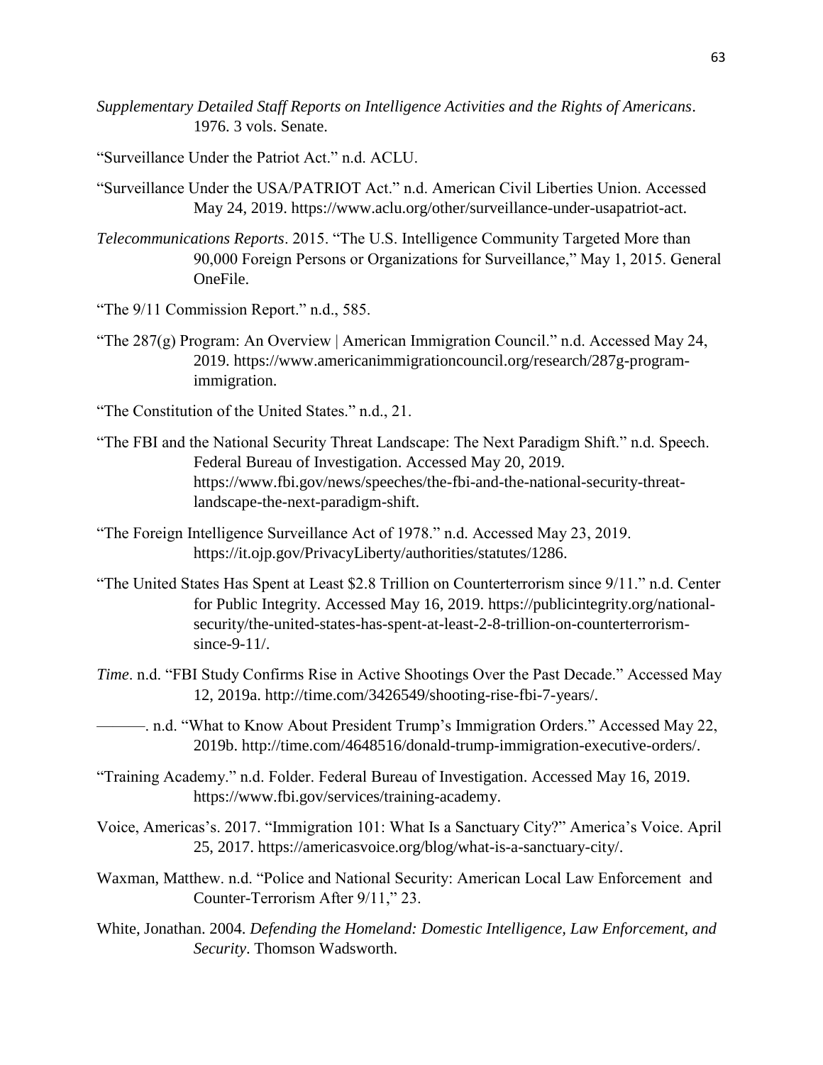*Supplementary Detailed Staff Reports on Intelligence Activities and the Rights of Americans*. 1976. 3 vols. Senate.

"Surveillance Under the Patriot Act." n.d. ACLU.

"Surveillance Under the USA/PATRIOT Act." n.d. American Civil Liberties Union. Accessed May 24, 2019. https://www.aclu.org/other/surveillance-under-usapatriot-act.

*Telecommunications Reports*. 2015. "The U.S. Intelligence Community Targeted More than 90,000 Foreign Persons or Organizations for Surveillance," May 1, 2015. General OneFile.

"The 9/11 Commission Report." n.d., 585.

"The 287(g) Program: An Overview | American Immigration Council." n.d. Accessed May 24, 2019. https://www.americanimmigrationcouncil.org/research/287g-program-immigration.

"The Constitution of the United States." n.d., 21.

"The FBI and the National Security Threat Landscape: The Next Paradigm Shift." n.d. Speech. Federal Bureau of Investigation. Accessed May 20, 2019. https://www.fbi.gov/news/speeches/the-fbi-and-the-national-security-threat-landscape-the-next-paradigm-shift.

"The Foreign Intelligence Surveillance Act of 1978." n.d. Accessed May 23, 2019. https://it.ojp.gov/PrivacyLiberty/authorities/statutes/1286.

"The United States Has Spent at Least $2.8 Trillion on Counterterrorism since 9/11." n.d. Center for Public Integrity. Accessed May 16, 2019. https://publicintegrity.org/national-security/the-united-states-has-spent-at-least-2-8-trillion-on-counterterrorism-since-9-11/.

*Time*. n.d. "FBI Study Confirms Rise in Active Shootings Over the Past Decade." Accessed May 12, 2019a. http://time.com/3426549/shooting-rise-fbi-7-years/.

———. n.d. "What to Know About President Trump's Immigration Orders." Accessed May 22, 2019b. http://time.com/4648516/donald-trump-immigration-executive-orders/.

"Training Academy." n.d. Folder. Federal Bureau of Investigation. Accessed May 16, 2019. https://www.fbi.gov/services/training-academy.

Voice, Americas's. 2017. "Immigration 101: What Is a Sanctuary City?" America's Voice. April 25, 2017. https://americasvoice.org/blog/what-is-a-sanctuary-city/.

Waxman, Matthew. n.d. "Police and National Security: American Local Law Enforcement and Counter-Terrorism After 9/11," 23.

White, Jonathan. 2004. *Defending the Homeland: Domestic Intelligence, Law Enforcement, and Security*. Thomson Wadsworth.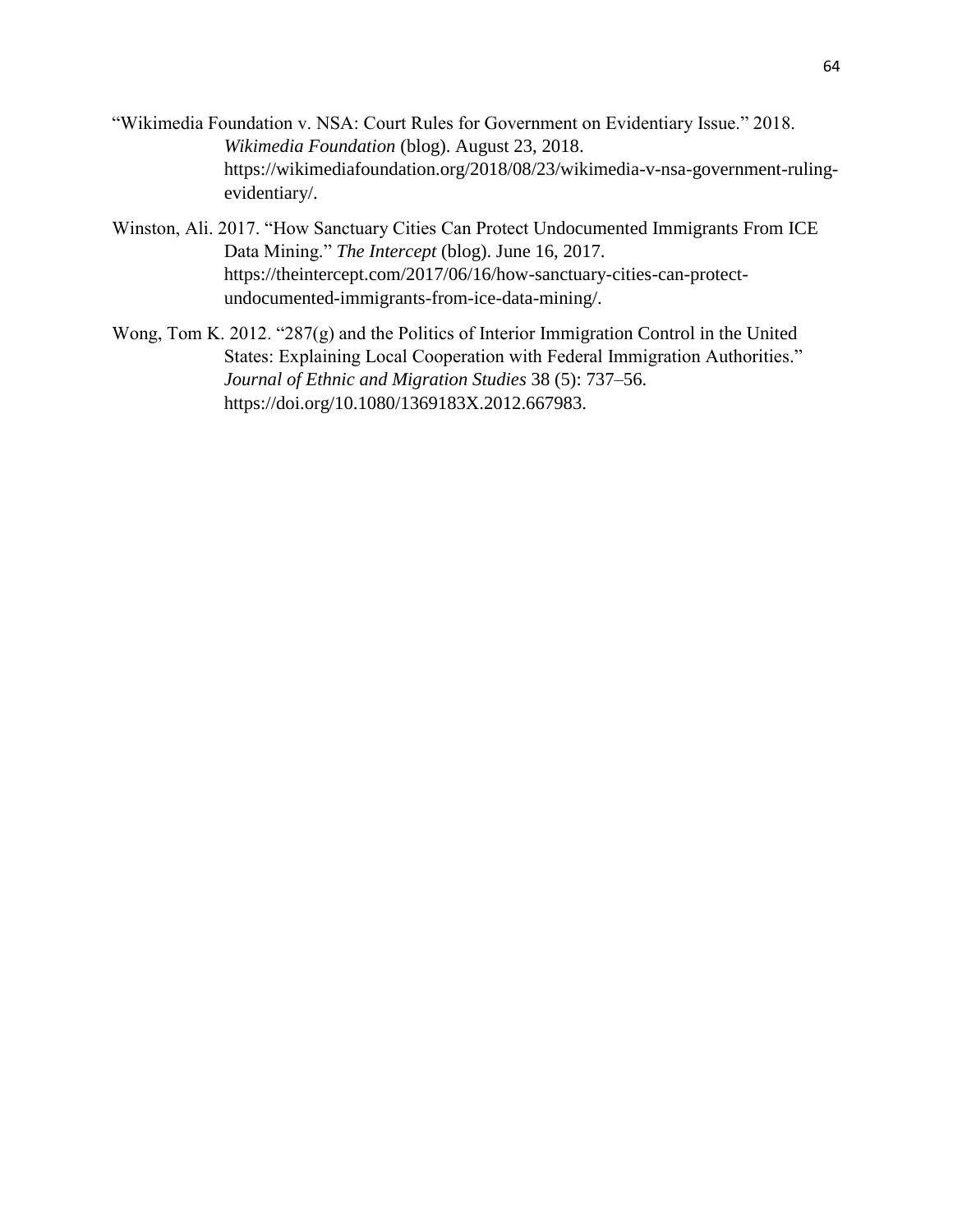"Wikimedia Foundation v. NSA: Court Rules for Government on Evidentiary Issue." 2018. *Wikimedia Foundation* (blog). August 23, 2018. https://wikimediafoundation.org/2018/08/23/wikimedia-v-nsa-government-ruling-evidentiary/.

Winston, Ali. 2017. "How Sanctuary Cities Can Protect Undocumented Immigrants From ICE Data Mining." *The Intercept* (blog). June 16, 2017. https://theintercept.com/2017/06/16/how-sanctuary-cities-can-protect-undocumented-immigrants-from-ice-data-mining/.

Wong, Tom K. 2012. "287(g) and the Politics of Interior Immigration Control in the United States: Explaining Local Cooperation with Federal Immigration Authorities." *Journal of Ethnic and Migration Studies* 38 (5): 737–56. https://doi.org/10.1080/1369183X.2012.667983.